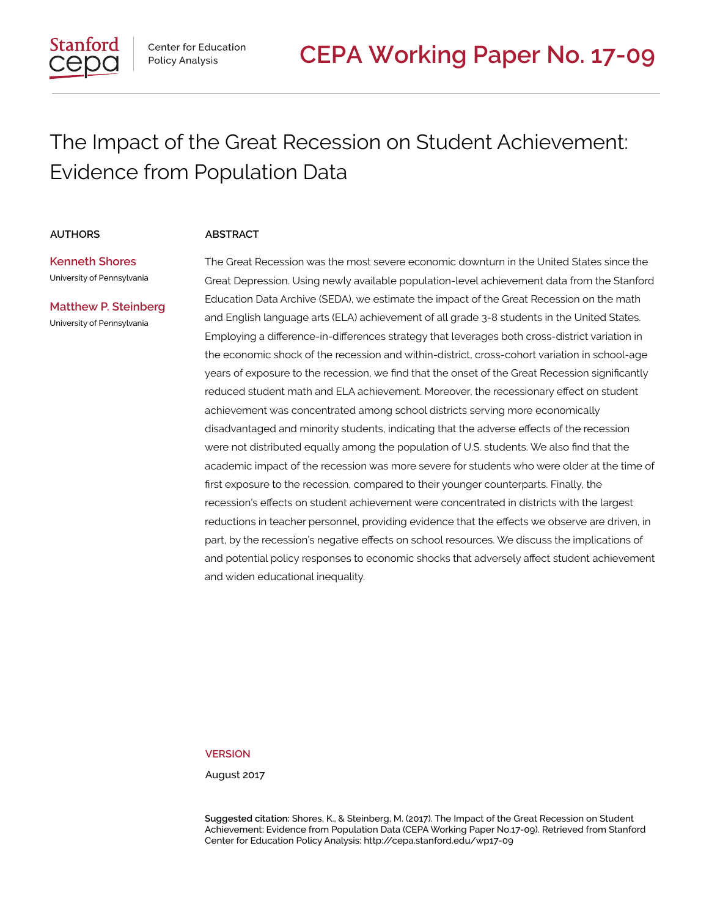Stanford cepa | Center for Education Policy Analysis

# CEPA Working Paper No. 17-09

## The Impact of the Great Recession on Student Achievement: Evidence from Population Data

### AUTHORS

**Kenneth Shores**
University of Pennsylvania

**Matthew P. Steinberg**
University of Pennsylvania

### ABSTRACT

The Great Recession was the most severe economic downturn in the United States since the Great Depression. Using newly available population-level achievement data from the Stanford Education Data Archive (SEDA), we estimate the impact of the Great Recession on the math and English language arts (ELA) achievement of all grade 3-8 students in the United States. Employing a difference-in-differences strategy that leverages both cross-district variation in the economic shock of the recession and within-district, cross-cohort variation in school-age years of exposure to the recession, we find that the onset of the Great Recession significantly reduced student math and ELA achievement. Moreover, the recessionary effect on student achievement was concentrated among school districts serving more economically disadvantaged and minority students, indicating that the adverse effects of the recession were not distributed equally among the population of U.S. students. We also find that the academic impact of the recession was more severe for students who were older at the time of first exposure to the recession, compared to their younger counterparts. Finally, the recession's effects on student achievement were concentrated in districts with the largest reductions in teacher personnel, providing evidence that the effects we observe are driven, in part, by the recession's negative effects on school resources. We discuss the implications of and potential policy responses to economic shocks that adversely affect student achievement and widen educational inequality.

### VERSION

August 2017

**Suggested citation:** Shores, K., & Steinberg, M. (2017). The Impact of the Great Recession on Student Achievement: Evidence from Population Data (CEPA Working Paper No.17-09). Retrieved from Stanford Center for Education Policy Analysis: http://cepa.stanford.edu/wp17-09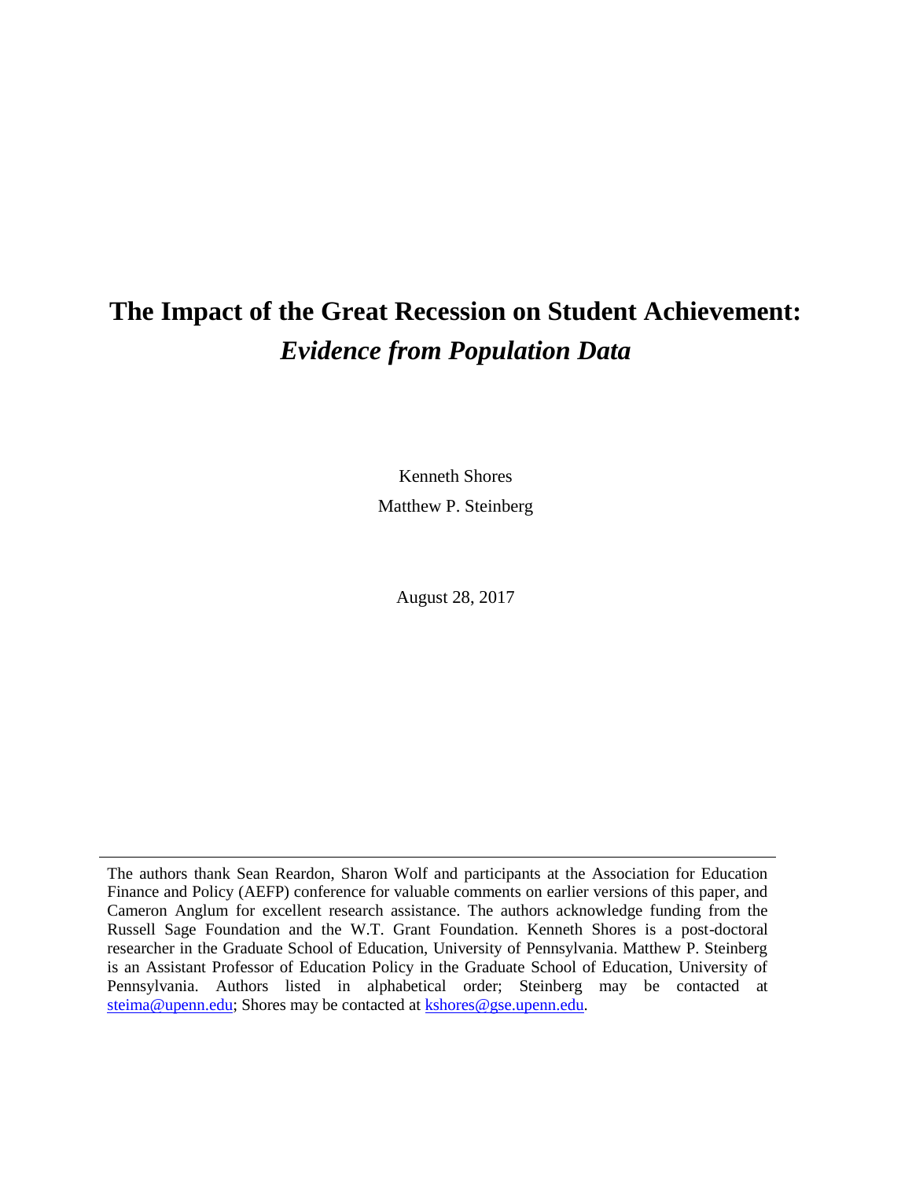# The Impact of the Great Recession on Student Achievement: *Evidence from Population Data*

Kenneth Shores

Matthew P. Steinberg

August 28, 2017

---

The authors thank Sean Reardon, Sharon Wolf and participants at the Association for Education Finance and Policy (AEFP) conference for valuable comments on earlier versions of this paper, and Cameron Anglum for excellent research assistance. The authors acknowledge funding from the Russell Sage Foundation and the W.T. Grant Foundation. Kenneth Shores is a post-doctoral researcher in the Graduate School of Education, University of Pennsylvania. Matthew P. Steinberg is an Assistant Professor of Education Policy in the Graduate School of Education, University of Pennsylvania. Authors listed in alphabetical order; Steinberg may be contacted at steima@upenn.edu; Shores may be contacted at kshores@gse.upenn.edu.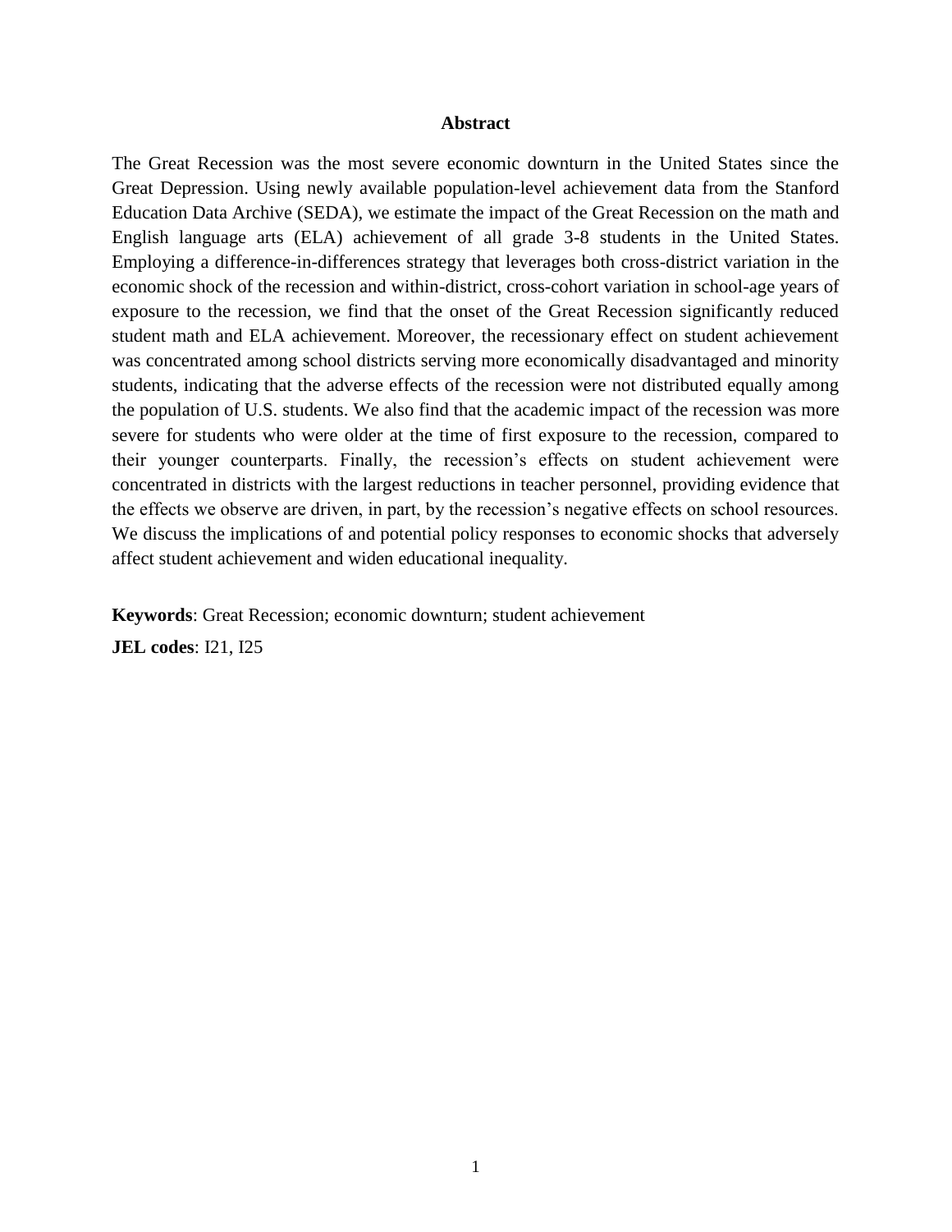## Abstract

The Great Recession was the most severe economic downturn in the United States since the Great Depression. Using newly available population-level achievement data from the Stanford Education Data Archive (SEDA), we estimate the impact of the Great Recession on the math and English language arts (ELA) achievement of all grade 3-8 students in the United States. Employing a difference-in-differences strategy that leverages both cross-district variation in the economic shock of the recession and within-district, cross-cohort variation in school-age years of exposure to the recession, we find that the onset of the Great Recession significantly reduced student math and ELA achievement. Moreover, the recessionary effect on student achievement was concentrated among school districts serving more economically disadvantaged and minority students, indicating that the adverse effects of the recession were not distributed equally among the population of U.S. students. We also find that the academic impact of the recession was more severe for students who were older at the time of first exposure to the recession, compared to their younger counterparts. Finally, the recession's effects on student achievement were concentrated in districts with the largest reductions in teacher personnel, providing evidence that the effects we observe are driven, in part, by the recession's negative effects on school resources. We discuss the implications of and potential policy responses to economic shocks that adversely affect student achievement and widen educational inequality.

**Keywords**: Great Recession; economic downturn; student achievement

**JEL codes**: I21, I25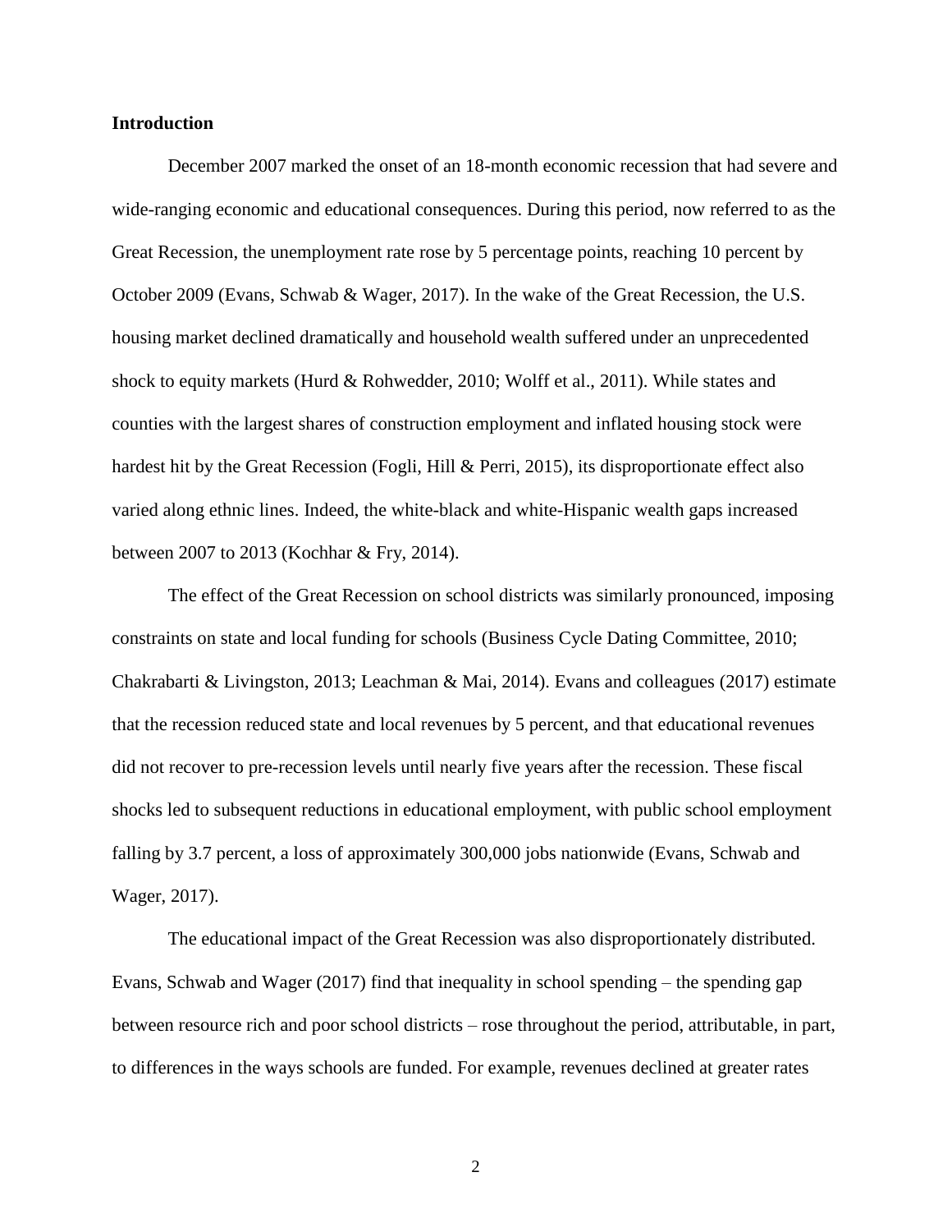**Introduction**

December 2007 marked the onset of an 18-month economic recession that had severe and wide-ranging economic and educational consequences. During this period, now referred to as the Great Recession, the unemployment rate rose by 5 percentage points, reaching 10 percent by October 2009 (Evans, Schwab & Wager, 2017). In the wake of the Great Recession, the U.S. housing market declined dramatically and household wealth suffered under an unprecedented shock to equity markets (Hurd & Rohwedder, 2010; Wolff et al., 2011). While states and counties with the largest shares of construction employment and inflated housing stock were hardest hit by the Great Recession (Fogli, Hill & Perri, 2015), its disproportionate effect also varied along ethnic lines. Indeed, the white-black and white-Hispanic wealth gaps increased between 2007 to 2013 (Kochhar & Fry, 2014).

The effect of the Great Recession on school districts was similarly pronounced, imposing constraints on state and local funding for schools (Business Cycle Dating Committee, 2010; Chakrabarti & Livingston, 2013; Leachman & Mai, 2014). Evans and colleagues (2017) estimate that the recession reduced state and local revenues by 5 percent, and that educational revenues did not recover to pre-recession levels until nearly five years after the recession. These fiscal shocks led to subsequent reductions in educational employment, with public school employment falling by 3.7 percent, a loss of approximately 300,000 jobs nationwide (Evans, Schwab and Wager, 2017).

The educational impact of the Great Recession was also disproportionately distributed. Evans, Schwab and Wager (2017) find that inequality in school spending – the spending gap between resource rich and poor school districts – rose throughout the period, attributable, in part, to differences in the ways schools are funded. For example, revenues declined at greater rates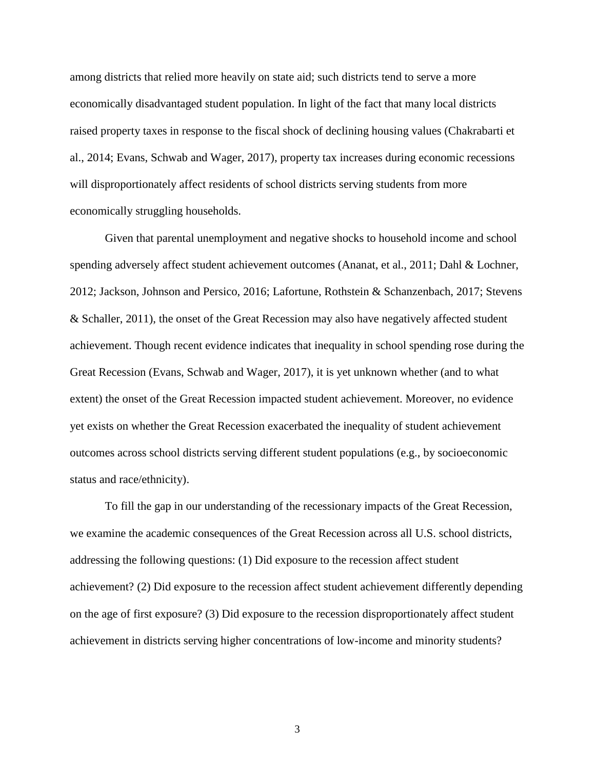among districts that relied more heavily on state aid; such districts tend to serve a more economically disadvantaged student population. In light of the fact that many local districts raised property taxes in response to the fiscal shock of declining housing values (Chakrabarti et al., 2014; Evans, Schwab and Wager, 2017), property tax increases during economic recessions will disproportionately affect residents of school districts serving students from more economically struggling households.

Given that parental unemployment and negative shocks to household income and school spending adversely affect student achievement outcomes (Ananat, et al., 2011; Dahl & Lochner, 2012; Jackson, Johnson and Persico, 2016; Lafortune, Rothstein & Schanzenbach, 2017; Stevens & Schaller, 2011), the onset of the Great Recession may also have negatively affected student achievement. Though recent evidence indicates that inequality in school spending rose during the Great Recession (Evans, Schwab and Wager, 2017), it is yet unknown whether (and to what extent) the onset of the Great Recession impacted student achievement. Moreover, no evidence yet exists on whether the Great Recession exacerbated the inequality of student achievement outcomes across school districts serving different student populations (e.g., by socioeconomic status and race/ethnicity).

To fill the gap in our understanding of the recessionary impacts of the Great Recession, we examine the academic consequences of the Great Recession across all U.S. school districts, addressing the following questions: (1) Did exposure to the recession affect student achievement? (2) Did exposure to the recession affect student achievement differently depending on the age of first exposure? (3) Did exposure to the recession disproportionately affect student achievement in districts serving higher concentrations of low-income and minority students?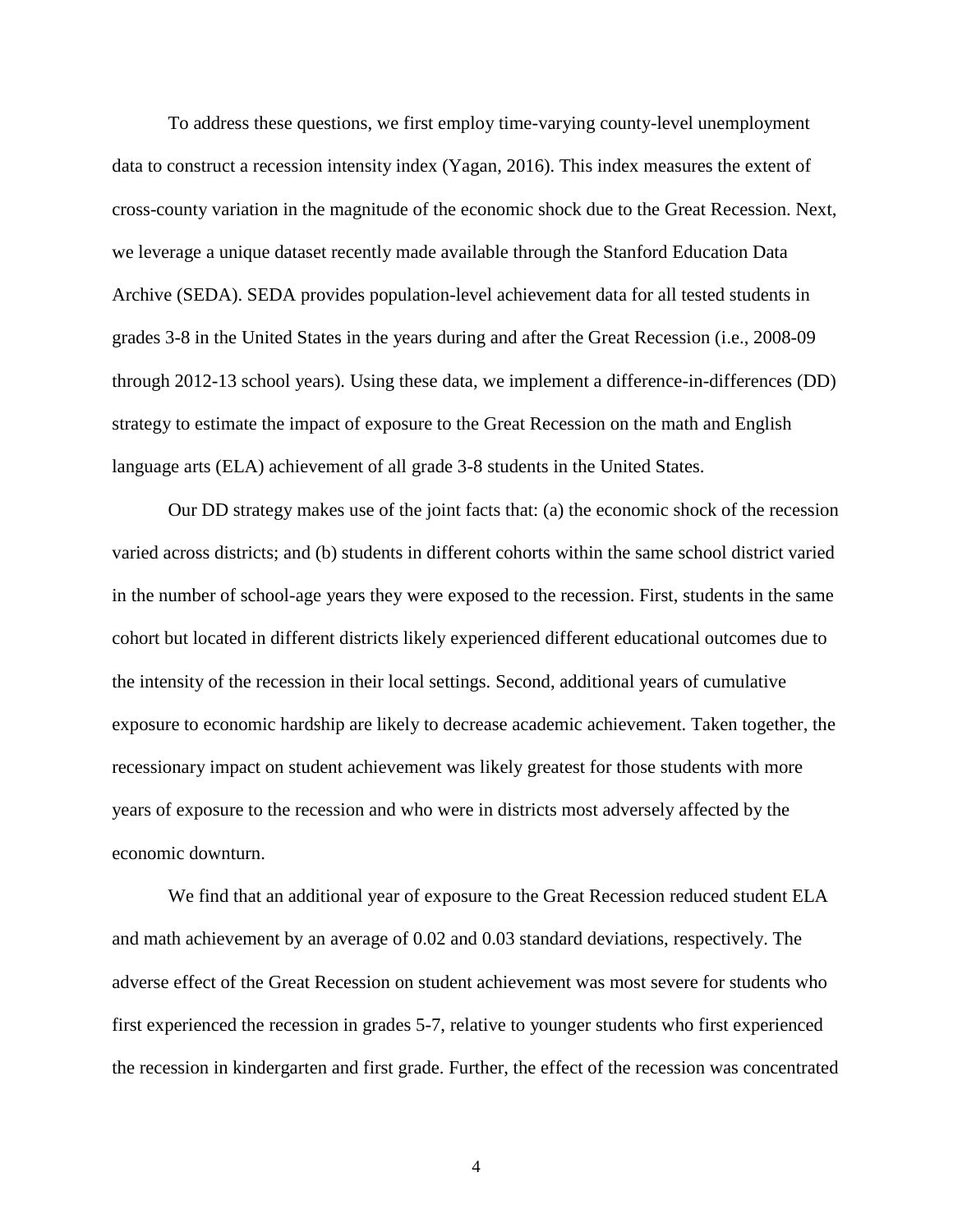To address these questions, we first employ time-varying county-level unemployment data to construct a recession intensity index (Yagan, 2016). This index measures the extent of cross-county variation in the magnitude of the economic shock due to the Great Recession. Next, we leverage a unique dataset recently made available through the Stanford Education Data Archive (SEDA). SEDA provides population-level achievement data for all tested students in grades 3-8 in the United States in the years during and after the Great Recession (i.e., 2008-09 through 2012-13 school years). Using these data, we implement a difference-in-differences (DD) strategy to estimate the impact of exposure to the Great Recession on the math and English language arts (ELA) achievement of all grade 3-8 students in the United States.

Our DD strategy makes use of the joint facts that: (a) the economic shock of the recession varied across districts; and (b) students in different cohorts within the same school district varied in the number of school-age years they were exposed to the recession. First, students in the same cohort but located in different districts likely experienced different educational outcomes due to the intensity of the recession in their local settings. Second, additional years of cumulative exposure to economic hardship are likely to decrease academic achievement. Taken together, the recessionary impact on student achievement was likely greatest for those students with more years of exposure to the recession and who were in districts most adversely affected by the economic downturn.

We find that an additional year of exposure to the Great Recession reduced student ELA and math achievement by an average of 0.02 and 0.03 standard deviations, respectively. The adverse effect of the Great Recession on student achievement was most severe for students who first experienced the recession in grades 5-7, relative to younger students who first experienced the recession in kindergarten and first grade. Further, the effect of the recession was concentrated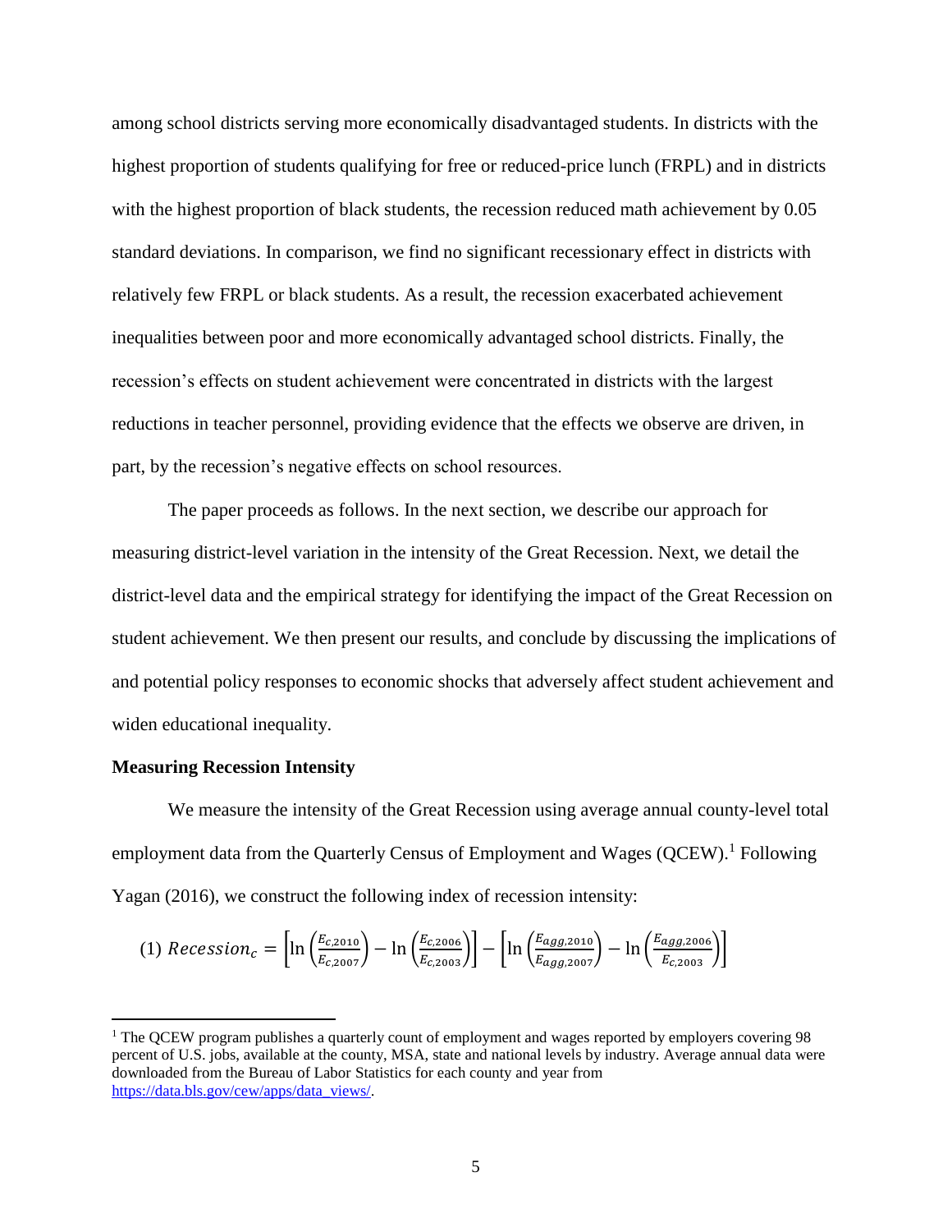among school districts serving more economically disadvantaged students. In districts with the highest proportion of students qualifying for free or reduced-price lunch (FRPL) and in districts with the highest proportion of black students, the recession reduced math achievement by 0.05 standard deviations. In comparison, we find no significant recessionary effect in districts with relatively few FRPL or black students. As a result, the recession exacerbated achievement inequalities between poor and more economically advantaged school districts. Finally, the recession's effects on student achievement were concentrated in districts with the largest reductions in teacher personnel, providing evidence that the effects we observe are driven, in part, by the recession's negative effects on school resources.

The paper proceeds as follows. In the next section, we describe our approach for measuring district-level variation in the intensity of the Great Recession. Next, we detail the district-level data and the empirical strategy for identifying the impact of the Great Recession on student achievement. We then present our results, and conclude by discussing the implications of and potential policy responses to economic shocks that adversely affect student achievement and widen educational inequality.

**Measuring Recession Intensity**

We measure the intensity of the Great Recession using average annual county-level total employment data from the Quarterly Census of Employment and Wages (QCEW).[1] Following Yagan (2016), we construct the following index of recession intensity:

$$(1)\ Recession_c = \left[\ln\left(\frac{E_{c,2010}}{E_{c,2007}}\right) - \ln\left(\frac{E_{c,2006}}{E_{c,2003}}\right)\right] - \left[\ln\left(\frac{E_{agg,2010}}{E_{agg,2007}}\right) - \ln\left(\frac{E_{agg,2006}}{E_{c,2003}}\right)\right]$$

[1] The QCEW program publishes a quarterly count of employment and wages reported by employers covering 98 percent of U.S. jobs, available at the county, MSA, state and national levels by industry. Average annual data were downloaded from the Bureau of Labor Statistics for each county and year from https://data.bls.gov/cew/apps/data_views/.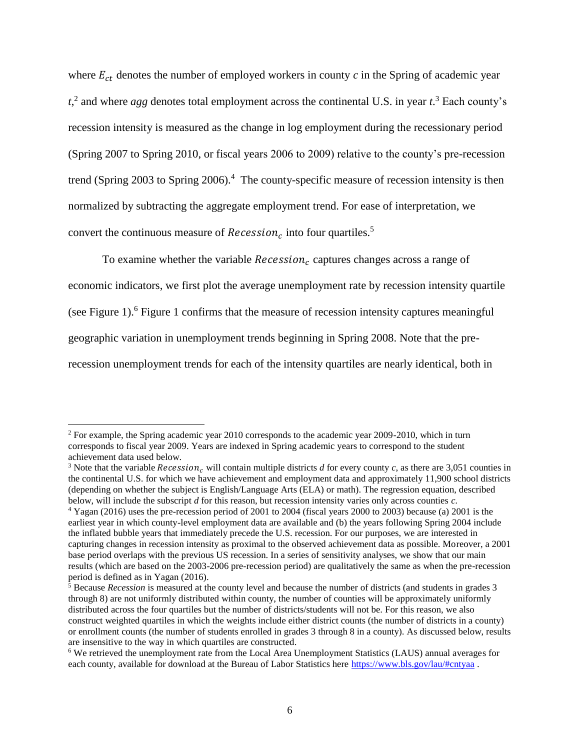where $E_{ct}$ denotes the number of employed workers in county *c* in the Spring of academic year *t*,[2] and where *agg* denotes total employment across the continental U.S. in year *t*.[3] Each county's recession intensity is measured as the change in log employment during the recessionary period (Spring 2007 to Spring 2010, or fiscal years 2006 to 2009) relative to the county's pre-recession trend (Spring 2003 to Spring 2006).[4] The county-specific measure of recession intensity is then normalized by subtracting the aggregate employment trend. For ease of interpretation, we convert the continuous measure of $Recession_c$ into four quartiles.[5]

To examine whether the variable $Recession_c$ captures changes across a range of economic indicators, we first plot the average unemployment rate by recession intensity quartile (see Figure 1).[6] Figure 1 confirms that the measure of recession intensity captures meaningful geographic variation in unemployment trends beginning in Spring 2008. Note that the pre-recession unemployment trends for each of the intensity quartiles are nearly identical, both in

---

[2] For example, the Spring academic year 2010 corresponds to the academic year 2009-2010, which in turn corresponds to fiscal year 2009. Years are indexed in Spring academic years to correspond to the student achievement data used below.

[3] Note that the variable $Recession_c$ will contain multiple districts *d* for every county *c*, as there are 3,051 counties in the continental U.S. for which we have achievement and employment data and approximately 11,900 school districts (depending on whether the subject is English/Language Arts (ELA) or math). The regression equation, described below, will include the subscript *d* for this reason, but recession intensity varies only across counties *c*.

[4] Yagan (2016) uses the pre-recession period of 2001 to 2004 (fiscal years 2000 to 2003) because (a) 2001 is the earliest year in which county-level employment data are available and (b) the years following Spring 2004 include the inflated bubble years that immediately precede the U.S. recession. For our purposes, we are interested in capturing changes in recession intensity as proximal to the observed achievement data as possible. Moreover, a 2001 base period overlaps with the previous US recession. In a series of sensitivity analyses, we show that our main results (which are based on the 2003-2006 pre-recession period) are qualitatively the same as when the pre-recession period is defined as in Yagan (2016).

[5] Because *Recession* is measured at the county level and because the number of districts (and students in grades 3 through 8) are not uniformly distributed within county, the number of counties will be approximately uniformly distributed across the four quartiles but the number of districts/students will not be. For this reason, we also construct weighted quartiles in which the weights include either district counts (the number of districts in a county) or enrollment counts (the number of students enrolled in grades 3 through 8 in a county). As discussed below, results are insensitive to the way in which quartiles are constructed.

[6] We retrieved the unemployment rate from the Local Area Unemployment Statistics (LAUS) annual averages for each county, available for download at the Bureau of Labor Statistics here https://www.bls.gov/lau/#cntyaa .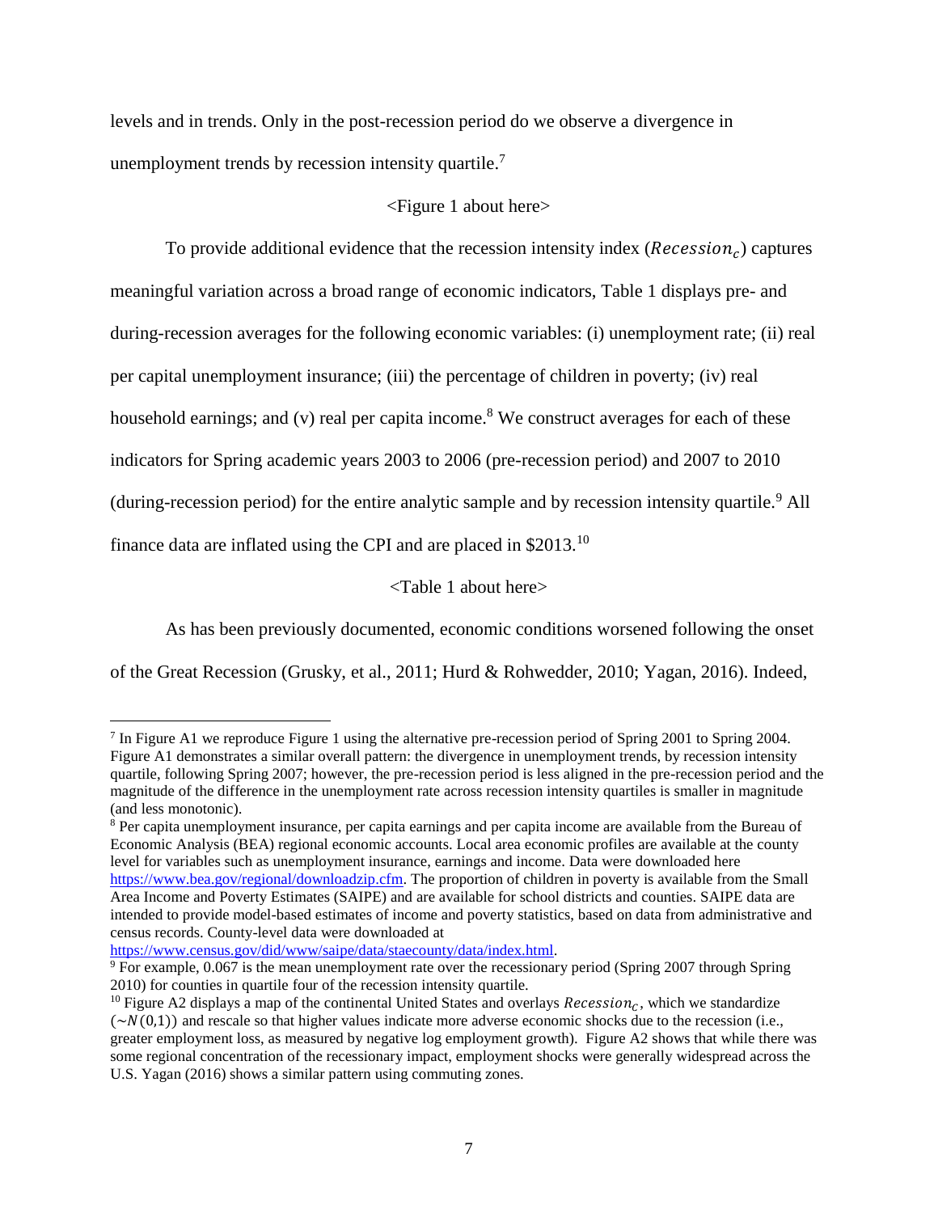levels and in trends. Only in the post-recession period do we observe a divergence in unemployment trends by recession intensity quartile.[7]

<Figure 1 about here>

To provide additional evidence that the recession intensity index ($Recession_c$) captures meaningful variation across a broad range of economic indicators, Table 1 displays pre- and during-recession averages for the following economic variables: (i) unemployment rate; (ii) real per capital unemployment insurance; (iii) the percentage of children in poverty; (iv) real household earnings; and (v) real per capita income.[8] We construct averages for each of these indicators for Spring academic years 2003 to 2006 (pre-recession period) and 2007 to 2010 (during-recession period) for the entire analytic sample and by recession intensity quartile.[9] All finance data are inflated using the CPI and are placed in $2013.[10]

<Table 1 about here>

As has been previously documented, economic conditions worsened following the onset of the Great Recession (Grusky, et al., 2011; Hurd & Rohwedder, 2010; Yagan, 2016). Indeed,

---

[7] In Figure A1 we reproduce Figure 1 using the alternative pre-recession period of Spring 2001 to Spring 2004. Figure A1 demonstrates a similar overall pattern: the divergence in unemployment trends, by recession intensity quartile, following Spring 2007; however, the pre-recession period is less aligned in the pre-recession period and the magnitude of the difference in the unemployment rate across recession intensity quartiles is smaller in magnitude (and less monotonic).

[8] Per capita unemployment insurance, per capita earnings and per capita income are available from the Bureau of Economic Analysis (BEA) regional economic accounts. Local area economic profiles are available at the county level for variables such as unemployment insurance, earnings and income. Data were downloaded here https://www.bea.gov/regional/downloadzip.cfm. The proportion of children in poverty is available from the Small Area Income and Poverty Estimates (SAIPE) and are available for school districts and counties. SAIPE data are intended to provide model-based estimates of income and poverty statistics, based on data from administrative and census records. County-level data were downloaded at https://www.census.gov/did/www/saipe/data/staecounty/data/index.html.

[9] For example, 0.067 is the mean unemployment rate over the recessionary period (Spring 2007 through Spring 2010) for counties in quartile four of the recession intensity quartile.

[10] Figure A2 displays a map of the continental United States and overlays $Recession_c$, which we standardize ($\sim N(0,1)$) and rescale so that higher values indicate more adverse economic shocks due to the recession (i.e., greater employment loss, as measured by negative log employment growth). Figure A2 shows that while there was some regional concentration of the recessionary impact, employment shocks were generally widespread across the U.S. Yagan (2016) shows a similar pattern using commuting zones.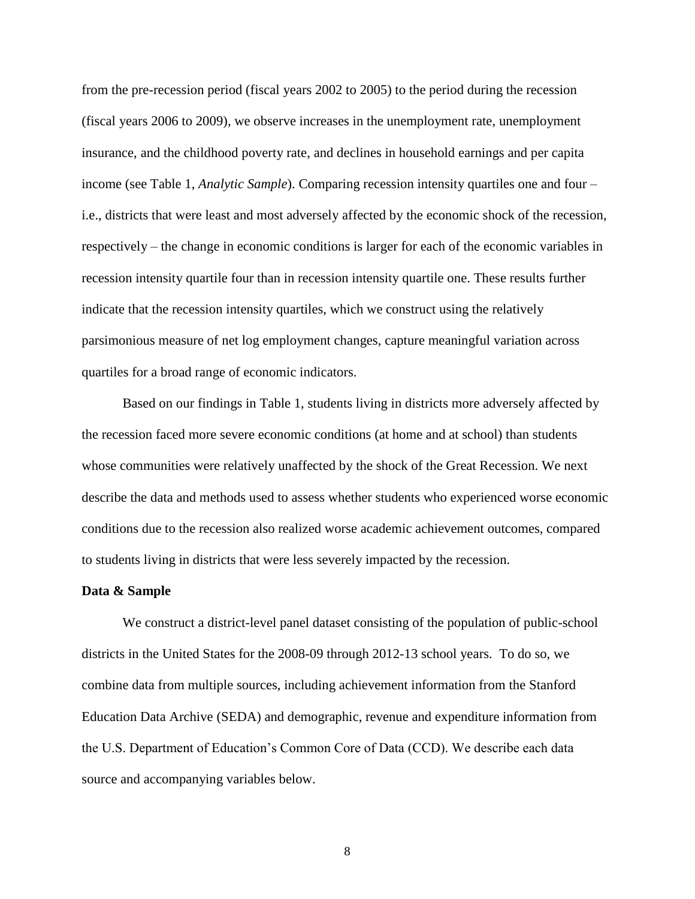from the pre-recession period (fiscal years 2002 to 2005) to the period during the recession (fiscal years 2006 to 2009), we observe increases in the unemployment rate, unemployment insurance, and the childhood poverty rate, and declines in household earnings and per capita income (see Table 1, *Analytic Sample*). Comparing recession intensity quartiles one and four – i.e., districts that were least and most adversely affected by the economic shock of the recession, respectively – the change in economic conditions is larger for each of the economic variables in recession intensity quartile four than in recession intensity quartile one. These results further indicate that the recession intensity quartiles, which we construct using the relatively parsimonious measure of net log employment changes, capture meaningful variation across quartiles for a broad range of economic indicators.

Based on our findings in Table 1, students living in districts more adversely affected by the recession faced more severe economic conditions (at home and at school) than students whose communities were relatively unaffected by the shock of the Great Recession. We next describe the data and methods used to assess whether students who experienced worse economic conditions due to the recession also realized worse academic achievement outcomes, compared to students living in districts that were less severely impacted by the recession.

**Data & Sample**

We construct a district-level panel dataset consisting of the population of public-school districts in the United States for the 2008-09 through 2012-13 school years. To do so, we combine data from multiple sources, including achievement information from the Stanford Education Data Archive (SEDA) and demographic, revenue and expenditure information from the U.S. Department of Education's Common Core of Data (CCD). We describe each data source and accompanying variables below.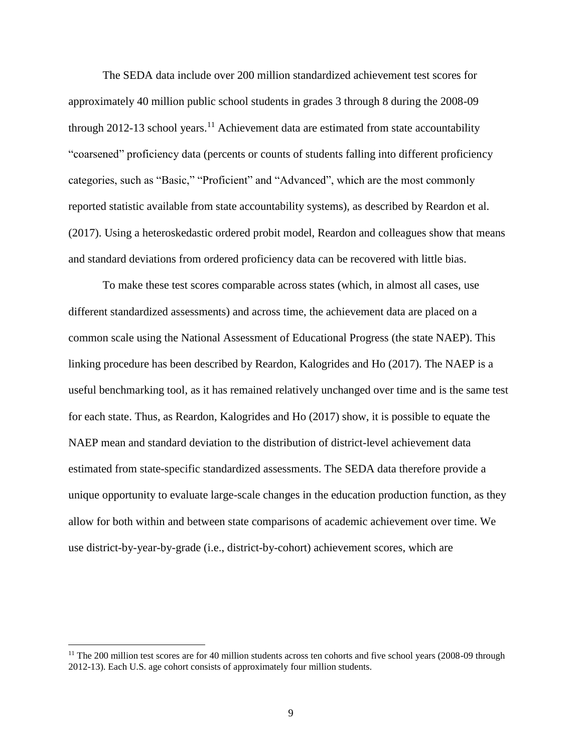The SEDA data include over 200 million standardized achievement test scores for approximately 40 million public school students in grades 3 through 8 during the 2008-09 through 2012-13 school years.[11] Achievement data are estimated from state accountability "coarsened" proficiency data (percents or counts of students falling into different proficiency categories, such as "Basic," "Proficient" and "Advanced", which are the most commonly reported statistic available from state accountability systems), as described by Reardon et al. (2017). Using a heteroskedastic ordered probit model, Reardon and colleagues show that means and standard deviations from ordered proficiency data can be recovered with little bias.

To make these test scores comparable across states (which, in almost all cases, use different standardized assessments) and across time, the achievement data are placed on a common scale using the National Assessment of Educational Progress (the state NAEP). This linking procedure has been described by Reardon, Kalogrides and Ho (2017). The NAEP is a useful benchmarking tool, as it has remained relatively unchanged over time and is the same test for each state. Thus, as Reardon, Kalogrides and Ho (2017) show, it is possible to equate the NAEP mean and standard deviation to the distribution of district-level achievement data estimated from state-specific standardized assessments. The SEDA data therefore provide a unique opportunity to evaluate large-scale changes in the education production function, as they allow for both within and between state comparisons of academic achievement over time. We use district-by-year-by-grade (i.e., district-by-cohort) achievement scores, which are

[11] The 200 million test scores are for 40 million students across ten cohorts and five school years (2008-09 through 2012-13). Each U.S. age cohort consists of approximately four million students.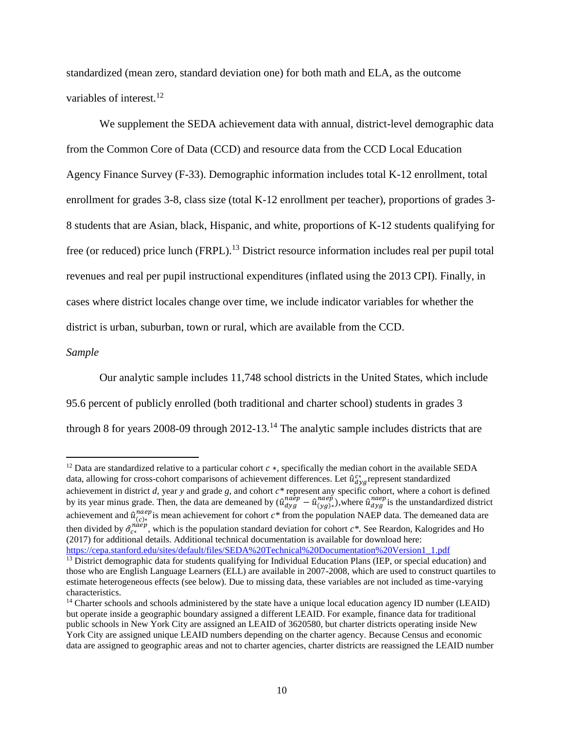standardized (mean zero, standard deviation one) for both math and ELA, as the outcome variables of interest.[12]

We supplement the SEDA achievement data with annual, district-level demographic data from the Common Core of Data (CCD) and resource data from the CCD Local Education Agency Finance Survey (F-33). Demographic information includes total K-12 enrollment, total enrollment for grades 3-8, class size (total K-12 enrollment per teacher), proportions of grades 3-8 students that are Asian, black, Hispanic, and white, proportions of K-12 students qualifying for free (or reduced) price lunch (FRPL).[13] District resource information includes real per pupil total revenues and real per pupil instructional expenditures (inflated using the 2013 CPI). Finally, in cases where district locales change over time, we include indicator variables for whether the district is urban, suburban, town or rural, which are available from the CCD.

*Sample*

Our analytic sample includes 11,748 school districts in the United States, which include 95.6 percent of publicly enrolled (both traditional and charter school) students in grades 3 through 8 for years 2008-09 through 2012-13.[14] The analytic sample includes districts that are

---

[12] Data are standardized relative to a particular cohort $c*$, specifically the median cohort in the available SEDA data, allowing for cross-cohort comparisons of achievement differences. Let $\hat{u}_{dyg}^{c*}$ represent standardized achievement in district *d*, year *y* and grade *g*, and cohort *c\** represent any specific cohort, where a cohort is defined by its year minus grade. Then, the data are demeaned by $(\hat{u}_{dyg}^{naep} - \hat{u}_{(yg)*}^{naep})$, where $\hat{u}_{dyg}^{naep}$ is the unstandardized district achievement and $\hat{u}_{(c)*}^{naep}$ is mean achievement for cohort $c*$ from the population NAEP data. The demeaned data are then divided by $\hat{\sigma}_{c*}^{naep}$, which is the population standard deviation for cohort $c*$. See Reardon, Kalogrides and Ho (2017) for additional details. Additional technical documentation is available for download here: https://cepa.stanford.edu/sites/default/files/SEDA%20Technical%20Documentation%20Version1_1.pdf

[13] District demographic data for students qualifying for Individual Education Plans (IEP, or special education) and those who are English Language Learners (ELL) are available in 2007-2008, which are used to construct quartiles to estimate heterogeneous effects (see below). Due to missing data, these variables are not included as time-varying characteristics.

[14] Charter schools and schools administered by the state have a unique local education agency ID number (LEAID) but operate inside a geographic boundary assigned a different LEAID. For example, finance data for traditional public schools in New York City are assigned an LEAID of 3620580, but charter districts operating inside New York City are assigned unique LEAID numbers depending on the charter agency. Because Census and economic data are assigned to geographic areas and not to charter agencies, charter districts are reassigned the LEAID number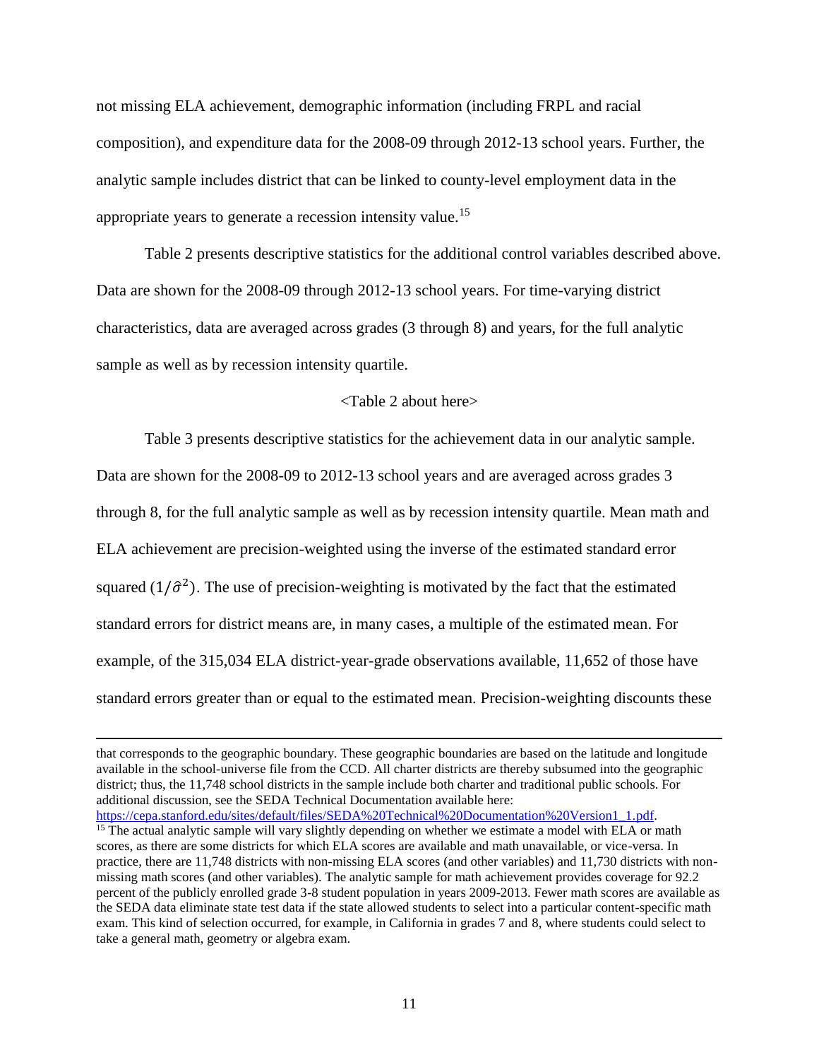not missing ELA achievement, demographic information (including FRPL and racial composition), and expenditure data for the 2008-09 through 2012-13 school years. Further, the analytic sample includes district that can be linked to county-level employment data in the appropriate years to generate a recession intensity value.[15]

Table 2 presents descriptive statistics for the additional control variables described above. Data are shown for the 2008-09 through 2012-13 school years. For time-varying district characteristics, data are averaged across grades (3 through 8) and years, for the full analytic sample as well as by recession intensity quartile.

<Table 2 about here>

Table 3 presents descriptive statistics for the achievement data in our analytic sample. Data are shown for the 2008-09 to 2012-13 school years and are averaged across grades 3 through 8, for the full analytic sample as well as by recession intensity quartile. Mean math and ELA achievement are precision-weighted using the inverse of the estimated standard error squared ($1/\hat{\sigma}^2$). The use of precision-weighting is motivated by the fact that the estimated standard errors for district means are, in many cases, a multiple of the estimated mean. For example, of the 315,034 ELA district-year-grade observations available, 11,652 of those have standard errors greater than or equal to the estimated mean. Precision-weighting discounts these

---

that corresponds to the geographic boundary. These geographic boundaries are based on the latitude and longitude available in the school-universe file from the CCD. All charter districts are thereby subsumed into the geographic district; thus, the 11,748 school districts in the sample include both charter and traditional public schools. For additional discussion, see the SEDA Technical Documentation available here: https://cepa.stanford.edu/sites/default/files/SEDA%20Technical%20Documentation%20Version1_1.pdf.

[15] The actual analytic sample will vary slightly depending on whether we estimate a model with ELA or math scores, as there are some districts for which ELA scores are available and math unavailable, or vice-versa. In practice, there are 11,748 districts with non-missing ELA scores (and other variables) and 11,730 districts with non-missing math scores (and other variables). The analytic sample for math achievement provides coverage for 92.2 percent of the publicly enrolled grade 3-8 student population in years 2009-2013. Fewer math scores are available as the SEDA data eliminate state test data if the state allowed students to select into a particular content-specific math exam. This kind of selection occurred, for example, in California in grades 7 and 8, where students could select to take a general math, geometry or algebra exam.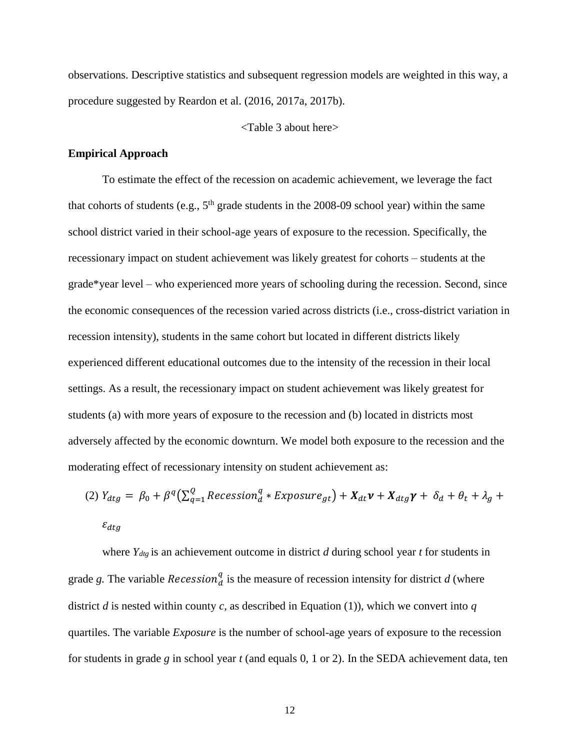observations. Descriptive statistics and subsequent regression models are weighted in this way, a procedure suggested by Reardon et al. (2016, 2017a, 2017b).

<Table 3 about here>

**Empirical Approach**

To estimate the effect of the recession on academic achievement, we leverage the fact that cohorts of students (e.g., 5th grade students in the 2008-09 school year) within the same school district varied in their school-age years of exposure to the recession. Specifically, the recessionary impact on student achievement was likely greatest for cohorts – students at the grade*year level – who experienced more years of schooling during the recession. Second, since the economic consequences of the recession varied across districts (i.e., cross-district variation in recession intensity), students in the same cohort but located in different districts likely experienced different educational outcomes due to the intensity of the recession in their local settings. As a result, the recessionary impact on student achievement was likely greatest for students (a) with more years of exposure to the recession and (b) located in districts most adversely affected by the economic downturn. We model both exposure to the recession and the moderating effect of recessionary intensity on student achievement as:

$$(2)\ Y_{dtg} = \beta_0 + \beta^q \left(\sum_{q=1}^{Q} Recession_d^q * Exposure_{gt}\right) + \boldsymbol{X}_{dt}\boldsymbol{\nu} + \boldsymbol{X}_{dtg}\boldsymbol{\gamma} + \delta_d + \theta_t + \lambda_g + \varepsilon_{dtg}$$

where $Y_{dtg}$ is an achievement outcome in district *d* during school year *t* for students in grade *g.* The variable $Recession_d^q$ is the measure of recession intensity for district *d* (where district *d* is nested within county *c*, as described in Equation (1)), which we convert into *q* quartiles. The variable *Exposure* is the number of school-age years of exposure to the recession for students in grade *g* in school year *t* (and equals 0, 1 or 2). In the SEDA achievement data, ten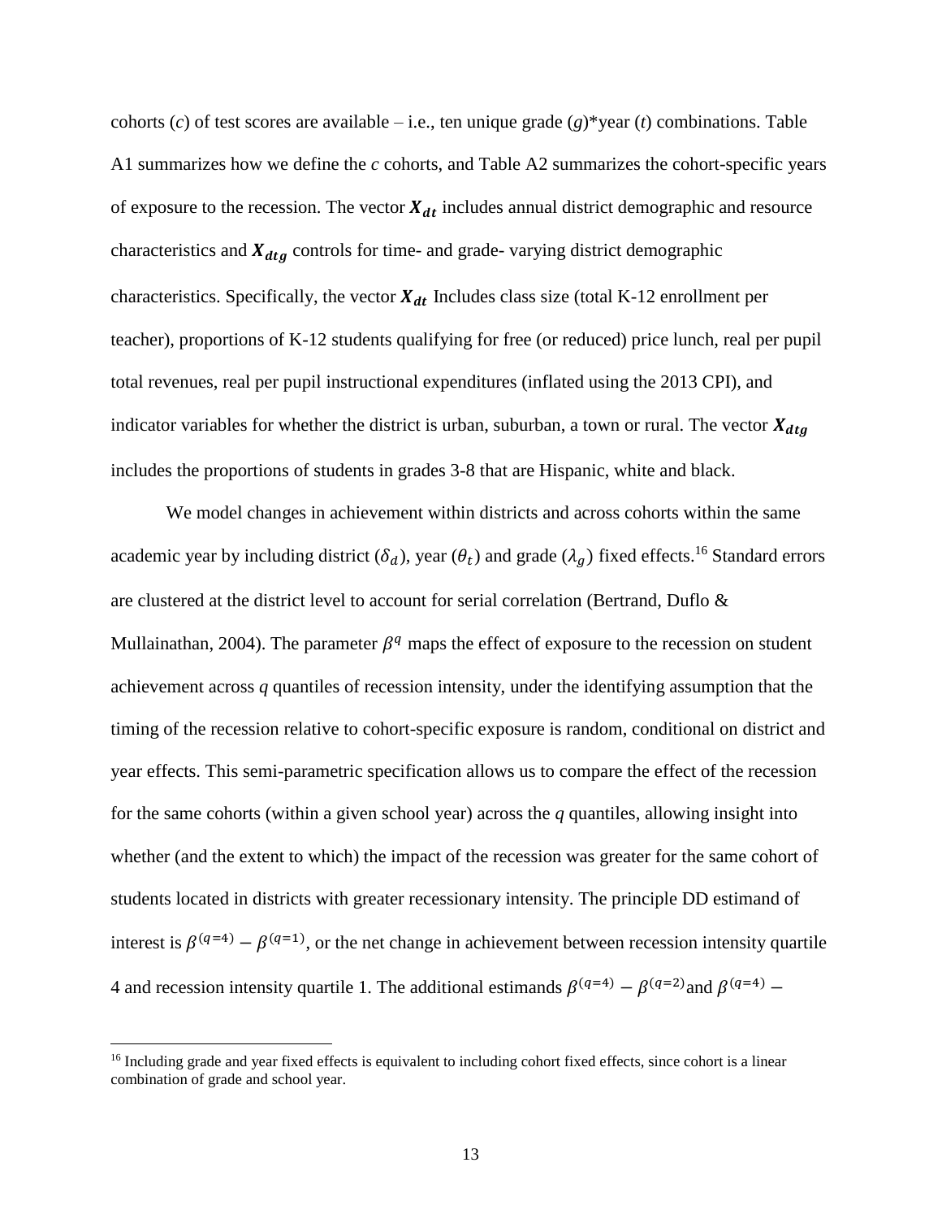cohorts (*c*) of test scores are available – i.e., ten unique grade (*g*)*year (*t*) combinations. Table A1 summarizes how we define the *c* cohorts, and Table A2 summarizes the cohort-specific years of exposure to the recession. The vector $\boldsymbol{X_{dt}}$ includes annual district demographic and resource characteristics and $\boldsymbol{X_{dtg}}$ controls for time- and grade- varying district demographic characteristics. Specifically, the vector $\boldsymbol{X_{dt}}$ Includes class size (total K-12 enrollment per teacher), proportions of K-12 students qualifying for free (or reduced) price lunch, real per pupil total revenues, real per pupil instructional expenditures (inflated using the 2013 CPI), and indicator variables for whether the district is urban, suburban, a town or rural. The vector $\boldsymbol{X_{dtg}}$ includes the proportions of students in grades 3-8 that are Hispanic, white and black.

We model changes in achievement within districts and across cohorts within the same academic year by including district ($\delta_d$), year ($\theta_t$) and grade ($\lambda_g$) fixed effects.[16] Standard errors are clustered at the district level to account for serial correlation (Bertrand, Duflo & Mullainathan, 2004). The parameter $\beta^q$ maps the effect of exposure to the recession on student achievement across *q* quantiles of recession intensity, under the identifying assumption that the timing of the recession relative to cohort-specific exposure is random, conditional on district and year effects. This semi-parametric specification allows us to compare the effect of the recession for the same cohorts (within a given school year) across the *q* quantiles, allowing insight into whether (and the extent to which) the impact of the recession was greater for the same cohort of students located in districts with greater recessionary intensity. The principle DD estimand of interest is $\beta^{(q=4)} - \beta^{(q=1)}$, or the net change in achievement between recession intensity quartile 4 and recession intensity quartile 1. The additional estimands $\beta^{(q=4)} - \beta^{(q=2)}$and $\beta^{(q=4)} -$

[16] Including grade and year fixed effects is equivalent to including cohort fixed effects, since cohort is a linear combination of grade and school year.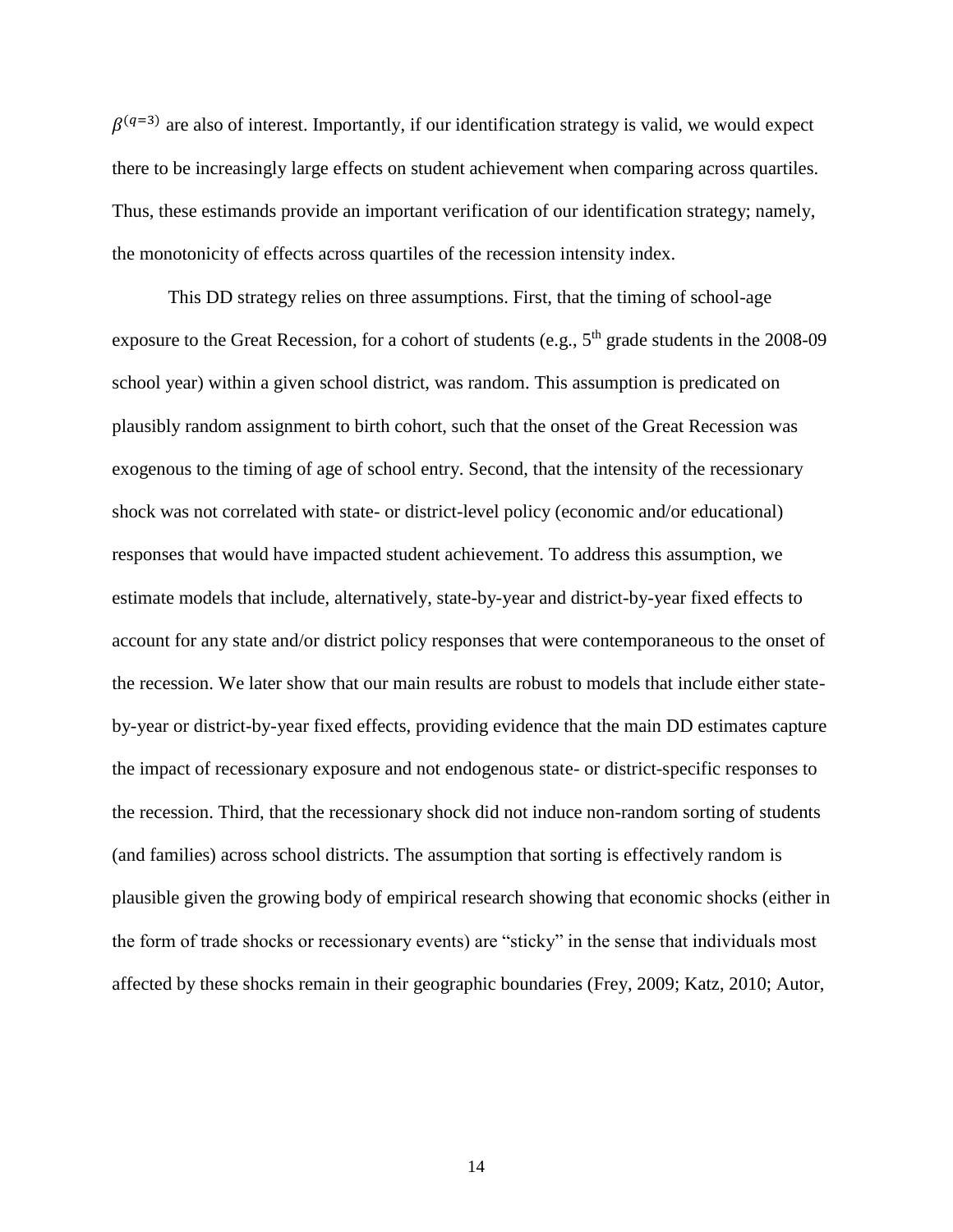$\beta^{(q=3)}$ are also of interest. Importantly, if our identification strategy is valid, we would expect there to be increasingly large effects on student achievement when comparing across quartiles. Thus, these estimands provide an important verification of our identification strategy; namely, the monotonicity of effects across quartiles of the recession intensity index.

This DD strategy relies on three assumptions. First, that the timing of school-age exposure to the Great Recession, for a cohort of students (e.g., 5th grade students in the 2008-09 school year) within a given school district, was random. This assumption is predicated on plausibly random assignment to birth cohort, such that the onset of the Great Recession was exogenous to the timing of age of school entry. Second, that the intensity of the recessionary shock was not correlated with state- or district-level policy (economic and/or educational) responses that would have impacted student achievement. To address this assumption, we estimate models that include, alternatively, state-by-year and district-by-year fixed effects to account for any state and/or district policy responses that were contemporaneous to the onset of the recession. We later show that our main results are robust to models that include either state-by-year or district-by-year fixed effects, providing evidence that the main DD estimates capture the impact of recessionary exposure and not endogenous state- or district-specific responses to the recession. Third, that the recessionary shock did not induce non-random sorting of students (and families) across school districts. The assumption that sorting is effectively random is plausible given the growing body of empirical research showing that economic shocks (either in the form of trade shocks or recessionary events) are "sticky" in the sense that individuals most affected by these shocks remain in their geographic boundaries (Frey, 2009; Katz, 2010; Autor,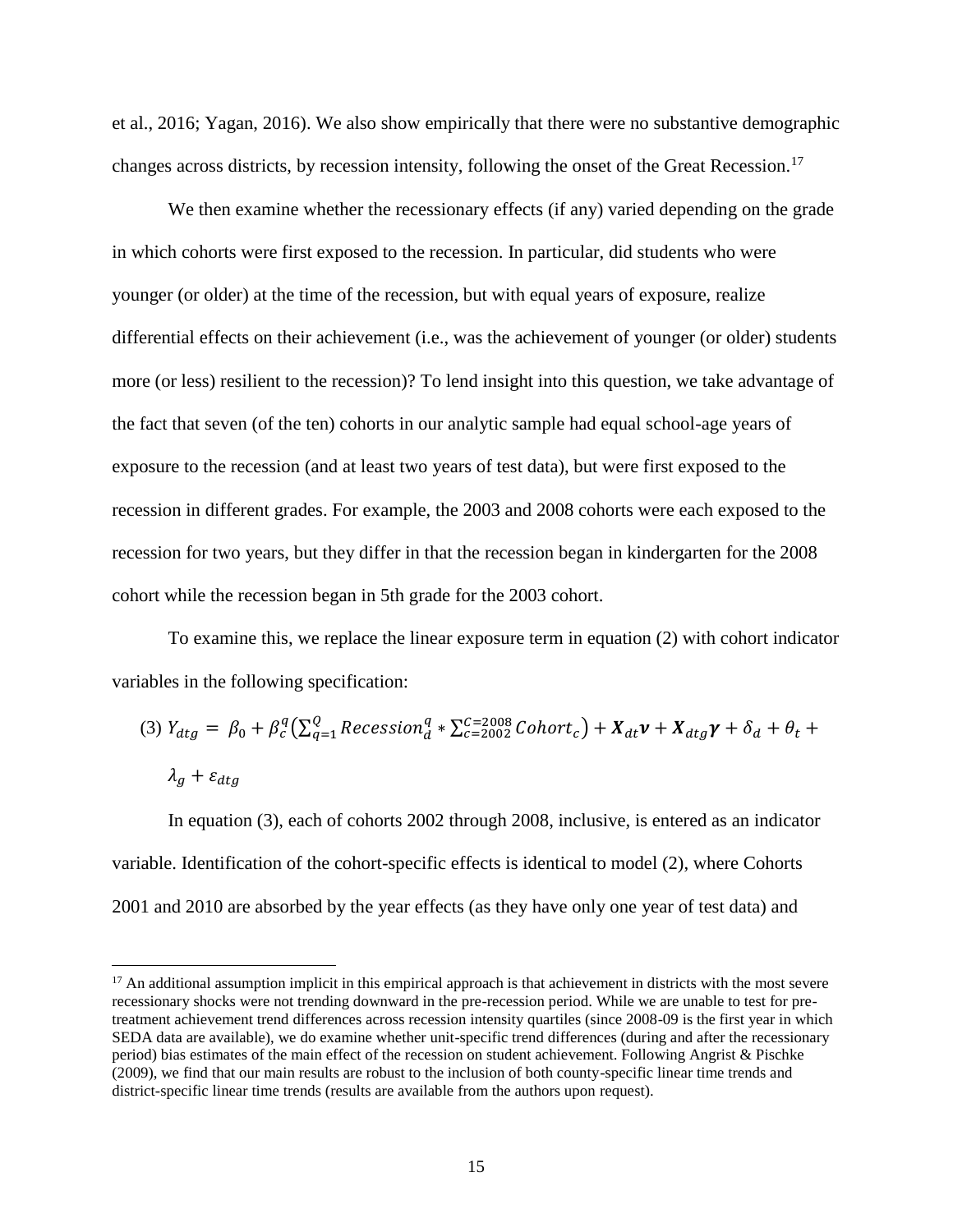et al., 2016; Yagan, 2016). We also show empirically that there were no substantive demographic changes across districts, by recession intensity, following the onset of the Great Recession.[17]

We then examine whether the recessionary effects (if any) varied depending on the grade in which cohorts were first exposed to the recession. In particular, did students who were younger (or older) at the time of the recession, but with equal years of exposure, realize differential effects on their achievement (i.e., was the achievement of younger (or older) students more (or less) resilient to the recession)? To lend insight into this question, we take advantage of the fact that seven (of the ten) cohorts in our analytic sample had equal school-age years of exposure to the recession (and at least two years of test data), but were first exposed to the recession in different grades. For example, the 2003 and 2008 cohorts were each exposed to the recession for two years, but they differ in that the recession began in kindergarten for the 2008 cohort while the recession began in 5th grade for the 2003 cohort.

To examine this, we replace the linear exposure term in equation (2) with cohort indicator variables in the following specification:

$$(3)\ Y_{dtg} = \beta_0 + \beta_c^q \left(\sum_{q=1}^{Q} Recession_d^q * \sum_{c=2002}^{C=2008} Cohort_c\right) + \boldsymbol{X}_{dt}\boldsymbol{\nu} + \boldsymbol{X}_{dtg}\boldsymbol{\gamma} + \delta_d + \theta_t + \lambda_g + \varepsilon_{dtg}$$

In equation (3), each of cohorts 2002 through 2008, inclusive, is entered as an indicator variable. Identification of the cohort-specific effects is identical to model (2), where Cohorts 2001 and 2010 are absorbed by the year effects (as they have only one year of test data) and

[17] An additional assumption implicit in this empirical approach is that achievement in districts with the most severe recessionary shocks were not trending downward in the pre-recession period. While we are unable to test for pre-treatment achievement trend differences across recession intensity quartiles (since 2008-09 is the first year in which SEDA data are available), we do examine whether unit-specific trend differences (during and after the recessionary period) bias estimates of the main effect of the recession on student achievement. Following Angrist & Pischke (2009), we find that our main results are robust to the inclusion of both county-specific linear time trends and district-specific linear time trends (results are available from the authors upon request).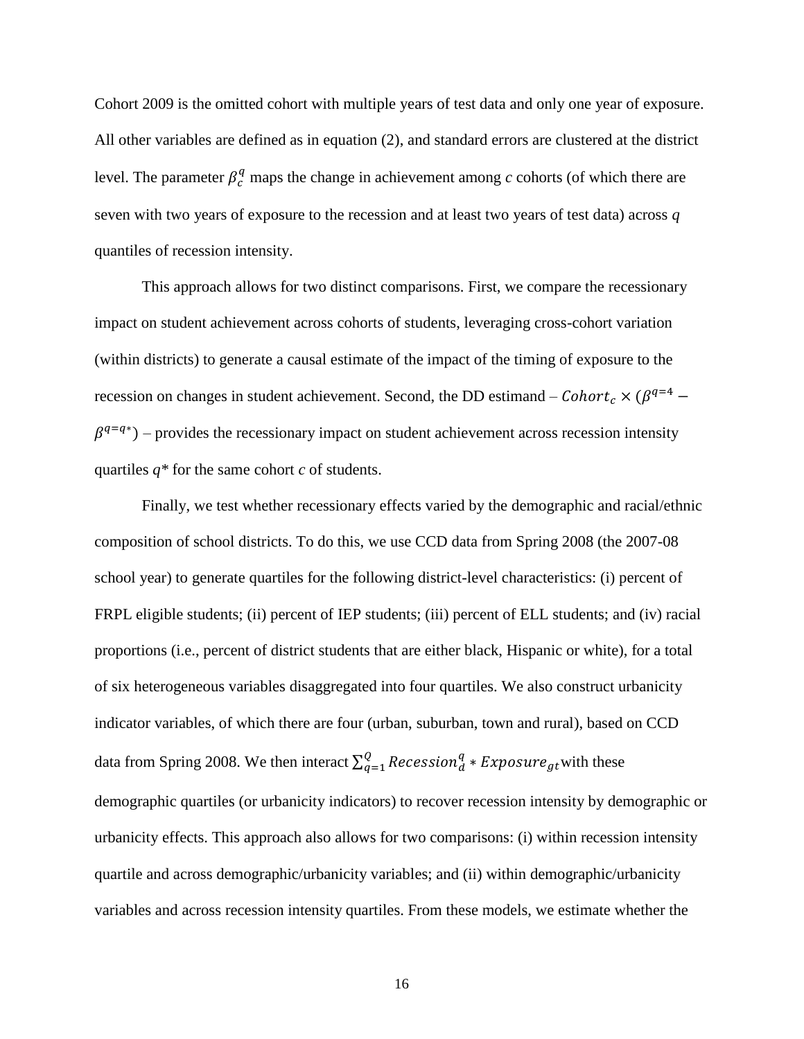Cohort 2009 is the omitted cohort with multiple years of test data and only one year of exposure. All other variables are defined as in equation (2), and standard errors are clustered at the district level. The parameter $\beta_c^q$ maps the change in achievement among *c* cohorts (of which there are seven with two years of exposure to the recession and at least two years of test data) across *q* quantiles of recession intensity.

This approach allows for two distinct comparisons. First, we compare the recessionary impact on student achievement across cohorts of students, leveraging cross-cohort variation (within districts) to generate a causal estimate of the impact of the timing of exposure to the recession on changes in student achievement. Second, the DD estimand – $Cohort_c \times (\beta^{q=4} - \beta^{q=q*})$ – provides the recessionary impact on student achievement across recession intensity quartiles $q*$ for the same cohort *c* of students.

Finally, we test whether recessionary effects varied by the demographic and racial/ethnic composition of school districts. To do this, we use CCD data from Spring 2008 (the 2007-08 school year) to generate quartiles for the following district-level characteristics: (i) percent of FRPL eligible students; (ii) percent of IEP students; (iii) percent of ELL students; and (iv) racial proportions (i.e., percent of district students that are either black, Hispanic or white), for a total of six heterogeneous variables disaggregated into four quartiles. We also construct urbanicity indicator variables, of which there are four (urban, suburban, town and rural), based on CCD data from Spring 2008. We then interact $\sum_{q=1}^{Q} Recession_d^q * Exposure_{gt}$ with these demographic quartiles (or urbanicity indicators) to recover recession intensity by demographic or urbanicity effects. This approach also allows for two comparisons: (i) within recession intensity quartile and across demographic/urbanicity variables; and (ii) within demographic/urbanicity variables and across recession intensity quartiles. From these models, we estimate whether the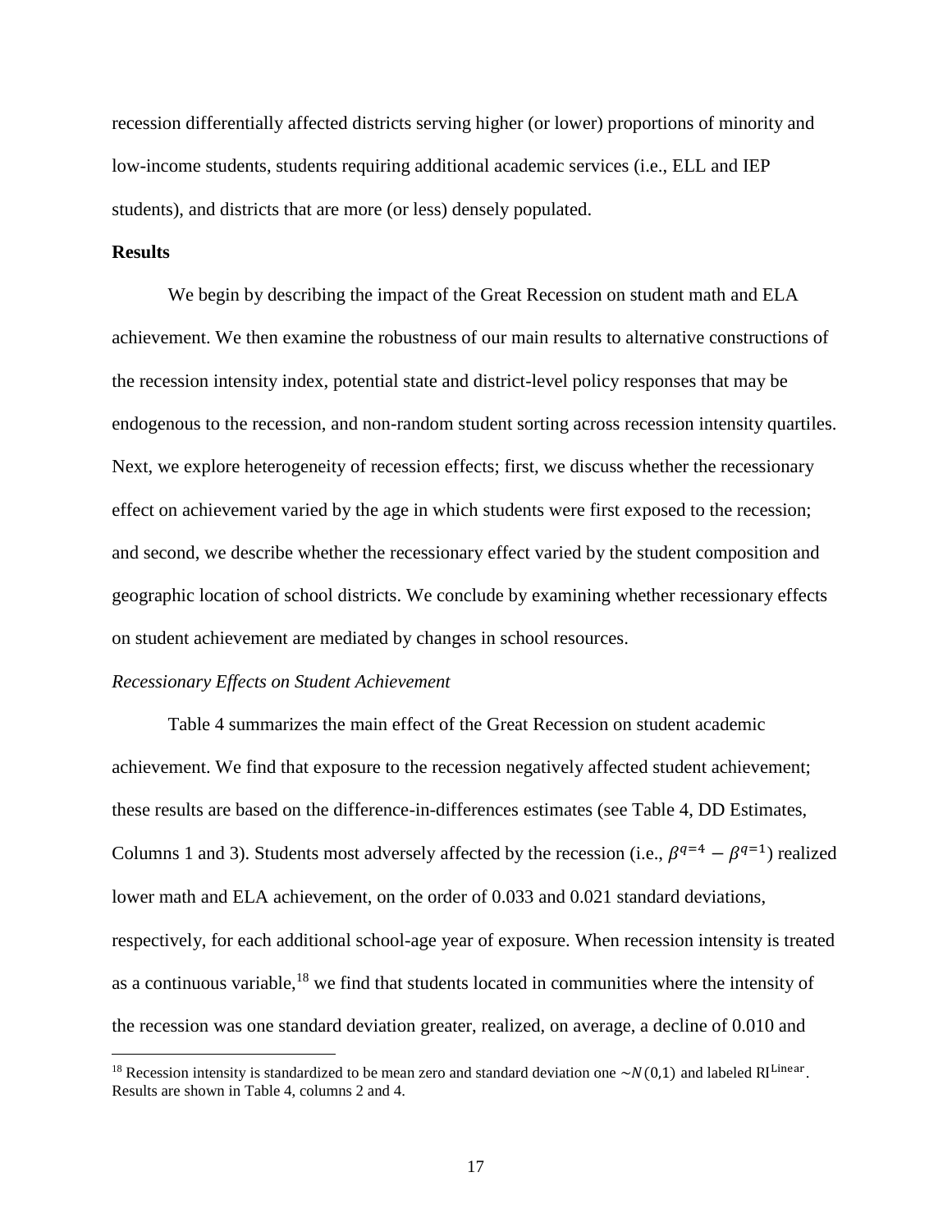recession differentially affected districts serving higher (or lower) proportions of minority and low-income students, students requiring additional academic services (i.e., ELL and IEP students), and districts that are more (or less) densely populated.

**Results**

We begin by describing the impact of the Great Recession on student math and ELA achievement. We then examine the robustness of our main results to alternative constructions of the recession intensity index, potential state and district-level policy responses that may be endogenous to the recession, and non-random student sorting across recession intensity quartiles. Next, we explore heterogeneity of recession effects; first, we discuss whether the recessionary effect on achievement varied by the age in which students were first exposed to the recession; and second, we describe whether the recessionary effect varied by the student composition and geographic location of school districts. We conclude by examining whether recessionary effects on student achievement are mediated by changes in school resources.

*Recessionary Effects on Student Achievement*

Table 4 summarizes the main effect of the Great Recession on student academic achievement. We find that exposure to the recession negatively affected student achievement; these results are based on the difference-in-differences estimates (see Table 4, DD Estimates, Columns 1 and 3). Students most adversely affected by the recession (i.e., $\beta^{q=4} - \beta^{q=1}$) realized lower math and ELA achievement, on the order of 0.033 and 0.021 standard deviations, respectively, for each additional school-age year of exposure. When recession intensity is treated as a continuous variable,[18] we find that students located in communities where the intensity of the recession was one standard deviation greater, realized, on average, a decline of 0.010 and

[18] Recession intensity is standardized to be mean zero and standard deviation one $\sim N(0,1)$ and labeled $\text{RI}^{\text{Linear}}$. Results are shown in Table 4, columns 2 and 4.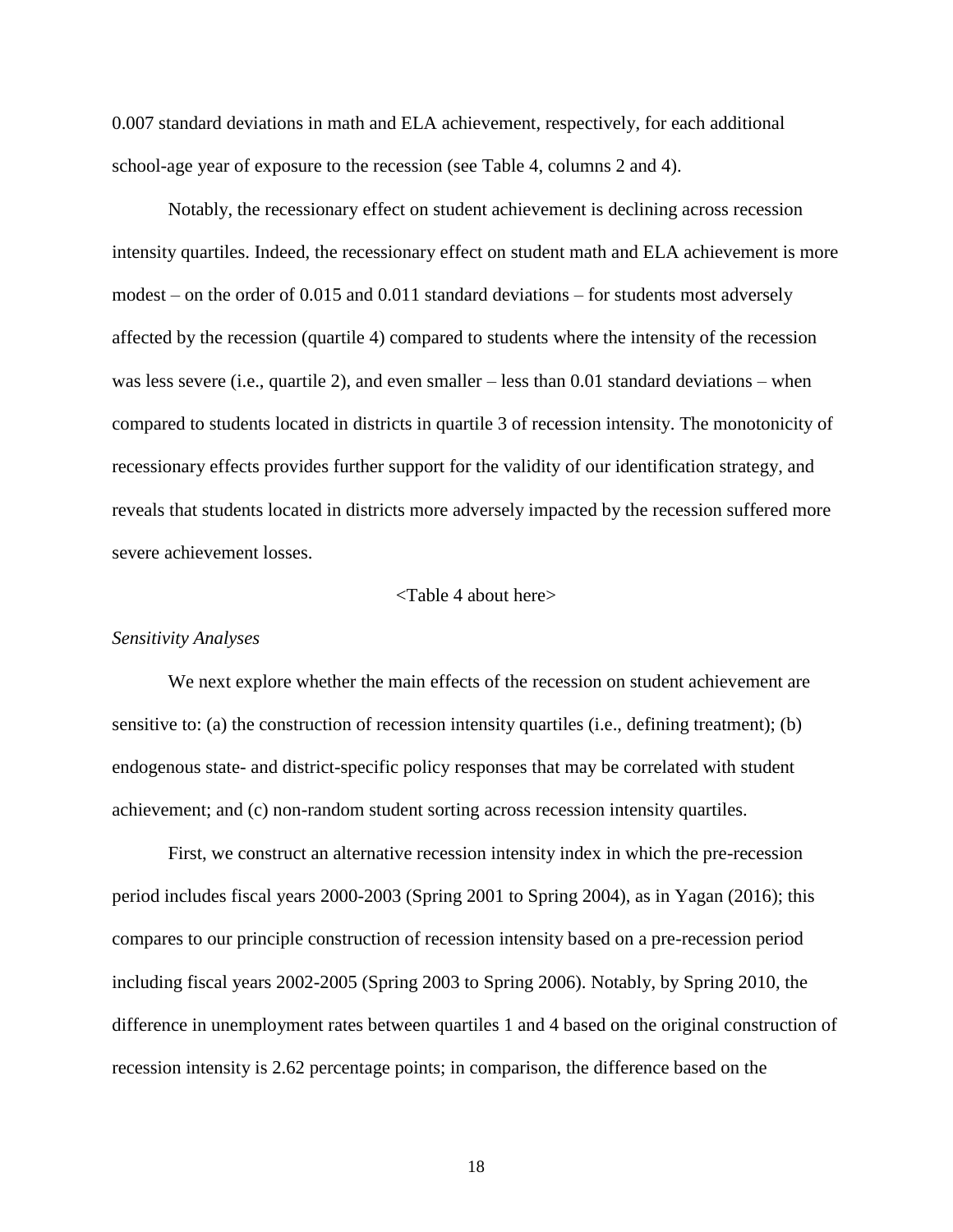0.007 standard deviations in math and ELA achievement, respectively, for each additional school-age year of exposure to the recession (see Table 4, columns 2 and 4).

Notably, the recessionary effect on student achievement is declining across recession intensity quartiles. Indeed, the recessionary effect on student math and ELA achievement is more modest – on the order of 0.015 and 0.011 standard deviations – for students most adversely affected by the recession (quartile 4) compared to students where the intensity of the recession was less severe (i.e., quartile 2), and even smaller – less than 0.01 standard deviations – when compared to students located in districts in quartile 3 of recession intensity. The monotonicity of recessionary effects provides further support for the validity of our identification strategy, and reveals that students located in districts more adversely impacted by the recession suffered more severe achievement losses.

<Table 4 about here>

*Sensitivity Analyses*

We next explore whether the main effects of the recession on student achievement are sensitive to: (a) the construction of recession intensity quartiles (i.e., defining treatment); (b) endogenous state- and district-specific policy responses that may be correlated with student achievement; and (c) non-random student sorting across recession intensity quartiles.

First, we construct an alternative recession intensity index in which the pre-recession period includes fiscal years 2000-2003 (Spring 2001 to Spring 2004), as in Yagan (2016); this compares to our principle construction of recession intensity based on a pre-recession period including fiscal years 2002-2005 (Spring 2003 to Spring 2006). Notably, by Spring 2010, the difference in unemployment rates between quartiles 1 and 4 based on the original construction of recession intensity is 2.62 percentage points; in comparison, the difference based on the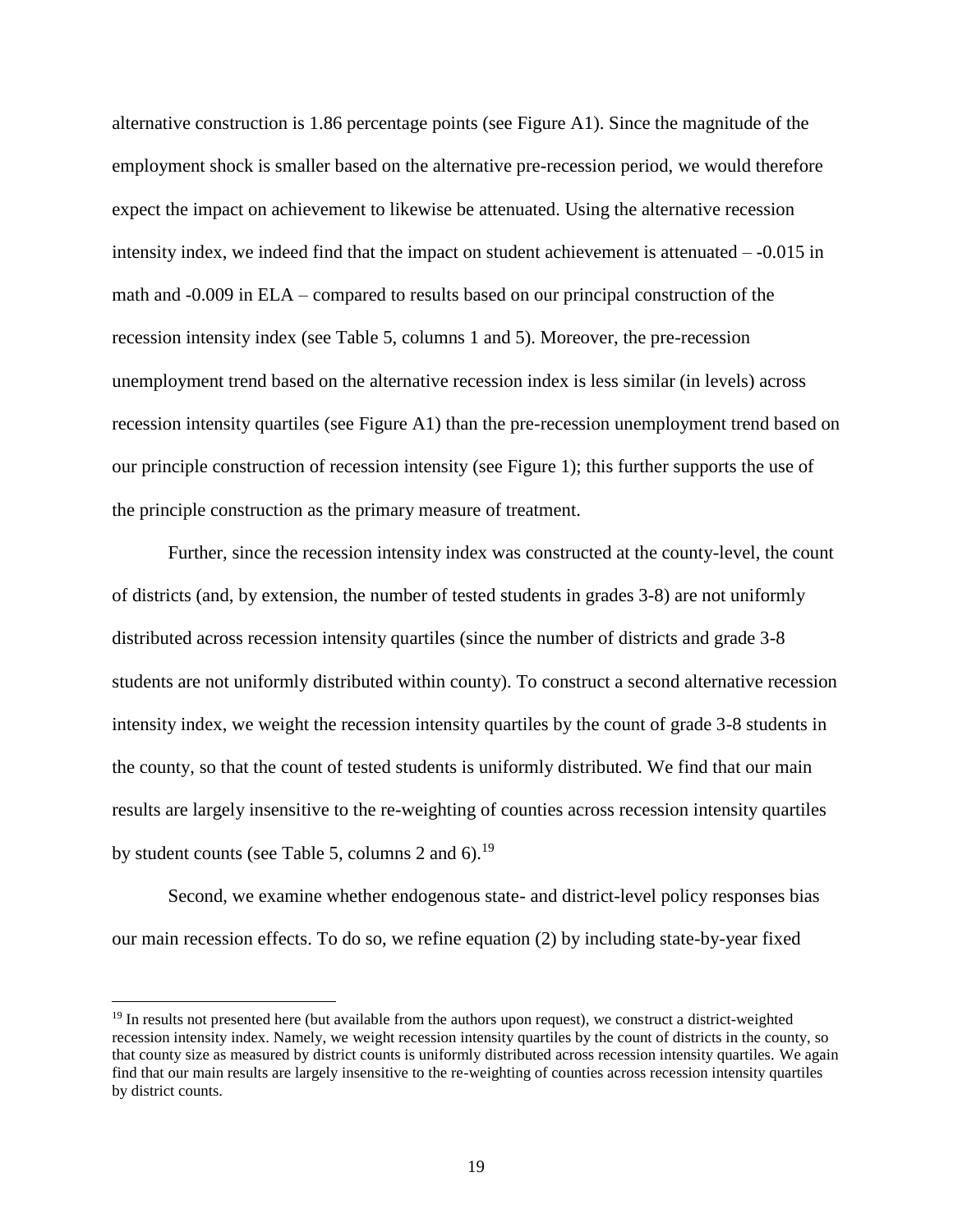alternative construction is 1.86 percentage points (see Figure A1). Since the magnitude of the employment shock is smaller based on the alternative pre-recession period, we would therefore expect the impact on achievement to likewise be attenuated. Using the alternative recession intensity index, we indeed find that the impact on student achievement is attenuated – -0.015 in math and -0.009 in ELA – compared to results based on our principal construction of the recession intensity index (see Table 5, columns 1 and 5). Moreover, the pre-recession unemployment trend based on the alternative recession index is less similar (in levels) across recession intensity quartiles (see Figure A1) than the pre-recession unemployment trend based on our principle construction of recession intensity (see Figure 1); this further supports the use of the principle construction as the primary measure of treatment.

Further, since the recession intensity index was constructed at the county-level, the count of districts (and, by extension, the number of tested students in grades 3-8) are not uniformly distributed across recession intensity quartiles (since the number of districts and grade 3-8 students are not uniformly distributed within county). To construct a second alternative recession intensity index, we weight the recession intensity quartiles by the count of grade 3-8 students in the county, so that the count of tested students is uniformly distributed. We find that our main results are largely insensitive to the re-weighting of counties across recession intensity quartiles by student counts (see Table 5, columns 2 and 6).[19]

Second, we examine whether endogenous state- and district-level policy responses bias our main recession effects. To do so, we refine equation (2) by including state-by-year fixed

[19] In results not presented here (but available from the authors upon request), we construct a district-weighted recession intensity index. Namely, we weight recession intensity quartiles by the count of districts in the county, so that county size as measured by district counts is uniformly distributed across recession intensity quartiles. We again find that our main results are largely insensitive to the re-weighting of counties across recession intensity quartiles by district counts.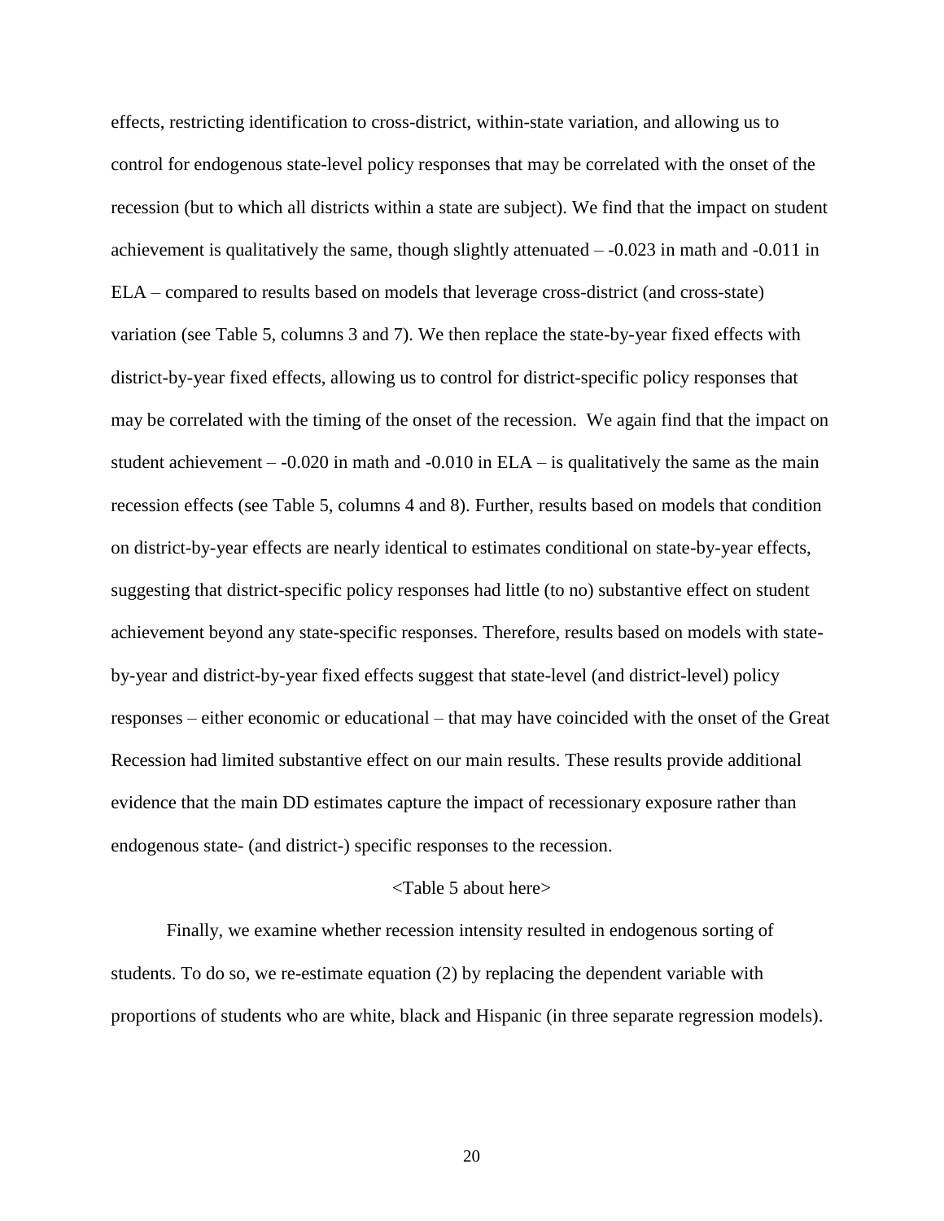effects, restricting identification to cross-district, within-state variation, and allowing us to control for endogenous state-level policy responses that may be correlated with the onset of the recession (but to which all districts within a state are subject). We find that the impact on student achievement is qualitatively the same, though slightly attenuated – -0.023 in math and -0.011 in ELA – compared to results based on models that leverage cross-district (and cross-state) variation (see Table 5, columns 3 and 7). We then replace the state-by-year fixed effects with district-by-year fixed effects, allowing us to control for district-specific policy responses that may be correlated with the timing of the onset of the recession. We again find that the impact on student achievement – -0.020 in math and -0.010 in ELA – is qualitatively the same as the main recession effects (see Table 5, columns 4 and 8). Further, results based on models that condition on district-by-year effects are nearly identical to estimates conditional on state-by-year effects, suggesting that district-specific policy responses had little (to no) substantive effect on student achievement beyond any state-specific responses. Therefore, results based on models with state-by-year and district-by-year fixed effects suggest that state-level (and district-level) policy responses – either economic or educational – that may have coincided with the onset of the Great Recession had limited substantive effect on our main results. These results provide additional evidence that the main DD estimates capture the impact of recessionary exposure rather than endogenous state- (and district-) specific responses to the recession.

<Table 5 about here>

Finally, we examine whether recession intensity resulted in endogenous sorting of students. To do so, we re-estimate equation (2) by replacing the dependent variable with proportions of students who are white, black and Hispanic (in three separate regression models).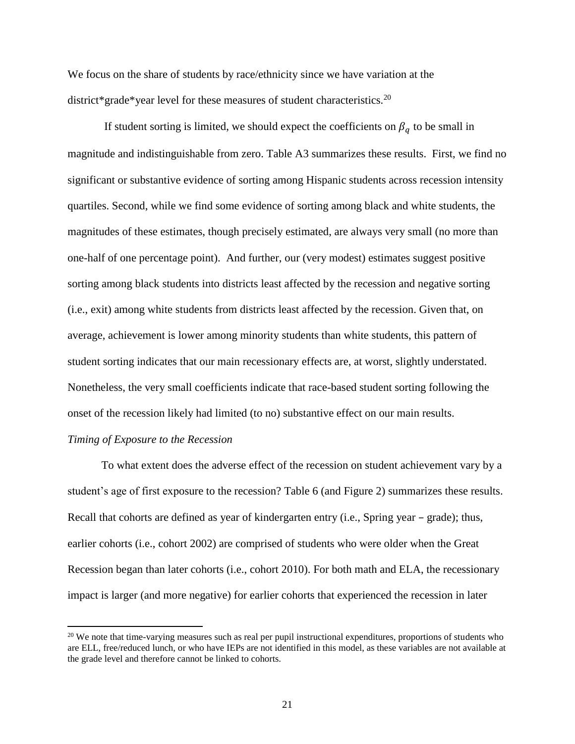We focus on the share of students by race/ethnicity since we have variation at the district*grade*year level for these measures of student characteristics.[20]

If student sorting is limited, we should expect the coefficients on $\beta_q$ to be small in magnitude and indistinguishable from zero. Table A3 summarizes these results. First, we find no significant or substantive evidence of sorting among Hispanic students across recession intensity quartiles. Second, while we find some evidence of sorting among black and white students, the magnitudes of these estimates, though precisely estimated, are always very small (no more than one-half of one percentage point). And further, our (very modest) estimates suggest positive sorting among black students into districts least affected by the recession and negative sorting (i.e., exit) among white students from districts least affected by the recession. Given that, on average, achievement is lower among minority students than white students, this pattern of student sorting indicates that our main recessionary effects are, at worst, slightly understated. Nonetheless, the very small coefficients indicate that race-based student sorting following the onset of the recession likely had limited (to no) substantive effect on our main results.

*Timing of Exposure to the Recession*

To what extent does the adverse effect of the recession on student achievement vary by a student's age of first exposure to the recession? Table 6 (and Figure 2) summarizes these results. Recall that cohorts are defined as year of kindergarten entry (i.e., Spring year – grade); thus, earlier cohorts (i.e., cohort 2002) are comprised of students who were older when the Great Recession began than later cohorts (i.e., cohort 2010). For both math and ELA, the recessionary impact is larger (and more negative) for earlier cohorts that experienced the recession in later

[20] We note that time-varying measures such as real per pupil instructional expenditures, proportions of students who are ELL, free/reduced lunch, or who have IEPs are not identified in this model, as these variables are not available at the grade level and therefore cannot be linked to cohorts.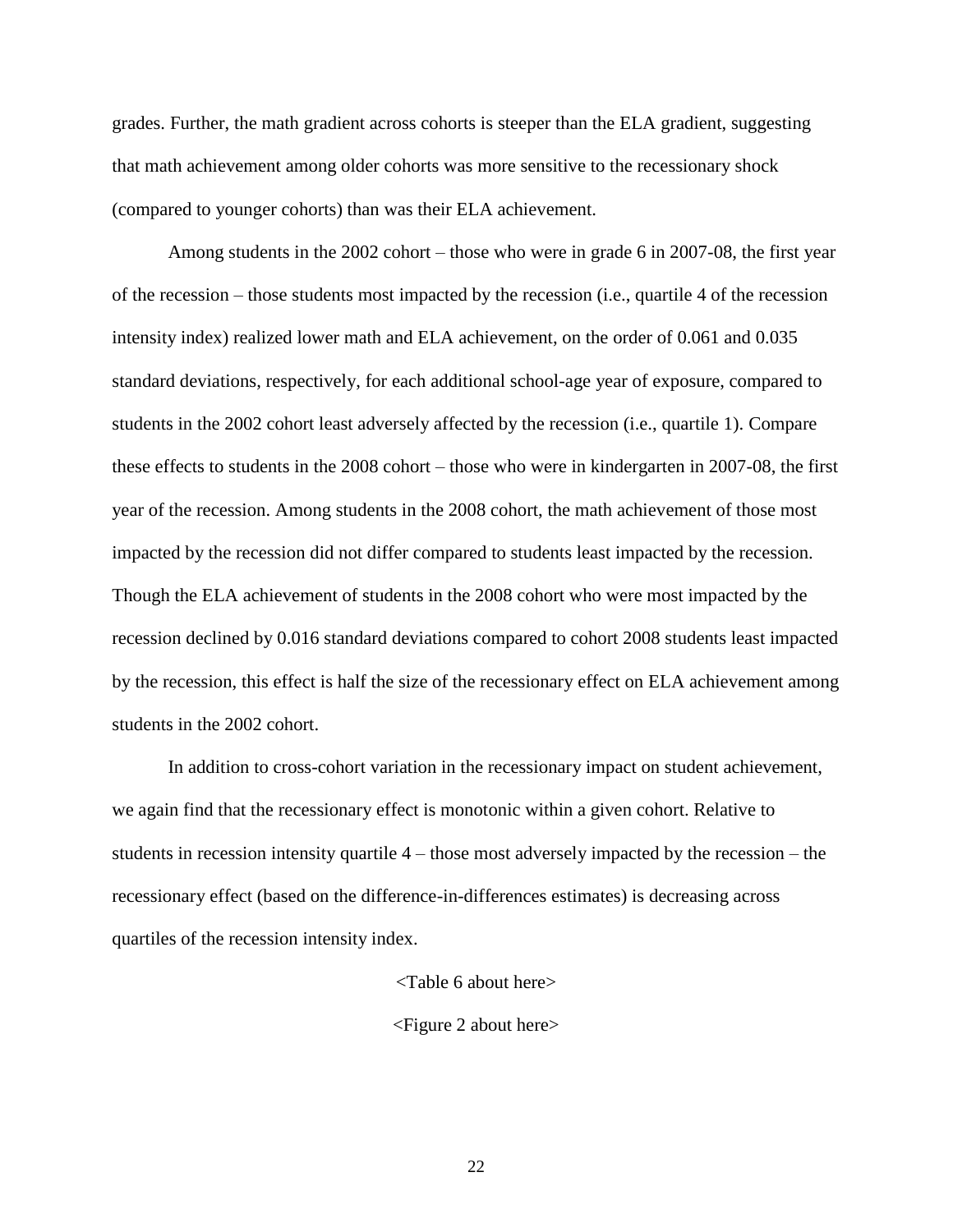grades. Further, the math gradient across cohorts is steeper than the ELA gradient, suggesting that math achievement among older cohorts was more sensitive to the recessionary shock (compared to younger cohorts) than was their ELA achievement.

Among students in the 2002 cohort – those who were in grade 6 in 2007-08, the first year of the recession – those students most impacted by the recession (i.e., quartile 4 of the recession intensity index) realized lower math and ELA achievement, on the order of 0.061 and 0.035 standard deviations, respectively, for each additional school-age year of exposure, compared to students in the 2002 cohort least adversely affected by the recession (i.e., quartile 1). Compare these effects to students in the 2008 cohort – those who were in kindergarten in 2007-08, the first year of the recession. Among students in the 2008 cohort, the math achievement of those most impacted by the recession did not differ compared to students least impacted by the recession. Though the ELA achievement of students in the 2008 cohort who were most impacted by the recession declined by 0.016 standard deviations compared to cohort 2008 students least impacted by the recession, this effect is half the size of the recessionary effect on ELA achievement among students in the 2002 cohort.

In addition to cross-cohort variation in the recessionary impact on student achievement, we again find that the recessionary effect is monotonic within a given cohort. Relative to students in recession intensity quartile 4 – those most adversely impacted by the recession – the recessionary effect (based on the difference-in-differences estimates) is decreasing across quartiles of the recession intensity index.

<Table 6 about here>

<Figure 2 about here>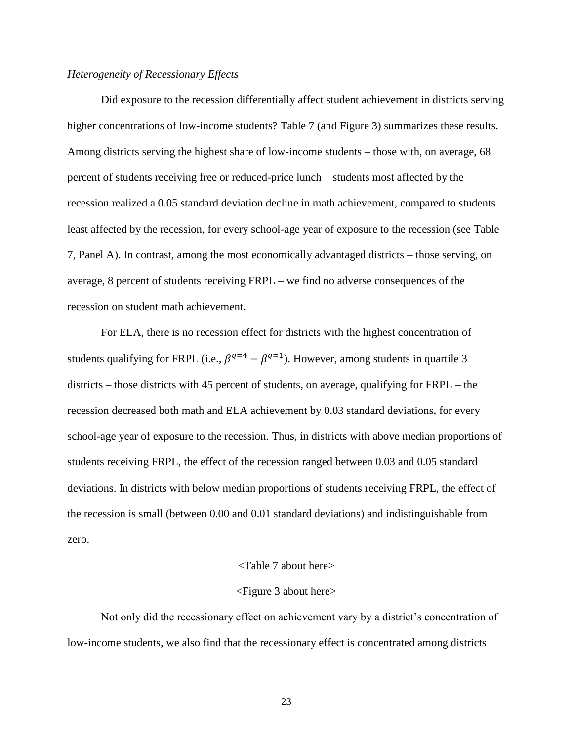*Heterogeneity of Recessionary Effects*

Did exposure to the recession differentially affect student achievement in districts serving higher concentrations of low-income students? Table 7 (and Figure 3) summarizes these results. Among districts serving the highest share of low-income students – those with, on average, 68 percent of students receiving free or reduced-price lunch – students most affected by the recession realized a 0.05 standard deviation decline in math achievement, compared to students least affected by the recession, for every school-age year of exposure to the recession (see Table 7, Panel A). In contrast, among the most economically advantaged districts – those serving, on average, 8 percent of students receiving FRPL – we find no adverse consequences of the recession on student math achievement.

For ELA, there is no recession effect for districts with the highest concentration of students qualifying for FRPL (i.e., $\beta^{q=4} - \beta^{q=1}$). However, among students in quartile 3 districts – those districts with 45 percent of students, on average, qualifying for FRPL – the recession decreased both math and ELA achievement by 0.03 standard deviations, for every school-age year of exposure to the recession. Thus, in districts with above median proportions of students receiving FRPL, the effect of the recession ranged between 0.03 and 0.05 standard deviations. In districts with below median proportions of students receiving FRPL, the effect of the recession is small (between 0.00 and 0.01 standard deviations) and indistinguishable from zero.

<Table 7 about here>

<Figure 3 about here>

Not only did the recessionary effect on achievement vary by a district's concentration of low-income students, we also find that the recessionary effect is concentrated among districts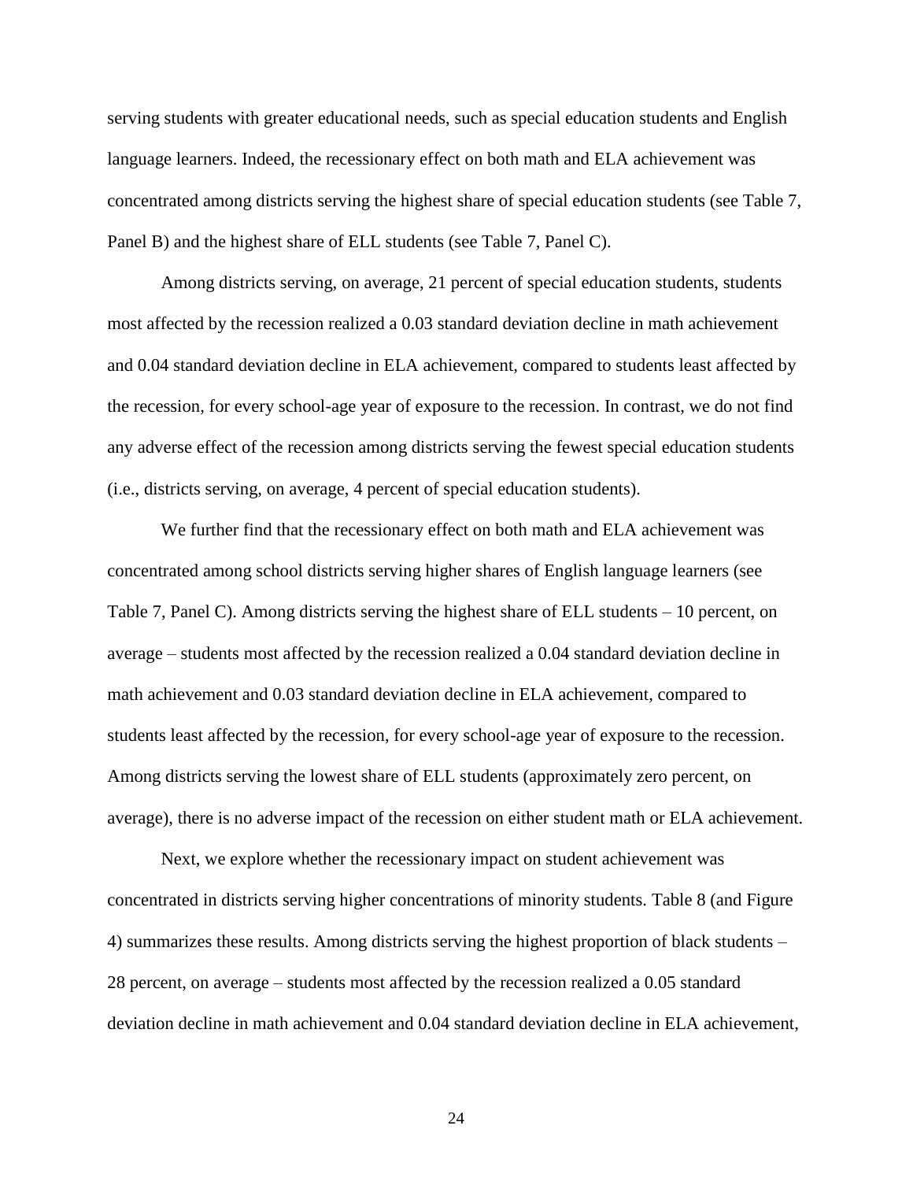serving students with greater educational needs, such as special education students and English language learners. Indeed, the recessionary effect on both math and ELA achievement was concentrated among districts serving the highest share of special education students (see Table 7, Panel B) and the highest share of ELL students (see Table 7, Panel C).

Among districts serving, on average, 21 percent of special education students, students most affected by the recession realized a 0.03 standard deviation decline in math achievement and 0.04 standard deviation decline in ELA achievement, compared to students least affected by the recession, for every school-age year of exposure to the recession. In contrast, we do not find any adverse effect of the recession among districts serving the fewest special education students (i.e., districts serving, on average, 4 percent of special education students).

We further find that the recessionary effect on both math and ELA achievement was concentrated among school districts serving higher shares of English language learners (see Table 7, Panel C). Among districts serving the highest share of ELL students – 10 percent, on average – students most affected by the recession realized a 0.04 standard deviation decline in math achievement and 0.03 standard deviation decline in ELA achievement, compared to students least affected by the recession, for every school-age year of exposure to the recession. Among districts serving the lowest share of ELL students (approximately zero percent, on average), there is no adverse impact of the recession on either student math or ELA achievement.

Next, we explore whether the recessionary impact on student achievement was concentrated in districts serving higher concentrations of minority students. Table 8 (and Figure 4) summarizes these results. Among districts serving the highest proportion of black students – 28 percent, on average – students most affected by the recession realized a 0.05 standard deviation decline in math achievement and 0.04 standard deviation decline in ELA achievement,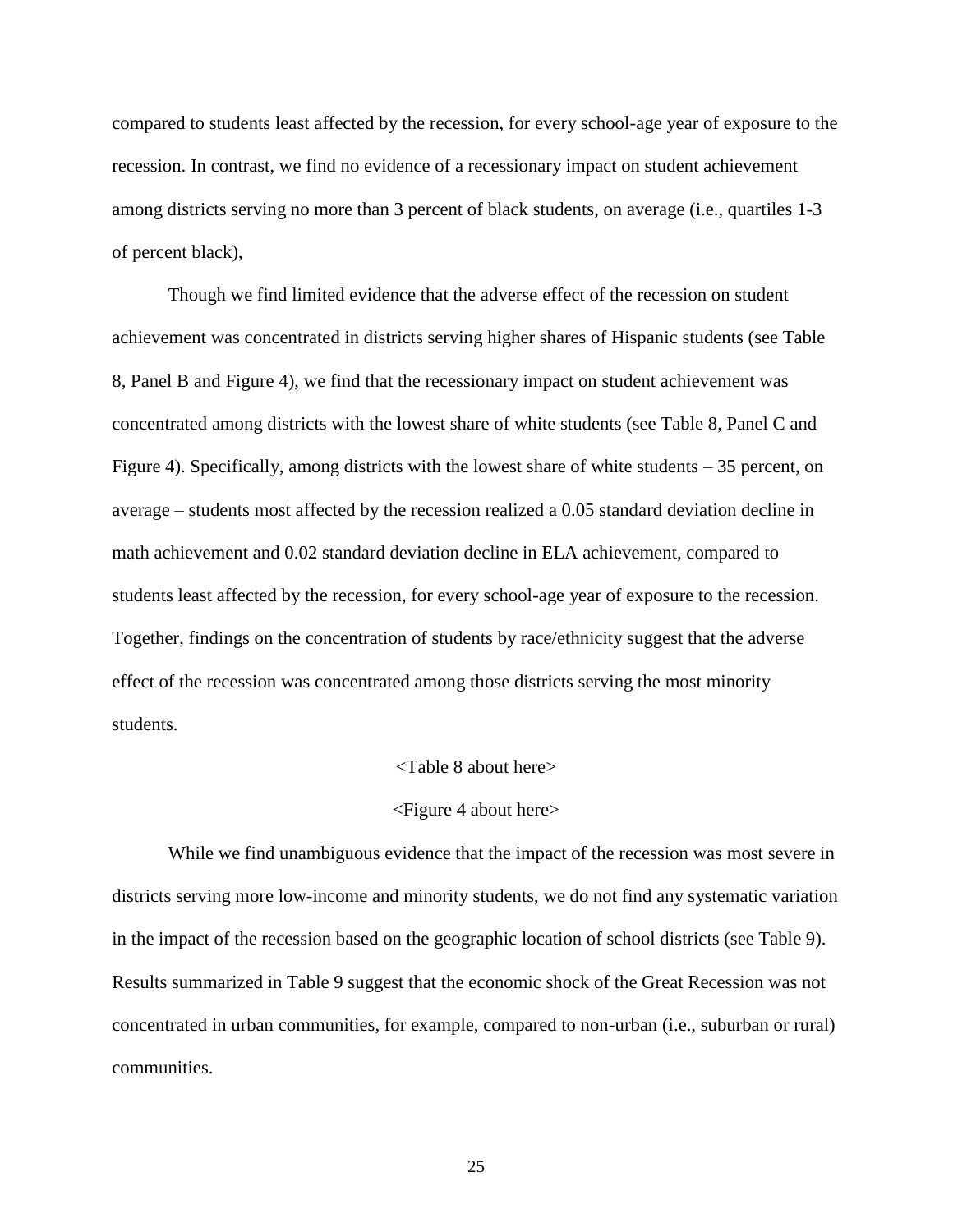compared to students least affected by the recession, for every school-age year of exposure to the recession. In contrast, we find no evidence of a recessionary impact on student achievement among districts serving no more than 3 percent of black students, on average (i.e., quartiles 1-3 of percent black),

Though we find limited evidence that the adverse effect of the recession on student achievement was concentrated in districts serving higher shares of Hispanic students (see Table 8, Panel B and Figure 4), we find that the recessionary impact on student achievement was concentrated among districts with the lowest share of white students (see Table 8, Panel C and Figure 4). Specifically, among districts with the lowest share of white students – 35 percent, on average – students most affected by the recession realized a 0.05 standard deviation decline in math achievement and 0.02 standard deviation decline in ELA achievement, compared to students least affected by the recession, for every school-age year of exposure to the recession. Together, findings on the concentration of students by race/ethnicity suggest that the adverse effect of the recession was concentrated among those districts serving the most minority students.

<Table 8 about here>

<Figure 4 about here>

While we find unambiguous evidence that the impact of the recession was most severe in districts serving more low-income and minority students, we do not find any systematic variation in the impact of the recession based on the geographic location of school districts (see Table 9). Results summarized in Table 9 suggest that the economic shock of the Great Recession was not concentrated in urban communities, for example, compared to non-urban (i.e., suburban or rural) communities.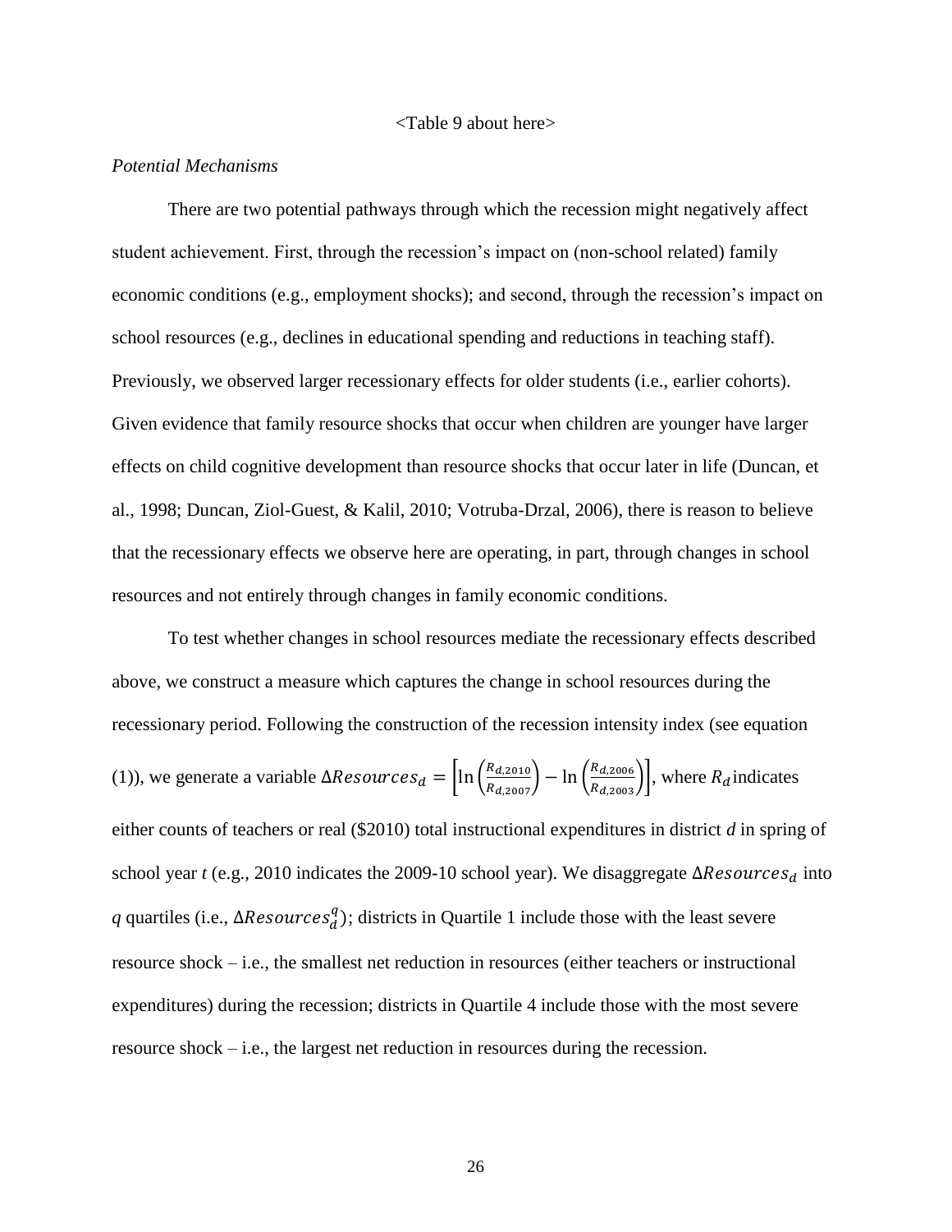<Table 9 about here>

*Potential Mechanisms*

There are two potential pathways through which the recession might negatively affect student achievement. First, through the recession's impact on (non-school related) family economic conditions (e.g., employment shocks); and second, through the recession's impact on school resources (e.g., declines in educational spending and reductions in teaching staff). Previously, we observed larger recessionary effects for older students (i.e., earlier cohorts). Given evidence that family resource shocks that occur when children are younger have larger effects on child cognitive development than resource shocks that occur later in life (Duncan, et al., 1998; Duncan, Ziol-Guest, & Kalil, 2010; Votruba-Drzal, 2006), there is reason to believe that the recessionary effects we observe here are operating, in part, through changes in school resources and not entirely through changes in family economic conditions.

To test whether changes in school resources mediate the recessionary effects described above, we construct a measure which captures the change in school resources during the recessionary period. Following the construction of the recession intensity index (see equation (1)), we generate a variable $\Delta Resources_d = \left[\ln\left(\frac{R_{d,2010}}{R_{d,2007}}\right) - \ln\left(\frac{R_{d,2006}}{R_{d,2003}}\right)\right]$, where $R_d$ indicates either counts of teachers or real (\$2010) total instructional expenditures in district *d* in spring of school year *t* (e.g., 2010 indicates the 2009-10 school year). We disaggregate $\Delta Resources_d$ into *q* quartiles (i.e., $\Delta Resources_d^q$); districts in Quartile 1 include those with the least severe resource shock – i.e., the smallest net reduction in resources (either teachers or instructional expenditures) during the recession; districts in Quartile 4 include those with the most severe resource shock – i.e., the largest net reduction in resources during the recession.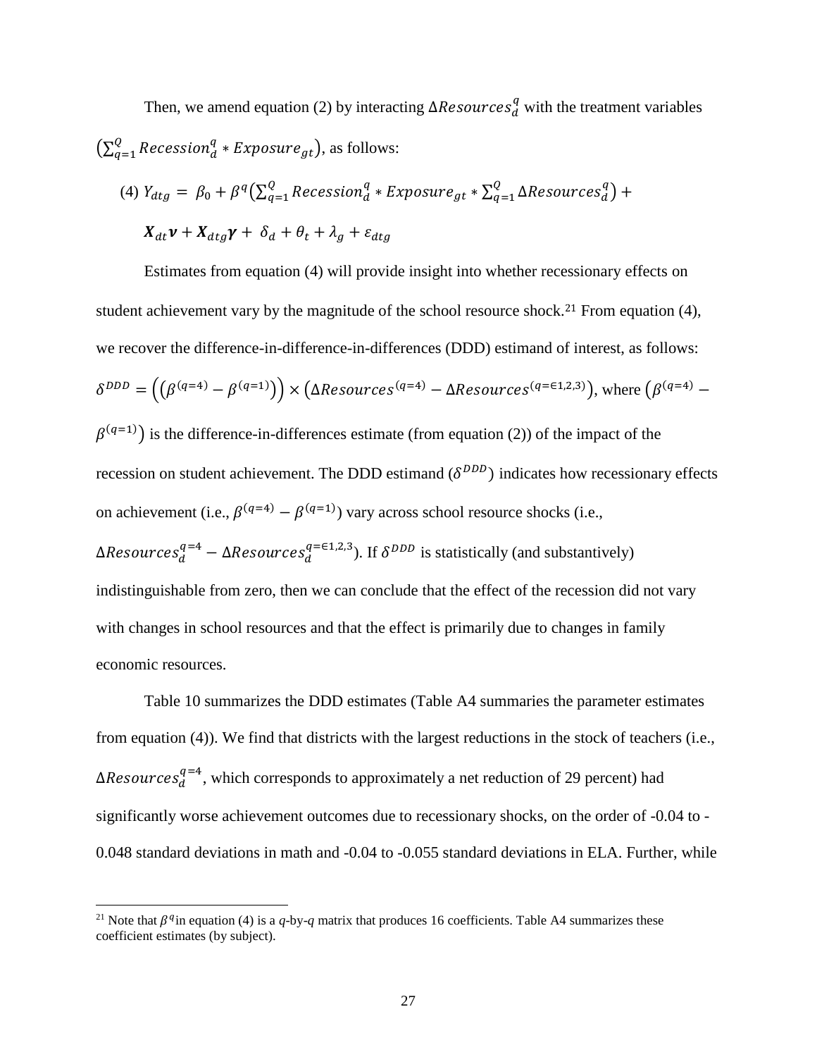Then, we amend equation (2) by interacting $\Delta Resources_d^q$ with the treatment variables $\left(\sum_{q=1}^{Q} Recession_d^q * Exposure_{gt}\right)$, as follows:

$$(4)\ Y_{dtg} = \beta_0 + \beta^q\left(\sum_{q=1}^{Q} Recession_d^q * Exposure_{gt} * \sum_{q=1}^{Q} \Delta Resources_d^q\right) +$$

$$\boldsymbol{X}_{dt}\boldsymbol{\nu} + \boldsymbol{X}_{dtg}\boldsymbol{\gamma} + \delta_d + \theta_t + \lambda_g + \varepsilon_{dtg}$$

Estimates from equation (4) will provide insight into whether recessionary effects on student achievement vary by the magnitude of the school resource shock.[21] From equation (4), we recover the difference-in-difference-in-differences (DDD) estimand of interest, as follows: $\delta^{DDD} = \left(\left(\beta^{(q=4)} - \beta^{(q=1)}\right)\right) \times \left(\Delta Resources^{(q=4)} - \Delta Resources^{(q=\in 1,2,3)}\right)$, where $\left(\beta^{(q=4)} - \beta^{(q=1)}\right)$ is the difference-in-differences estimate (from equation (2)) of the impact of the recession on student achievement. The DDD estimand ($\delta^{DDD}$) indicates how recessionary effects on achievement (i.e., $\beta^{(q=4)} - \beta^{(q=1)}$) vary across school resource shocks (i.e., $\Delta Resources_d^{q=4} - \Delta Resources_d^{q=\in 1,2,3}$). If $\delta^{DDD}$ is statistically (and substantively) indistinguishable from zero, then we can conclude that the effect of the recession did not vary with changes in school resources and that the effect is primarily due to changes in family economic resources.

Table 10 summarizes the DDD estimates (Table A4 summaries the parameter estimates from equation (4)). We find that districts with the largest reductions in the stock of teachers (i.e., $\Delta Resources_d^{q=4}$, which corresponds to approximately a net reduction of 29 percent) had significantly worse achievement outcomes due to recessionary shocks, on the order of -0.04 to -0.048 standard deviations in math and -0.04 to -0.055 standard deviations in ELA. Further, while

[21] Note that $\beta^q$ in equation (4) is a *q*-by-*q* matrix that produces 16 coefficients. Table A4 summarizes these coefficient estimates (by subject).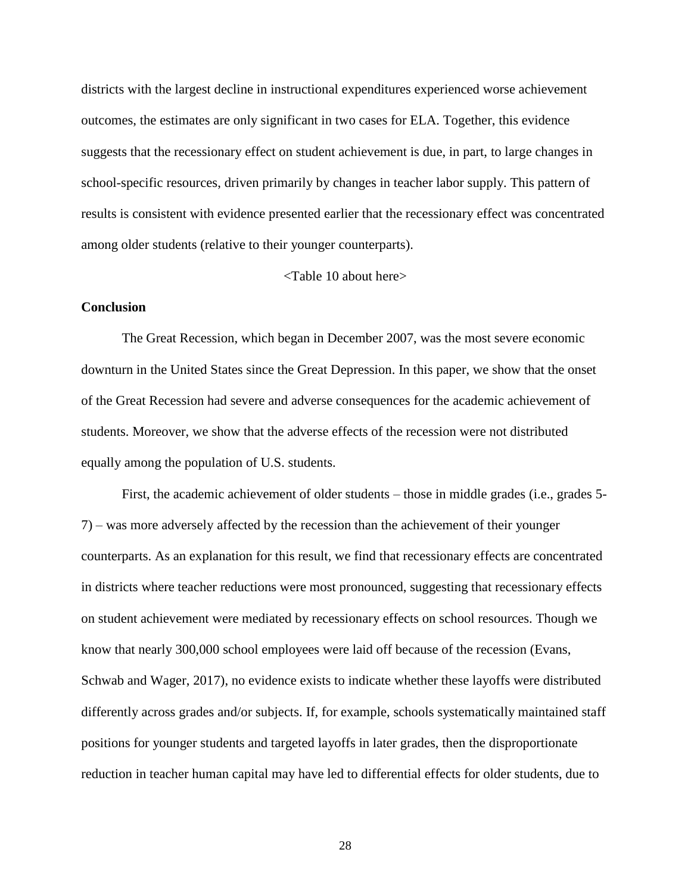districts with the largest decline in instructional expenditures experienced worse achievement outcomes, the estimates are only significant in two cases for ELA. Together, this evidence suggests that the recessionary effect on student achievement is due, in part, to large changes in school-specific resources, driven primarily by changes in teacher labor supply. This pattern of results is consistent with evidence presented earlier that the recessionary effect was concentrated among older students (relative to their younger counterparts).

<Table 10 about here>

**Conclusion**

The Great Recession, which began in December 2007, was the most severe economic downturn in the United States since the Great Depression. In this paper, we show that the onset of the Great Recession had severe and adverse consequences for the academic achievement of students. Moreover, we show that the adverse effects of the recession were not distributed equally among the population of U.S. students.

First, the academic achievement of older students – those in middle grades (i.e., grades 5-7) – was more adversely affected by the recession than the achievement of their younger counterparts. As an explanation for this result, we find that recessionary effects are concentrated in districts where teacher reductions were most pronounced, suggesting that recessionary effects on student achievement were mediated by recessionary effects on school resources. Though we know that nearly 300,000 school employees were laid off because of the recession (Evans, Schwab and Wager, 2017), no evidence exists to indicate whether these layoffs were distributed differently across grades and/or subjects. If, for example, schools systematically maintained staff positions for younger students and targeted layoffs in later grades, then the disproportionate reduction in teacher human capital may have led to differential effects for older students, due to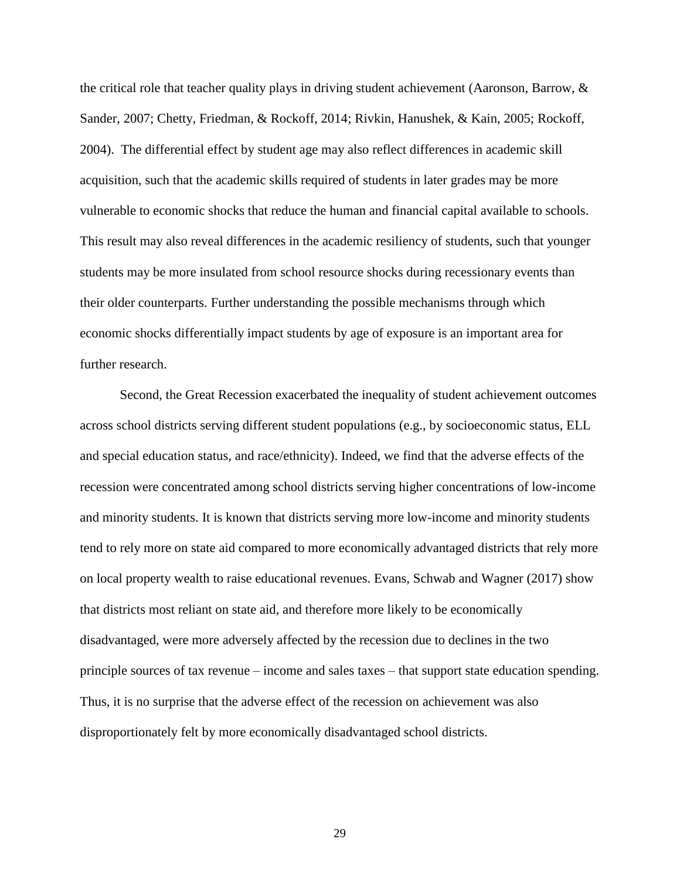the critical role that teacher quality plays in driving student achievement (Aaronson, Barrow, & Sander, 2007; Chetty, Friedman, & Rockoff, 2014; Rivkin, Hanushek, & Kain, 2005; Rockoff, 2004). The differential effect by student age may also reflect differences in academic skill acquisition, such that the academic skills required of students in later grades may be more vulnerable to economic shocks that reduce the human and financial capital available to schools. This result may also reveal differences in the academic resiliency of students, such that younger students may be more insulated from school resource shocks during recessionary events than their older counterparts. Further understanding the possible mechanisms through which economic shocks differentially impact students by age of exposure is an important area for further research.

Second, the Great Recession exacerbated the inequality of student achievement outcomes across school districts serving different student populations (e.g., by socioeconomic status, ELL and special education status, and race/ethnicity). Indeed, we find that the adverse effects of the recession were concentrated among school districts serving higher concentrations of low-income and minority students. It is known that districts serving more low-income and minority students tend to rely more on state aid compared to more economically advantaged districts that rely more on local property wealth to raise educational revenues. Evans, Schwab and Wagner (2017) show that districts most reliant on state aid, and therefore more likely to be economically disadvantaged, were more adversely affected by the recession due to declines in the two principle sources of tax revenue – income and sales taxes – that support state education spending. Thus, it is no surprise that the adverse effect of the recession on achievement was also disproportionately felt by more economically disadvantaged school districts.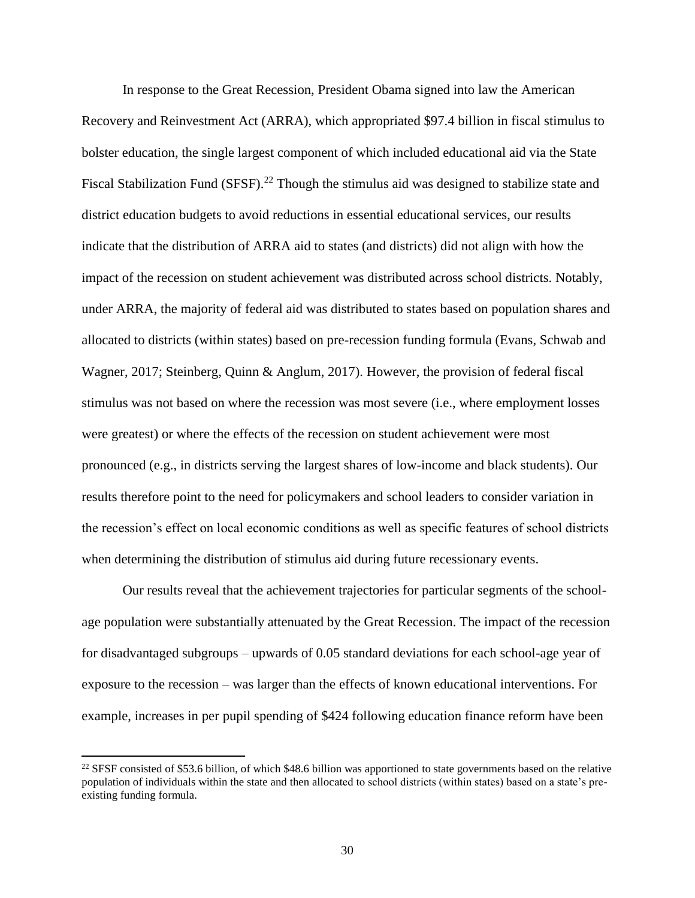In response to the Great Recession, President Obama signed into law the American Recovery and Reinvestment Act (ARRA), which appropriated $97.4 billion in fiscal stimulus to bolster education, the single largest component of which included educational aid via the State Fiscal Stabilization Fund (SFSF).[22] Though the stimulus aid was designed to stabilize state and district education budgets to avoid reductions in essential educational services, our results indicate that the distribution of ARRA aid to states (and districts) did not align with how the impact of the recession on student achievement was distributed across school districts. Notably, under ARRA, the majority of federal aid was distributed to states based on population shares and allocated to districts (within states) based on pre-recession funding formula (Evans, Schwab and Wagner, 2017; Steinberg, Quinn & Anglum, 2017). However, the provision of federal fiscal stimulus was not based on where the recession was most severe (i.e., where employment losses were greatest) or where the effects of the recession on student achievement were most pronounced (e.g., in districts serving the largest shares of low-income and black students). Our results therefore point to the need for policymakers and school leaders to consider variation in the recession's effect on local economic conditions as well as specific features of school districts when determining the distribution of stimulus aid during future recessionary events.

Our results reveal that the achievement trajectories for particular segments of the school-age population were substantially attenuated by the Great Recession. The impact of the recession for disadvantaged subgroups – upwards of 0.05 standard deviations for each school-age year of exposure to the recession – was larger than the effects of known educational interventions. For example, increases in per pupil spending of $424 following education finance reform have been

[22] SFSF consisted of $53.6 billion, of which $48.6 billion was apportioned to state governments based on the relative population of individuals within the state and then allocated to school districts (within states) based on a state's pre-existing funding formula.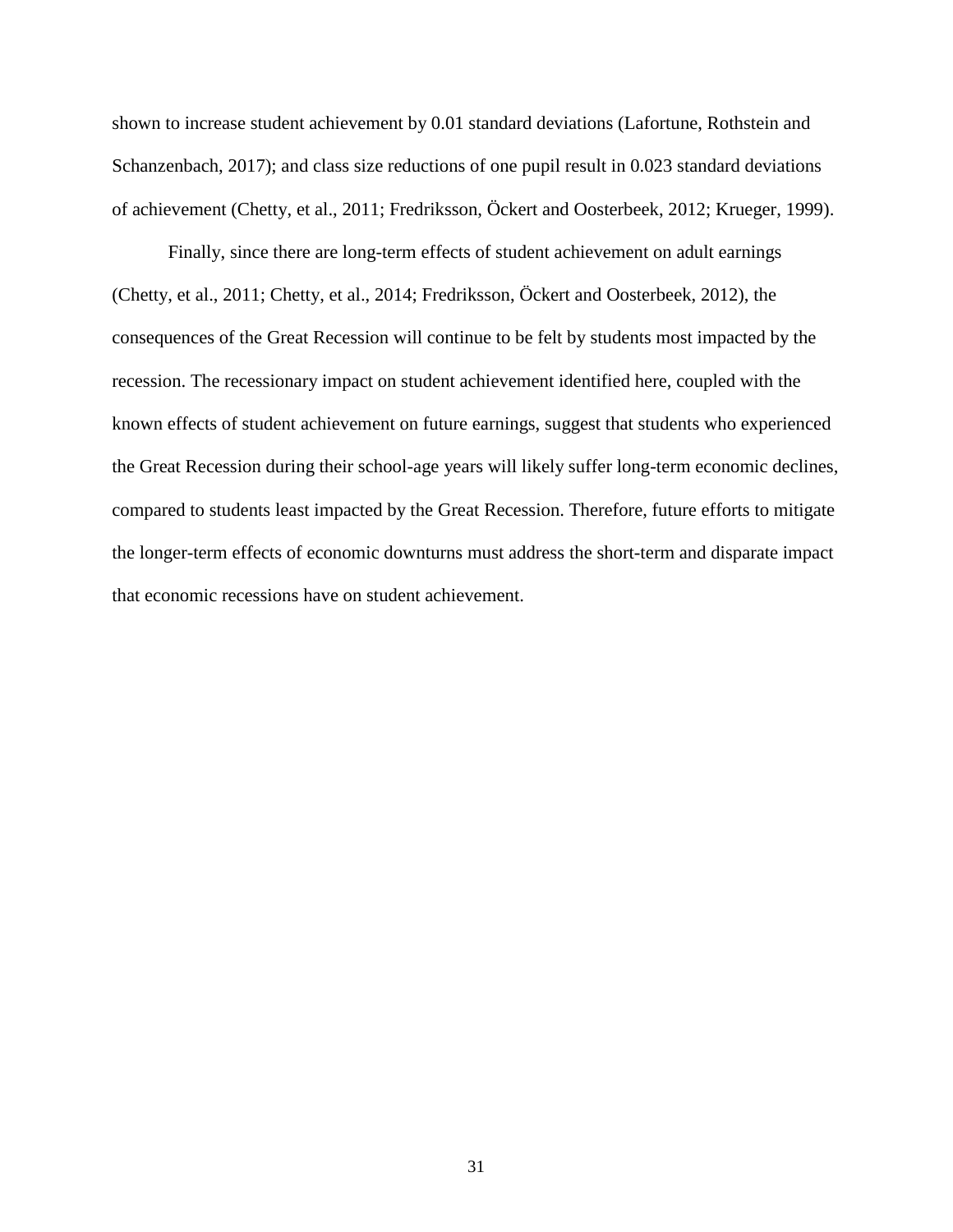shown to increase student achievement by 0.01 standard deviations (Lafortune, Rothstein and Schanzenbach, 2017); and class size reductions of one pupil result in 0.023 standard deviations of achievement (Chetty, et al., 2011; Fredriksson, Öckert and Oosterbeek, 2012; Krueger, 1999).

Finally, since there are long-term effects of student achievement on adult earnings (Chetty, et al., 2011; Chetty, et al., 2014; Fredriksson, Öckert and Oosterbeek, 2012), the consequences of the Great Recession will continue to be felt by students most impacted by the recession. The recessionary impact on student achievement identified here, coupled with the known effects of student achievement on future earnings, suggest that students who experienced the Great Recession during their school-age years will likely suffer long-term economic declines, compared to students least impacted by the Great Recession. Therefore, future efforts to mitigate the longer-term effects of economic downturns must address the short-term and disparate impact that economic recessions have on student achievement.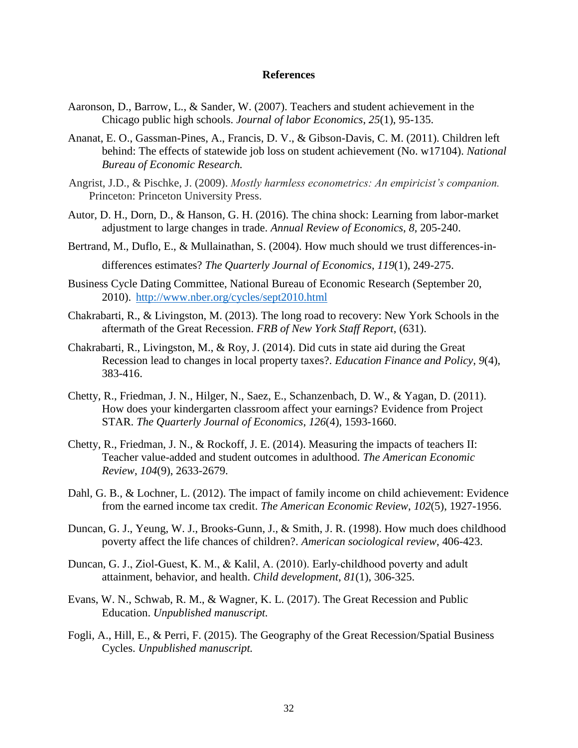# References

Aaronson, D., Barrow, L., & Sander, W. (2007). Teachers and student achievement in the Chicago public high schools. *Journal of labor Economics*, *25*(1), 95-135.

Ananat, E. O., Gassman-Pines, A., Francis, D. V., & Gibson-Davis, C. M. (2011). Children left behind: The effects of statewide job loss on student achievement (No. w17104). *National Bureau of Economic Research.*

Angrist, J.D., & Pischke, J. (2009). *Mostly harmless econometrics: An empiricist's companion.* Princeton: Princeton University Press.

Autor, D. H., Dorn, D., & Hanson, G. H. (2016). The china shock: Learning from labor-market adjustment to large changes in trade. *Annual Review of Economics*, *8*, 205-240.

Bertrand, M., Duflo, E., & Mullainathan, S. (2004). How much should we trust differences-in-differences estimates? *The Quarterly Journal of Economics*, *119*(1), 249-275.

Business Cycle Dating Committee, National Bureau of Economic Research (September 20, 2010). http://www.nber.org/cycles/sept2010.html

Chakrabarti, R., & Livingston, M. (2013). The long road to recovery: New York Schools in the aftermath of the Great Recession. *FRB of New York Staff Report*, (631).

Chakrabarti, R., Livingston, M., & Roy, J. (2014). Did cuts in state aid during the Great Recession lead to changes in local property taxes?. *Education Finance and Policy*, *9*(4), 383-416.

Chetty, R., Friedman, J. N., Hilger, N., Saez, E., Schanzenbach, D. W., & Yagan, D. (2011). How does your kindergarten classroom affect your earnings? Evidence from Project STAR. *The Quarterly Journal of Economics*, *126*(4), 1593-1660.

Chetty, R., Friedman, J. N., & Rockoff, J. E. (2014). Measuring the impacts of teachers II: Teacher value-added and student outcomes in adulthood. *The American Economic Review*, *104*(9), 2633-2679.

Dahl, G. B., & Lochner, L. (2012). The impact of family income on child achievement: Evidence from the earned income tax credit. *The American Economic Review*, *102*(5), 1927-1956.

Duncan, G. J., Yeung, W. J., Brooks-Gunn, J., & Smith, J. R. (1998). How much does childhood poverty affect the life chances of children?. *American sociological review*, 406-423.

Duncan, G. J., Ziol-Guest, K. M., & Kalil, A. (2010). Early-childhood poverty and adult attainment, behavior, and health. *Child development*, *81*(1), 306-325.

Evans, W. N., Schwab, R. M., & Wagner, K. L. (2017). The Great Recession and Public Education. *Unpublished manuscript.*

Fogli, A., Hill, E., & Perri, F. (2015). The Geography of the Great Recession/Spatial Business Cycles. *Unpublished manuscript.*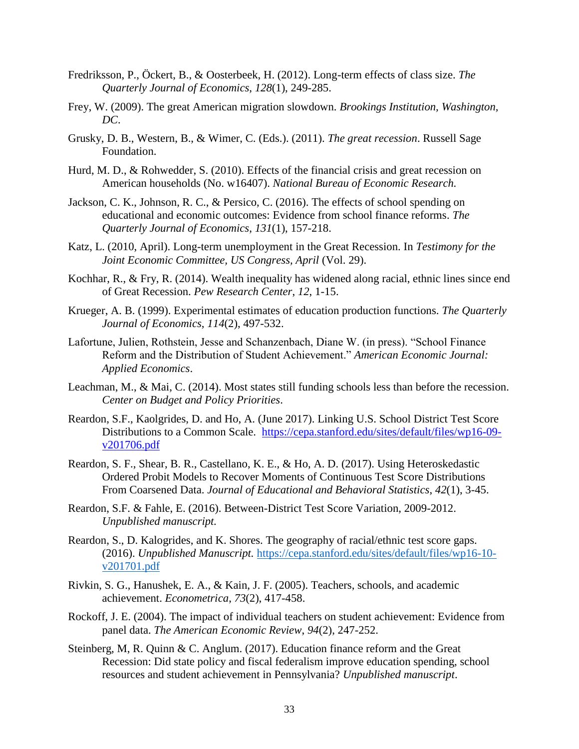Fredriksson, P., Öckert, B., & Oosterbeek, H. (2012). Long-term effects of class size. *The Quarterly Journal of Economics*, *128*(1), 249-285.

Frey, W. (2009). The great American migration slowdown. *Brookings Institution, Washington, DC*.

Grusky, D. B., Western, B., & Wimer, C. (Eds.). (2011). *The great recession*. Russell Sage Foundation.

Hurd, M. D., & Rohwedder, S. (2010). Effects of the financial crisis and great recession on American households (No. w16407). *National Bureau of Economic Research.*

Jackson, C. K., Johnson, R. C., & Persico, C. (2016). The effects of school spending on educational and economic outcomes: Evidence from school finance reforms. *The Quarterly Journal of Economics*, *131*(1), 157-218.

Katz, L. (2010, April). Long-term unemployment in the Great Recession. In *Testimony for the Joint Economic Committee, US Congress, April* (Vol. 29).

Kochhar, R., & Fry, R. (2014). Wealth inequality has widened along racial, ethnic lines since end of Great Recession. *Pew Research Center*, *12*, 1-15.

Krueger, A. B. (1999). Experimental estimates of education production functions. *The Quarterly Journal of Economics*, *114*(2), 497-532.

Lafortune, Julien, Rothstein, Jesse and Schanzenbach, Diane W. (in press). "School Finance Reform and the Distribution of Student Achievement." *American Economic Journal: Applied Economics*.

Leachman, M., & Mai, C. (2014). Most states still funding schools less than before the recession. *Center on Budget and Policy Priorities*.

Reardon, S.F., Kaolgrides, D. and Ho, A. (June 2017). Linking U.S. School District Test Score Distributions to a Common Scale. [https://cepa.stanford.edu/sites/default/files/wp16-09-v201706.pdf](https://cepa.stanford.edu/sites/default/files/wp16-09-v201706.pdf)

Reardon, S. F., Shear, B. R., Castellano, K. E., & Ho, A. D. (2017). Using Heteroskedastic Ordered Probit Models to Recover Moments of Continuous Test Score Distributions From Coarsened Data. *Journal of Educational and Behavioral Statistics*, *42*(1), 3-45.

Reardon, S.F. & Fahle, E. (2016). Between-District Test Score Variation, 2009-2012. *Unpublished manuscript.*

Reardon, S., D. Kalogrides, and K. Shores. The geography of racial/ethnic test score gaps. (2016). *Unpublished Manuscript.* [https://cepa.stanford.edu/sites/default/files/wp16-10-v201701.pdf](https://cepa.stanford.edu/sites/default/files/wp16-10-v201701.pdf)

Rivkin, S. G., Hanushek, E. A., & Kain, J. F. (2005). Teachers, schools, and academic achievement. *Econometrica*, *73*(2), 417-458.

Rockoff, J. E. (2004). The impact of individual teachers on student achievement: Evidence from panel data. *The American Economic Review*, *94*(2), 247-252.

Steinberg, M, R. Quinn & C. Anglum. (2017). Education finance reform and the Great Recession: Did state policy and fiscal federalism improve education spending, school resources and student achievement in Pennsylvania? *Unpublished manuscript*.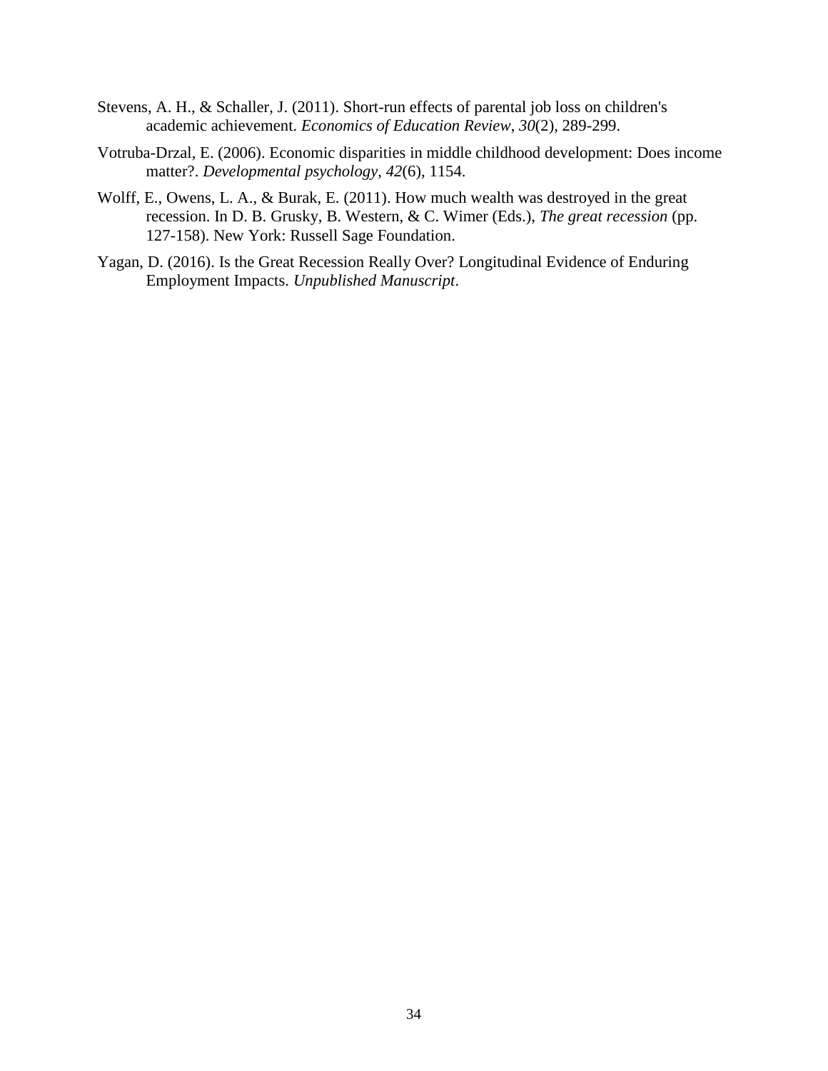Stevens, A. H., & Schaller, J. (2011). Short-run effects of parental job loss on children's academic achievement. *Economics of Education Review*, *30*(2), 289-299.

Votruba-Drzal, E. (2006). Economic disparities in middle childhood development: Does income matter?. *Developmental psychology*, *42*(6), 1154.

Wolff, E., Owens, L. A., & Burak, E. (2011). How much wealth was destroyed in the great recession. In D. B. Grusky, B. Western, & C. Wimer (Eds.), *The great recession* (pp. 127-158). New York: Russell Sage Foundation.

Yagan, D. (2016). Is the Great Recession Really Over? Longitudinal Evidence of Enduring Employment Impacts. *Unpublished Manuscript*.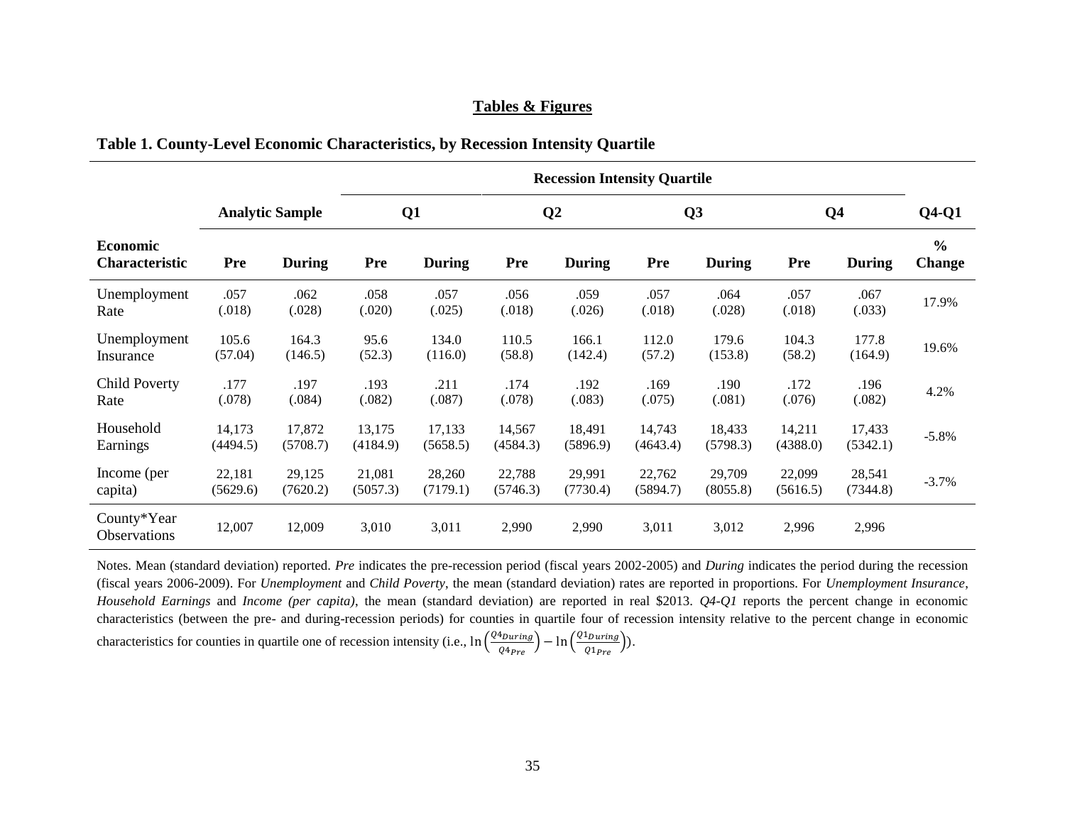## Tables & Figures

**Table 1. County-Level Economic Characteristics, by Recession Intensity Quartile**

| | Analytic Sample | | Recession Intensity Quartile | | | | | | | | |
|---|---|---|---|---|---|---|---|---|---|---|---|
| | | | Q1 | | Q2 | | Q3 | | Q4 | | Q4-Q1 |
| **Economic Characteristic** | **Pre** | **During** | **Pre** | **During** | **Pre** | **During** | **Pre** | **During** | **Pre** | **During** | **% Change** |
| Unemployment Rate | .057 (.018) | .062 (.028) | .058 (.020) | .057 (.025) | .056 (.018) | .059 (.026) | .057 (.018) | .064 (.028) | .057 (.018) | .067 (.033) | 17.9% |
| Unemployment Insurance | 105.6 (57.04) | 164.3 (146.5) | 95.6 (52.3) | 134.0 (116.0) | 110.5 (58.8) | 166.1 (142.4) | 112.0 (57.2) | 179.6 (153.8) | 104.3 (58.2) | 177.8 (164.9) | 19.6% |
| Child Poverty Rate | .177 (.078) | .197 (.084) | .193 (.082) | .211 (.087) | .174 (.078) | .192 (.083) | .169 (.075) | .190 (.081) | .172 (.076) | .196 (.082) | 4.2% |
| Household Earnings | 14,173 (4494.5) | 17,872 (5708.7) | 13,175 (4184.9) | 17,133 (5658.5) | 14,567 (4584.3) | 18,491 (5896.9) | 14,743 (4643.4) | 18,433 (5798.3) | 14,211 (4388.0) | 17,433 (5342.1) | -5.8% |
| Income (per capita) | 22,181 (5629.6) | 29,125 (7620.2) | 21,081 (5057.3) | 28,260 (7179.1) | 22,788 (5746.3) | 29,991 (7730.4) | 22,762 (5894.7) | 29,709 (8055.8) | 22,099 (5616.5) | 28,541 (7344.8) | -3.7% |
| County*Year Observations | 12,007 | 12,009 | 3,010 | 3,011 | 2,990 | 2,990 | 3,011 | 3,012 | 2,996 | 2,996 | |

Notes. Mean (standard deviation) reported. *Pre* indicates the pre-recession period (fiscal years 2002-2005) and *During* indicates the period during the recession (fiscal years 2006-2009). For *Unemployment* and *Child Poverty*, the mean (standard deviation) rates are reported in proportions. For *Unemployment Insurance*, *Household Earnings* and *Income (per capita)*, the mean (standard deviation) are reported in real $2013. *Q4-Q1* reports the percent change in economic characteristics (between the pre- and during-recession periods) for counties in quartile four of recession intensity relative to the percent change in economic characteristics for counties in quartile one of recession intensity (i.e., $\ln\left(\frac{Q4_{During}}{Q4_{Pre}}\right) - \ln\left(\frac{Q1_{During}}{Q1_{Pre}}\right)$).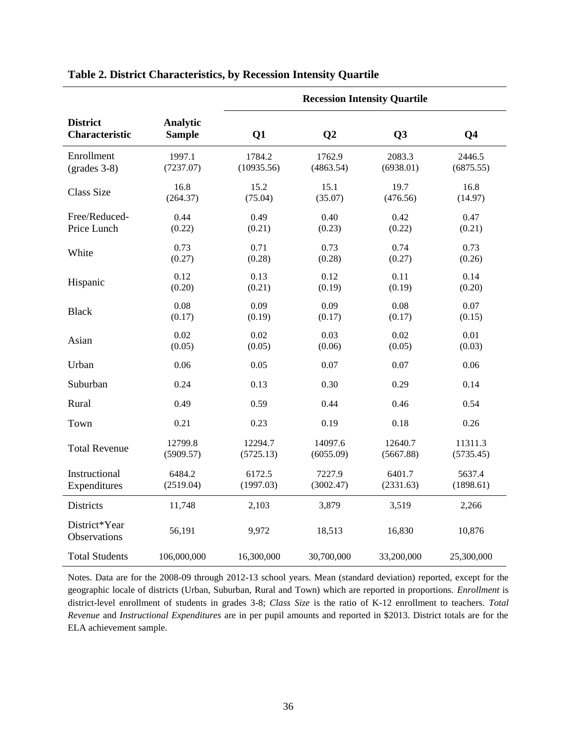**Table 2. District Characteristics, by Recession Intensity Quartile**

| District Characteristic | Analytic Sample | Recession Intensity Quartile | | | |
|---|---|---|---|---|---|
| | | Q1 | Q2 | Q3 | Q4 |
| Enrollment (grades 3-8) | 1997.1<br>(7237.07) | 1784.2<br>(10935.56) | 1762.9<br>(4863.54) | 2083.3<br>(6938.01) | 2446.5<br>(6875.55) |
| Class Size | 16.8<br>(264.37) | 15.2<br>(75.04) | 15.1<br>(35.07) | 19.7<br>(476.56) | 16.8<br>(14.97) |
| Free/Reduced-Price Lunch | 0.44<br>(0.22) | 0.49<br>(0.21) | 0.40<br>(0.23) | 0.42<br>(0.22) | 0.47<br>(0.21) |
| White | 0.73<br>(0.27) | 0.71<br>(0.28) | 0.73<br>(0.28) | 0.74<br>(0.27) | 0.73<br>(0.26) |
| Hispanic | 0.12<br>(0.20) | 0.13<br>(0.21) | 0.12<br>(0.19) | 0.11<br>(0.19) | 0.14<br>(0.20) |
| Black | 0.08<br>(0.17) | 0.09<br>(0.19) | 0.09<br>(0.17) | 0.08<br>(0.17) | 0.07<br>(0.15) |
| Asian | 0.02<br>(0.05) | 0.02<br>(0.05) | 0.03<br>(0.06) | 0.02<br>(0.05) | 0.01<br>(0.03) |
| Urban | 0.06 | 0.05 | 0.07 | 0.07 | 0.06 |
| Suburban | 0.24 | 0.13 | 0.30 | 0.29 | 0.14 |
| Rural | 0.49 | 0.59 | 0.44 | 0.46 | 0.54 |
| Town | 0.21 | 0.23 | 0.19 | 0.18 | 0.26 |
| Total Revenue | 12799.8<br>(5909.57) | 12294.7<br>(5725.13) | 14097.6<br>(6055.09) | 12640.7<br>(5667.88) | 11311.3<br>(5735.45) |
| Instructional Expenditures | 6484.2<br>(2519.04) | 6172.5<br>(1997.03) | 7227.9<br>(3002.47) | 6401.7<br>(2331.63) | 5637.4<br>(1898.61) |
| Districts | 11,748 | 2,103 | 3,879 | 3,519 | 2,266 |
| District*Year Observations | 56,191 | 9,972 | 18,513 | 16,830 | 10,876 |
| Total Students | 106,000,000 | 16,300,000 | 30,700,000 | 33,200,000 | 25,300,000 |

Notes. Data are for the 2008-09 through 2012-13 school years. Mean (standard deviation) reported, except for the geographic locale of districts (Urban, Suburban, Rural and Town) which are reported in proportions. *Enrollment* is district-level enrollment of students in grades 3-8; *Class Size* is the ratio of K-12 enrollment to teachers. *Total Revenue* and *Instructional Expenditures* are in per pupil amounts and reported in \$2013. District totals are for the ELA achievement sample.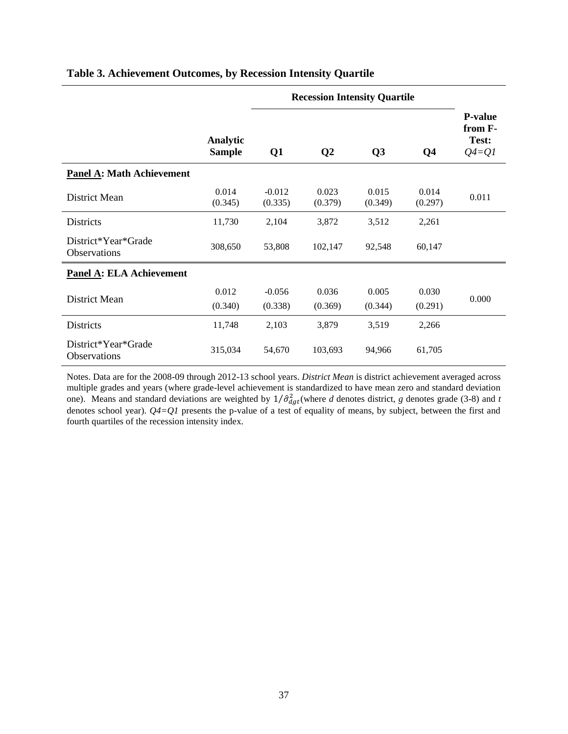**Table 3. Achievement Outcomes, by Recession Intensity Quartile**

| | Analytic Sample | Recession Intensity Quartile | | | | P-value from F-Test: *Q4=Q1* |
|---|---|---|---|---|---|---|
| | | Q1 | Q2 | Q3 | Q4 | |
| **Panel A: Math Achievement** | | | | | | |
| District Mean | 0.014<br>(0.345) | -0.012<br>(0.335) | 0.023<br>(0.379) | 0.015<br>(0.349) | 0.014<br>(0.297) | 0.011 |
| Districts | 11,730 | 2,104 | 3,872 | 3,512 | 2,261 | |
| District*Year*Grade Observations | 308,650 | 53,808 | 102,147 | 92,548 | 60,147 | |
| **Panel A: ELA Achievement** | | | | | | |
| District Mean | 0.012<br>(0.340) | -0.056<br>(0.338) | 0.036<br>(0.369) | 0.005<br>(0.344) | 0.030<br>(0.291) | 0.000 |
| Districts | 11,748 | 2,103 | 3,879 | 3,519 | 2,266 | |
| District*Year*Grade Observations | 315,034 | 54,670 | 103,693 | 94,966 | 61,705 | |

Notes. Data are for the 2008-09 through 2012-13 school years. *District Mean* is district achievement averaged across multiple grades and years (where grade-level achievement is standardized to have mean zero and standard deviation one). Means and standard deviations are weighted by $1/\hat{\sigma}^2_{dgt}$ (where *d* denotes district, *g* denotes grade (3-8) and *t* denotes school year). *Q4=Q1* presents the p-value of a test of equality of means, by subject, between the first and fourth quartiles of the recession intensity index.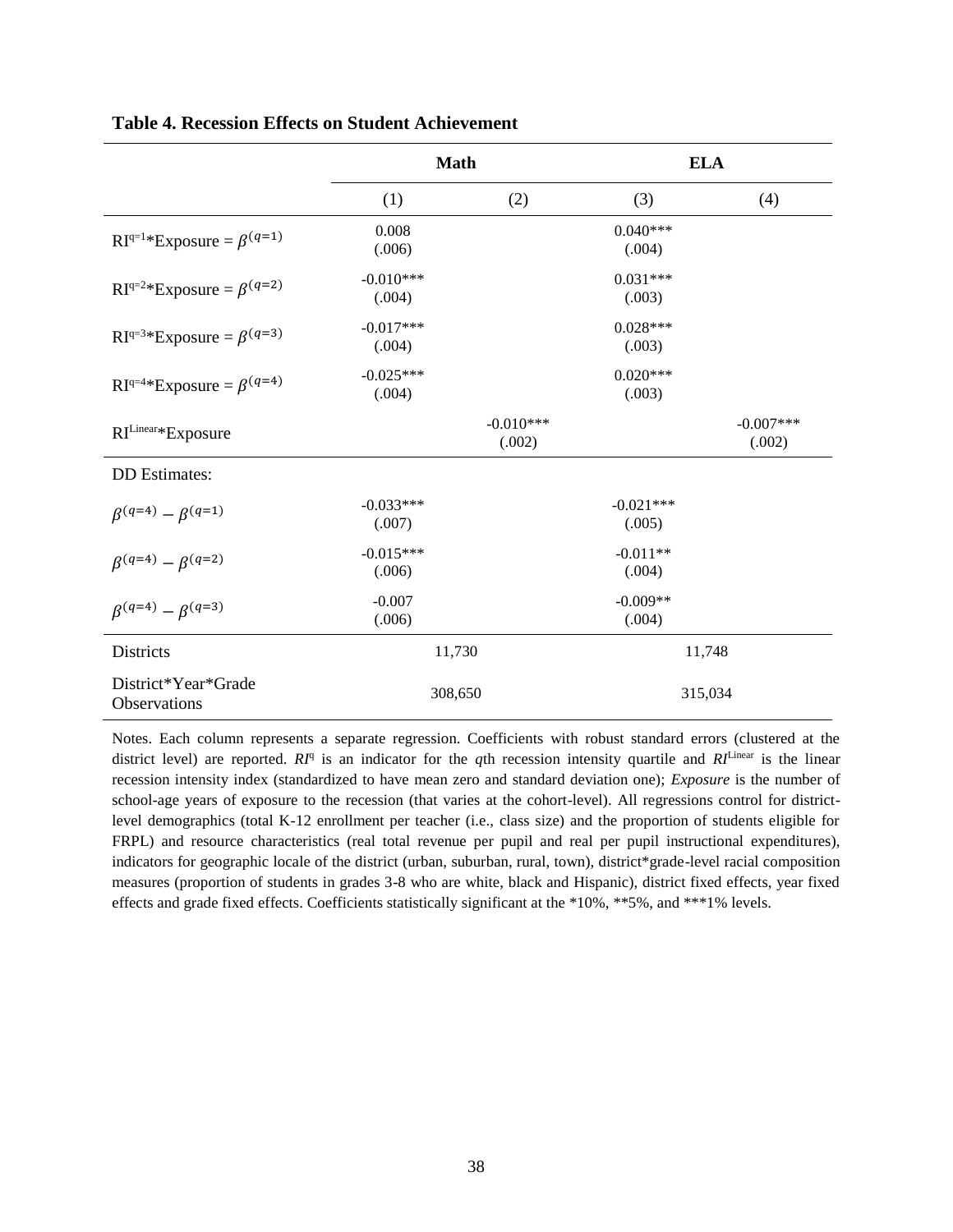**Table 4. Recession Effects on Student Achievement**

| | Math | | ELA | |
|---|---|---|---|---|
| | (1) | (2) | (3) | (4) |
| $RI^{q=1}$*Exposure = $\beta^{(q=1)}$ | 0.008<br>(.006) | | 0.040***<br>(.004) | |
| $RI^{q=2}$*Exposure = $\beta^{(q=2)}$ | -0.010***<br>(.004) | | 0.031***<br>(.003) | |
| $RI^{q=3}$*Exposure = $\beta^{(q=3)}$ | -0.017***<br>(.004) | | 0.028***<br>(.003) | |
| $RI^{q=4}$*Exposure = $\beta^{(q=4)}$ | -0.025***<br>(.004) | | 0.020***<br>(.003) | |
| $RI^{Linear}$*Exposure | | -0.010***<br>(.002) | | -0.007***<br>(.002) |
| DD Estimates: | | | | |
| $\beta^{(q=4)} - \beta^{(q=1)}$ | -0.033***<br>(.007) | | -0.021***<br>(.005) | |
| $\beta^{(q=4)} - \beta^{(q=2)}$ | -0.015***<br>(.006) | | -0.011**<br>(.004) | |
| $\beta^{(q=4)} - \beta^{(q=3)}$ | -0.007<br>(.006) | | -0.009**<br>(.004) | |
| Districts | 11,730 | | 11,748 | |
| District*Year*Grade Observations | 308,650 | | 315,034 | |

Notes. Each column represents a separate regression. Coefficients with robust standard errors (clustered at the district level) are reported. $RI^q$ is an indicator for the *q*th recession intensity quartile and $RI^{Linear}$ is the linear recession intensity index (standardized to have mean zero and standard deviation one); *Exposure* is the number of school-age years of exposure to the recession (that varies at the cohort-level). All regressions control for district-level demographics (total K-12 enrollment per teacher (i.e., class size) and the proportion of students eligible for FRPL) and resource characteristics (real total revenue per pupil and real per pupil instructional expenditures), indicators for geographic locale of the district (urban, suburban, rural, town), district*grade-level racial composition measures (proportion of students in grades 3-8 who are white, black and Hispanic), district fixed effects, year fixed effects and grade fixed effects. Coefficients statistically significant at the *10%, **5%, and ***1% levels.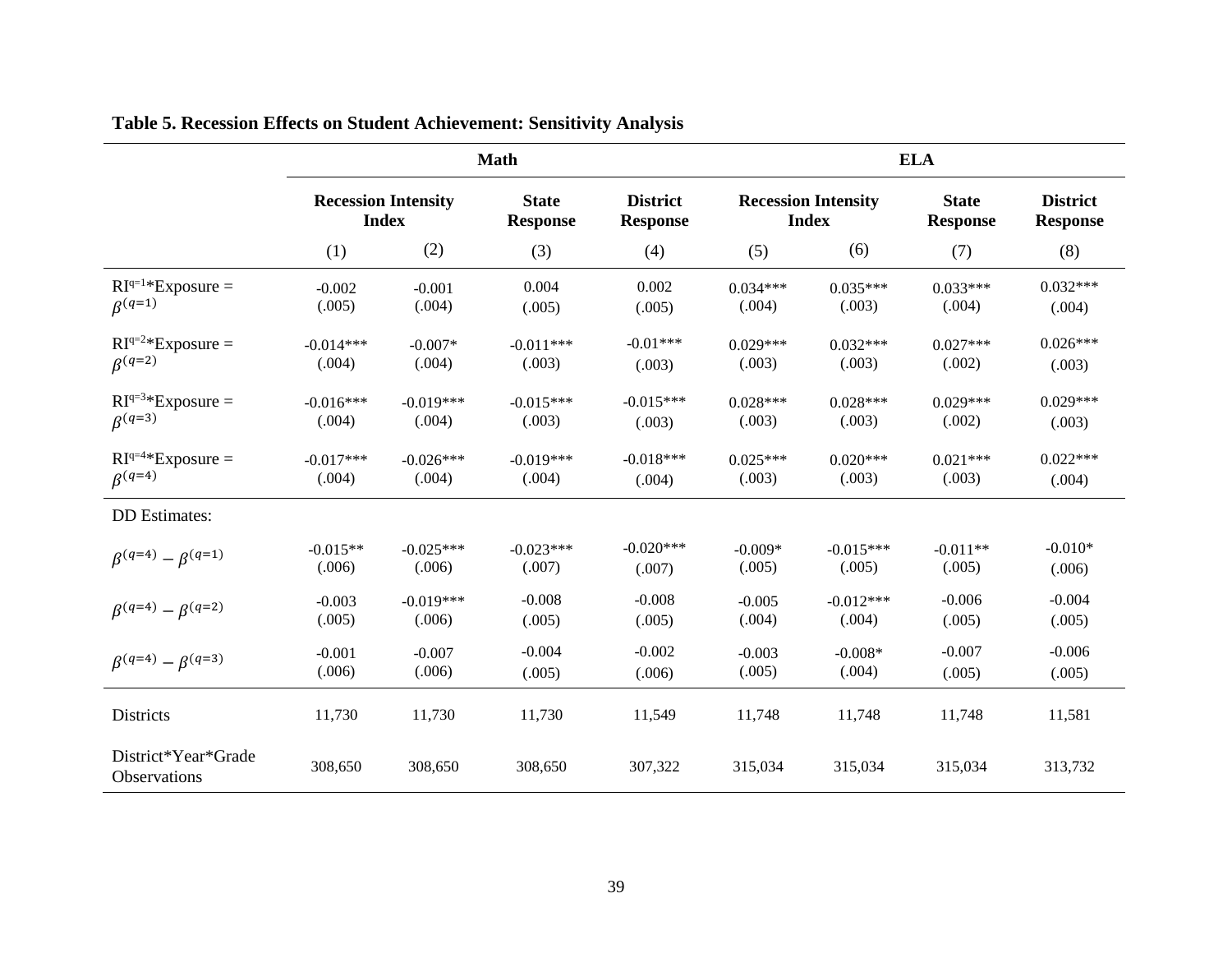**Table 5. Recession Effects on Student Achievement: Sensitivity Analysis**

| | Math | | | | ELA | | | |
|---|---|---|---|---|---|---|---|---|
| | Recession Intensity Index | | State Response | District Response | Recession Intensity Index | | State Response | District Response |
| | (1) | (2) | (3) | (4) | (5) | (6) | (7) | (8) |
| RI$^{q=1}$*Exposure = $\beta^{(q=1)}$ | -0.002 | -0.001 | 0.004 | 0.002 | 0.034*** | 0.035*** | 0.033*** | 0.032*** |
| | (.005) | (.004) | (.005) | (.005) | (.004) | (.003) | (.004) | (.004) |
| RI$^{q=2}$*Exposure = $\beta^{(q=2)}$ | -0.014*** | -0.007* | -0.011*** | -0.01*** | 0.029*** | 0.032*** | 0.027*** | 0.026*** |
| | (.004) | (.004) | (.003) | (.003) | (.003) | (.003) | (.002) | (.003) |
| RI$^{q=3}$*Exposure = $\beta^{(q=3)}$ | -0.016*** | -0.019*** | -0.015*** | -0.015*** | 0.028*** | 0.028*** | 0.029*** | 0.029*** |
| | (.004) | (.004) | (.003) | (.003) | (.003) | (.003) | (.002) | (.003) |
| RI$^{q=4}$*Exposure = $\beta^{(q=4)}$ | -0.017*** | -0.026*** | -0.019*** | -0.018*** | 0.025*** | 0.020*** | 0.021*** | 0.022*** |
| | (.004) | (.004) | (.004) | (.004) | (.003) | (.003) | (.003) | (.004) |
| DD Estimates: | | | | | | | | |
| $\beta^{(q=4)} - \beta^{(q=1)}$ | -0.015** | -0.025*** | -0.023*** | -0.020*** | -0.009* | -0.015*** | -0.011** | -0.010* |
| | (.006) | (.006) | (.007) | (.007) | (.005) | (.005) | (.005) | (.006) |
| $\beta^{(q=4)} - \beta^{(q=2)}$ | -0.003 | -0.019*** | -0.008 | -0.008 | -0.005 | -0.012*** | -0.006 | -0.004 |
| | (.005) | (.006) | (.005) | (.005) | (.004) | (.004) | (.005) | (.005) |
| $\beta^{(q=4)} - \beta^{(q=3)}$ | -0.001 | -0.007 | -0.004 | -0.002 | -0.003 | -0.008* | -0.007 | -0.006 |
| | (.006) | (.006) | (.005) | (.006) | (.005) | (.004) | (.005) | (.005) |
| Districts | 11,730 | 11,730 | 11,730 | 11,549 | 11,748 | 11,748 | 11,748 | 11,581 |
| District*Year*Grade Observations | 308,650 | 308,650 | 308,650 | 307,322 | 315,034 | 315,034 | 315,034 | 313,732 |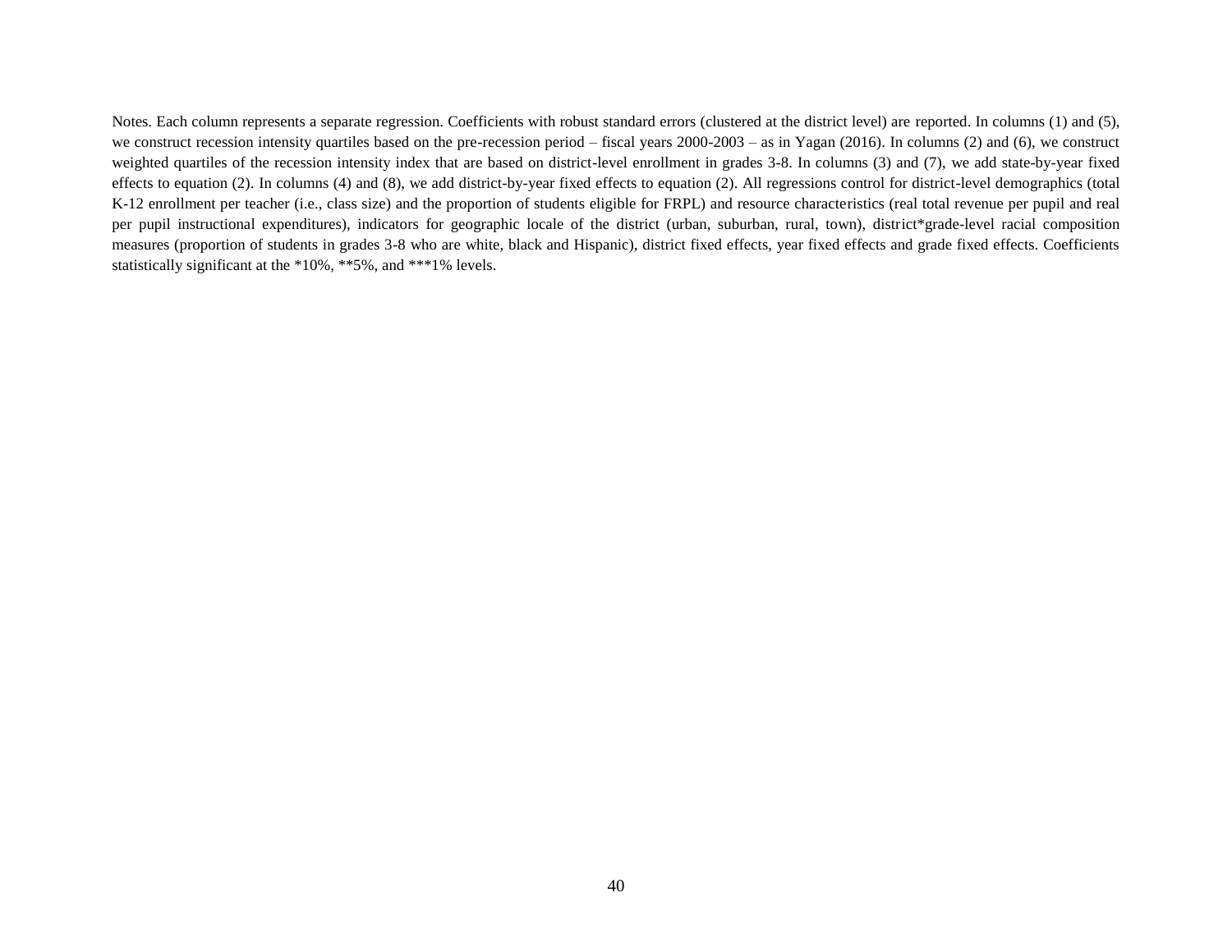Notes. Each column represents a separate regression. Coefficients with robust standard errors (clustered at the district level) are reported. In columns (1) and (5), we construct recession intensity quartiles based on the pre-recession period – fiscal years 2000-2003 – as in Yagan (2016). In columns (2) and (6), we construct weighted quartiles of the recession intensity index that are based on district-level enrollment in grades 3-8. In columns (3) and (7), we add state-by-year fixed effects to equation (2). In columns (4) and (8), we add district-by-year fixed effects to equation (2). All regressions control for district-level demographics (total K-12 enrollment per teacher (i.e., class size) and the proportion of students eligible for FRPL) and resource characteristics (real total revenue per pupil and real per pupil instructional expenditures), indicators for geographic locale of the district (urban, suburban, rural, town), district*grade-level racial composition measures (proportion of students in grades 3-8 who are white, black and Hispanic), district fixed effects, year fixed effects and grade fixed effects. Coefficients statistically significant at the *10%, **5%, and ***1% levels.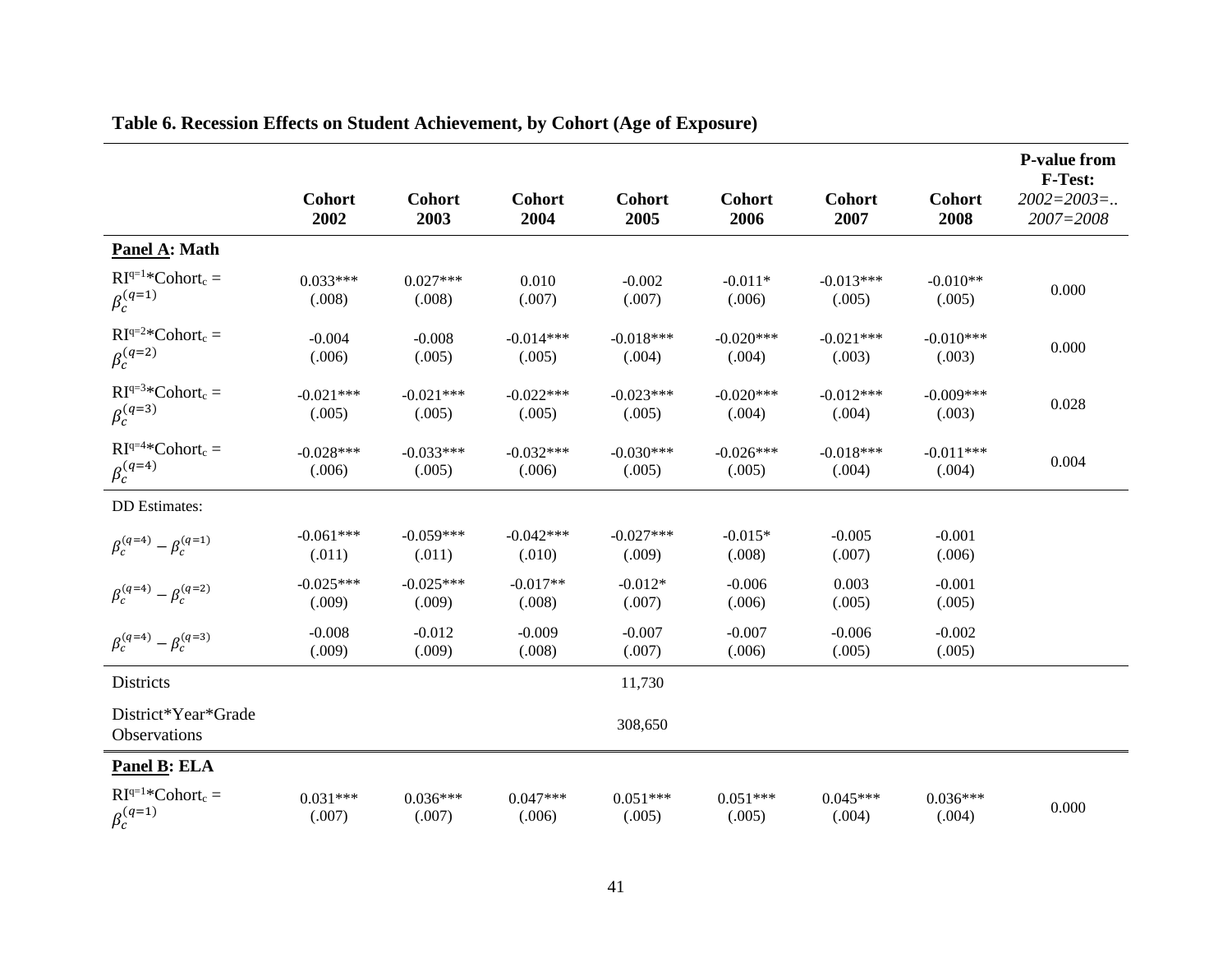**Table 6. Recession Effects on Student Achievement, by Cohort (Age of Exposure)**

| | Cohort 2002 | Cohort 2003 | Cohort 2004 | Cohort 2005 | Cohort 2006 | Cohort 2007 | Cohort 2008 | P-value from F-Test: *2002=2003=.. 2007=2008* |
|---|---|---|---|---|---|---|---|---|
| **Panel A: Math** | | | | | | | | |
| $RI^{q=1}$*Cohort$_c$ = $\beta_c^{(q=1)}$ | 0.033*** (.008) | 0.027*** (.008) | 0.010 (.007) | -0.002 (.007) | -0.011* (.006) | -0.013*** (.005) | -0.010** (.005) | 0.000 |
| $RI^{q=2}$*Cohort$_c$ = $\beta_c^{(q=2)}$ | -0.004 (.006) | -0.008 (.005) | -0.014*** (.005) | -0.018*** (.004) | -0.020*** (.004) | -0.021*** (.003) | -0.010*** (.003) | 0.000 |
| $RI^{q=3}$*Cohort$_c$ = $\beta_c^{(q=3)}$ | -0.021*** (.005) | -0.021*** (.005) | -0.022*** (.005) | -0.023*** (.005) | -0.020*** (.004) | -0.012*** (.004) | -0.009*** (.003) | 0.028 |
| $RI^{q=4}$*Cohort$_c$ = $\beta_c^{(q=4)}$ | -0.028*** (.006) | -0.033*** (.005) | -0.032*** (.006) | -0.030*** (.005) | -0.026*** (.005) | -0.018*** (.004) | -0.011*** (.004) | 0.004 |
| DD Estimates: | | | | | | | | |
| $\beta_c^{(q=4)} - \beta_c^{(q=1)}$ | -0.061*** (.011) | -0.059*** (.011) | -0.042*** (.010) | -0.027*** (.009) | -0.015* (.008) | -0.005 (.007) | -0.001 (.006) | |
| $\beta_c^{(q=4)} - \beta_c^{(q=2)}$ | -0.025*** (.009) | -0.025*** (.009) | -0.017** (.008) | -0.012* (.007) | -0.006 (.006) | 0.003 (.005) | -0.001 (.005) | |
| $\beta_c^{(q=4)} - \beta_c^{(q=3)}$ | -0.008 (.009) | -0.012 (.009) | -0.009 (.008) | -0.007 (.007) | -0.007 (.006) | -0.006 (.005) | -0.002 (.005) | |
| Districts | | | | 11,730 | | | | |
| District*Year*Grade Observations | | | | 308,650 | | | | |
| **Panel B: ELA** | | | | | | | | |
| $RI^{q=1}$*Cohort$_c$ = $\beta_c^{(q=1)}$ | 0.031*** (.007) | 0.036*** (.007) | 0.047*** (.006) | 0.051*** (.005) | 0.051*** (.005) | 0.045*** (.004) | 0.036*** (.004) | 0.000 |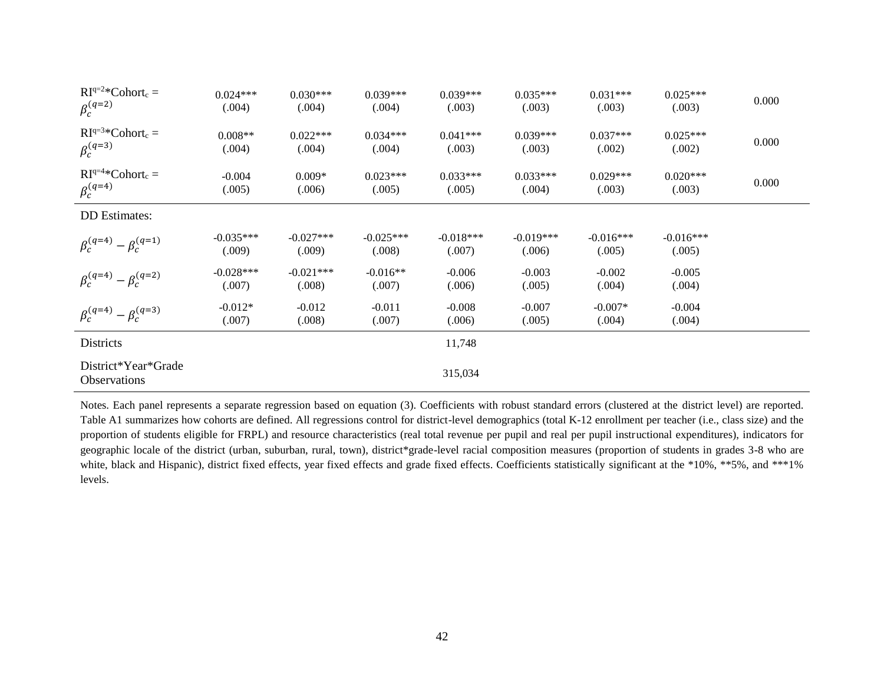| | | | | | | | | |
|---|---|---|---|---|---|---|---|---|
| $RI^{q=2}$*$Cohort_c$ = $\beta_c^{(q=2)}$ | 0.024*** (.004) | 0.030*** (.004) | 0.039*** (.004) | 0.039*** (.003) | 0.035*** (.003) | 0.031*** (.003) | 0.025*** (.003) | 0.000 |
| $RI^{q=3}$*$Cohort_c$ = $\beta_c^{(q=3)}$ | 0.008** (.004) | 0.022*** (.004) | 0.034*** (.004) | 0.041*** (.003) | 0.039*** (.003) | 0.037*** (.002) | 0.025*** (.002) | 0.000 |
| $RI^{q=4}$*$Cohort_c$ = $\beta_c^{(q=4)}$ | -0.004 (.005) | 0.009* (.006) | 0.023*** (.005) | 0.033*** (.005) | 0.033*** (.004) | 0.029*** (.003) | 0.020*** (.003) | 0.000 |
| DD Estimates: | | | | | | | | |
| $\beta_c^{(q=4)} - \beta_c^{(q=1)}$ | -0.035*** (.009) | -0.027*** (.009) | -0.025*** (.008) | -0.018*** (.007) | -0.019*** (.006) | -0.016*** (.005) | -0.016*** (.005) | |
| $\beta_c^{(q=4)} - \beta_c^{(q=2)}$ | -0.028*** (.007) | -0.021*** (.008) | -0.016** (.007) | -0.006 (.006) | -0.003 (.005) | -0.002 (.004) | -0.005 (.004) | |
| $\beta_c^{(q=4)} - \beta_c^{(q=3)}$ | -0.012* (.007) | -0.012 (.008) | -0.011 (.007) | -0.008 (.006) | -0.007 (.005) | -0.007* (.004) | -0.004 (.004) | |
| Districts | | | | 11,748 | | | | |
| District*Year*Grade Observations | | | | 315,034 | | | | |

Notes. Each panel represents a separate regression based on equation (3). Coefficients with robust standard errors (clustered at the district level) are reported. Table A1 summarizes how cohorts are defined. All regressions control for district-level demographics (total K-12 enrollment per teacher (i.e., class size) and the proportion of students eligible for FRPL) and resource characteristics (real total revenue per pupil and real per pupil instructional expenditures), indicators for geographic locale of the district (urban, suburban, rural, town), district*grade-level racial composition measures (proportion of students in grades 3-8 who are white, black and Hispanic), district fixed effects, year fixed effects and grade fixed effects. Coefficients statistically significant at the *10%, **5%, and ***1% levels.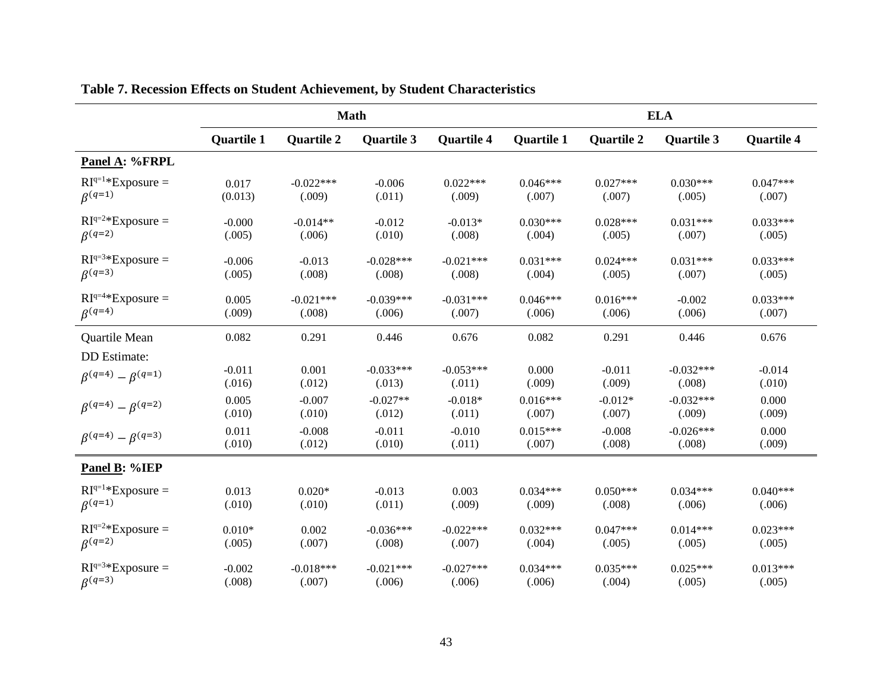**Table 7. Recession Effects on Student Achievement, by Student Characteristics**

| | Math | | | | ELA | | | |
|---|---|---|---|---|---|---|---|---|
| | Quartile 1 | Quartile 2 | Quartile 3 | Quartile 4 | Quartile 1 | Quartile 2 | Quartile 3 | Quartile 4 |
| **Panel A: %FRPL** | | | | | | | | |
| $RI^{q=1}$*Exposure = $\beta^{(q=1)}$ | 0.017<br>(0.013) | -0.022***<br>(.009) | -0.006<br>(.011) | 0.022***<br>(.009) | 0.046***<br>(.007) | 0.027***<br>(.007) | 0.030***<br>(.005) | 0.047***<br>(.007) |
| $RI^{q=2}$*Exposure = $\beta^{(q=2)}$ | -0.000<br>(.005) | -0.014**<br>(.006) | -0.012<br>(.010) | -0.013*<br>(.008) | 0.030***<br>(.004) | 0.028***<br>(.005) | 0.031***<br>(.007) | 0.033***<br>(.005) |
| $RI^{q=3}$*Exposure = $\beta^{(q=3)}$ | -0.006<br>(.005) | -0.013<br>(.008) | -0.028***<br>(.008) | -0.021***<br>(.008) | 0.031***<br>(.004) | 0.024***<br>(.005) | 0.031***<br>(.007) | 0.033***<br>(.005) |
| $RI^{q=4}$*Exposure = $\beta^{(q=4)}$ | 0.005<br>(.009) | -0.021***<br>(.008) | -0.039***<br>(.006) | -0.031***<br>(.007) | 0.046***<br>(.006) | 0.016***<br>(.006) | -0.002<br>(.006) | 0.033***<br>(.007) |
| Quartile Mean | 0.082 | 0.291 | 0.446 | 0.676 | 0.082 | 0.291 | 0.446 | 0.676 |
| DD Estimate: | | | | | | | | |
| $\beta^{(q=4)} - \beta^{(q=1)}$ | -0.011<br>(.016) | 0.001<br>(.012) | -0.033***<br>(.013) | -0.053***<br>(.011) | 0.000<br>(.009) | -0.011<br>(.009) | -0.032***<br>(.008) | -0.014<br>(.010) |
| $\beta^{(q=4)} - \beta^{(q=2)}$ | 0.005<br>(.010) | -0.007<br>(.010) | -0.027**<br>(.012) | -0.018*<br>(.011) | 0.016***<br>(.007) | -0.012*<br>(.007) | -0.032***<br>(.009) | 0.000<br>(.009) |
| $\beta^{(q=4)} - \beta^{(q=3)}$ | 0.011<br>(.010) | -0.008<br>(.012) | -0.011<br>(.010) | -0.010<br>(.011) | 0.015***<br>(.007) | -0.008<br>(.008) | -0.026***<br>(.008) | 0.000<br>(.009) |
| **Panel B: %IEP** | | | | | | | | |
| $RI^{q=1}$*Exposure = $\beta^{(q=1)}$ | 0.013<br>(.010) | 0.020*<br>(.010) | -0.013<br>(.011) | 0.003<br>(.009) | 0.034***<br>(.009) | 0.050***<br>(.008) | 0.034***<br>(.006) | 0.040***<br>(.006) |
| $RI^{q=2}$*Exposure = $\beta^{(q=2)}$ | 0.010*<br>(.005) | 0.002<br>(.007) | -0.036***<br>(.008) | -0.022***<br>(.007) | 0.032***<br>(.004) | 0.047***<br>(.005) | 0.014***<br>(.005) | 0.023***<br>(.005) |
| $RI^{q=3}$*Exposure = $\beta^{(q=3)}$ | -0.002<br>(.008) | -0.018***<br>(.007) | -0.021***<br>(.006) | -0.027***<br>(.006) | 0.034***<br>(.006) | 0.035***<br>(.004) | 0.025***<br>(.005) | 0.013***<br>(.005) |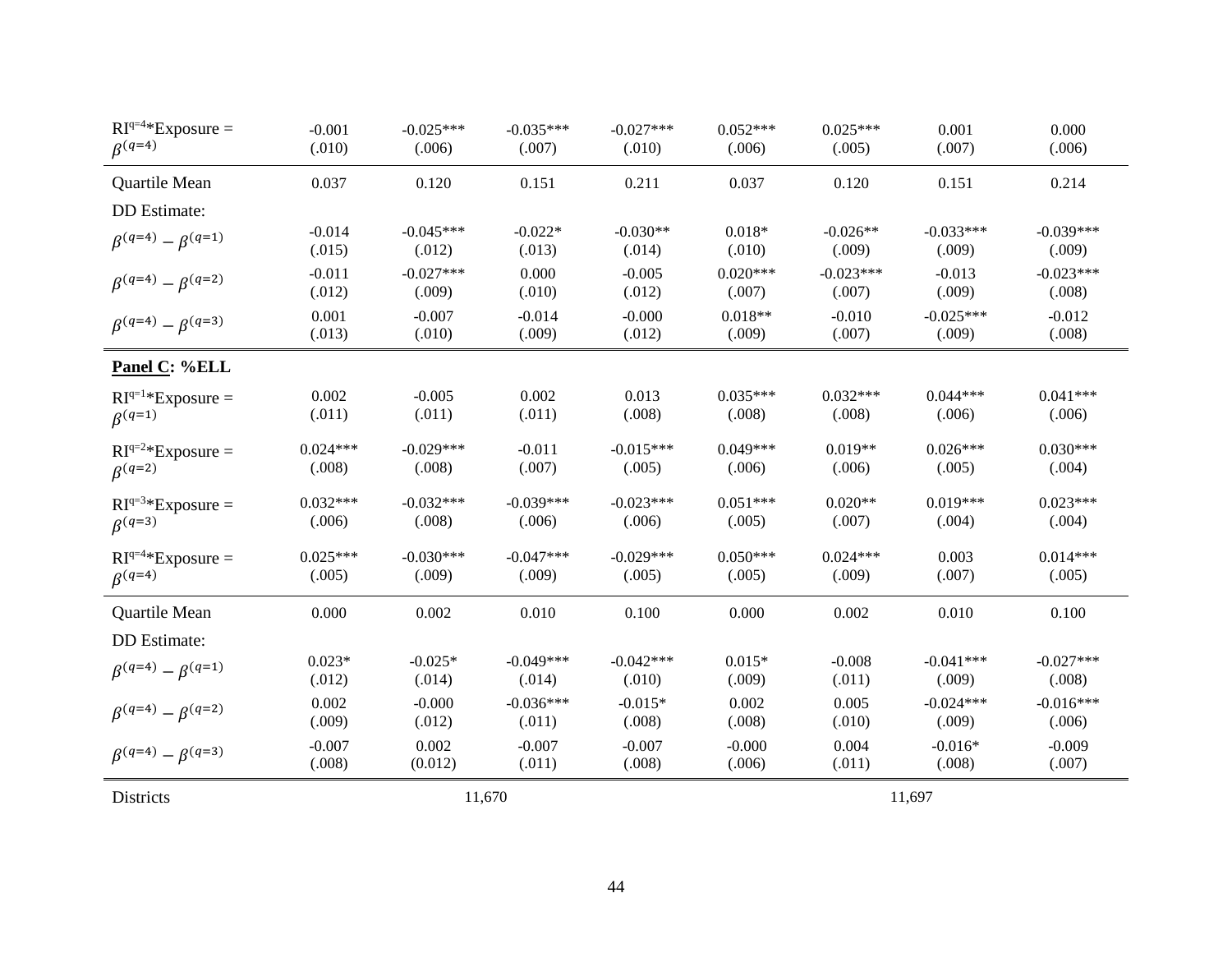| | | | | | | | | |
|---|---|---|---|---|---|---|---|---|
| RI$^{q=4}$*Exposure = $\beta^{(q=4)}$ | -0.001<br>(.010) | -0.025***<br>(.006) | -0.035***<br>(.007) | -0.027***<br>(.010) | 0.052***<br>(.006) | 0.025***<br>(.005) | 0.001<br>(.007) | 0.000<br>(.006) |
| Quartile Mean | 0.037 | 0.120 | 0.151 | 0.211 | 0.037 | 0.120 | 0.151 | 0.214 |
| DD Estimate: | | | | | | | | |
| $\beta^{(q=4)} - \beta^{(q=1)}$ | -0.014<br>(.015) | -0.045***<br>(.012) | -0.022*<br>(.013) | -0.030**<br>(.014) | 0.018*<br>(.010) | -0.026**<br>(.009) | -0.033***<br>(.009) | -0.039***<br>(.009) |
| $\beta^{(q=4)} - \beta^{(q=2)}$ | -0.011<br>(.012) | -0.027***<br>(.009) | 0.000<br>(.010) | -0.005<br>(.012) | 0.020***<br>(.007) | -0.023***<br>(.007) | -0.013<br>(.009) | -0.023***<br>(.008) |
| $\beta^{(q=4)} - \beta^{(q=3)}$ | 0.001<br>(.013) | -0.007<br>(.010) | -0.014<br>(.009) | -0.000<br>(.012) | 0.018**<br>(.009) | -0.010<br>(.007) | -0.025***<br>(.009) | -0.012<br>(.008) |
| **Panel C: %ELL** | | | | | | | | |
| RI$^{q=1}$*Exposure = $\beta^{(q=1)}$ | 0.002<br>(.011) | -0.005<br>(.011) | 0.002<br>(.011) | 0.013<br>(.008) | 0.035***<br>(.008) | 0.032***<br>(.008) | 0.044***<br>(.006) | 0.041***<br>(.006) |
| RI$^{q=2}$*Exposure = $\beta^{(q=2)}$ | 0.024***<br>(.008) | -0.029***<br>(.008) | -0.011<br>(.007) | -0.015***<br>(.005) | 0.049***<br>(.006) | 0.019**<br>(.006) | 0.026***<br>(.005) | 0.030***<br>(.004) |
| RI$^{q=3}$*Exposure = $\beta^{(q=3)}$ | 0.032***<br>(.006) | -0.032***<br>(.008) | -0.039***<br>(.006) | -0.023***<br>(.006) | 0.051***<br>(.005) | 0.020**<br>(.007) | 0.019***<br>(.004) | 0.023***<br>(.004) |
| RI$^{q=4}$*Exposure = $\beta^{(q=4)}$ | 0.025***<br>(.005) | -0.030***<br>(.009) | -0.047***<br>(.009) | -0.029***<br>(.005) | 0.050***<br>(.005) | 0.024***<br>(.009) | 0.003<br>(.007) | 0.014***<br>(.005) |
| Quartile Mean | 0.000 | 0.002 | 0.010 | 0.100 | 0.000 | 0.002 | 0.010 | 0.100 |
| DD Estimate: | | | | | | | | |
| $\beta^{(q=4)} - \beta^{(q=1)}$ | 0.023*<br>(.012) | -0.025*<br>(.014) | -0.049***<br>(.014) | -0.042***<br>(.010) | 0.015*<br>(.009) | -0.008<br>(.011) | -0.041***<br>(.009) | -0.027***<br>(.008) |
| $\beta^{(q=4)} - \beta^{(q=2)}$ | 0.002<br>(.009) | -0.000<br>(.012) | -0.036***<br>(.011) | -0.015*<br>(.008) | 0.002<br>(.008) | 0.005<br>(.010) | -0.024***<br>(.009) | -0.016***<br>(.006) |
| $\beta^{(q=4)} - \beta^{(q=3)}$ | -0.007<br>(.008) | 0.002<br>(0.012) | -0.007<br>(.011) | -0.007<br>(.008) | -0.000<br>(.006) | 0.004<br>(.011) | -0.016*<br>(.008) | -0.009<br>(.007) |
| Districts | | 11,670 | | | | 11,697 | | |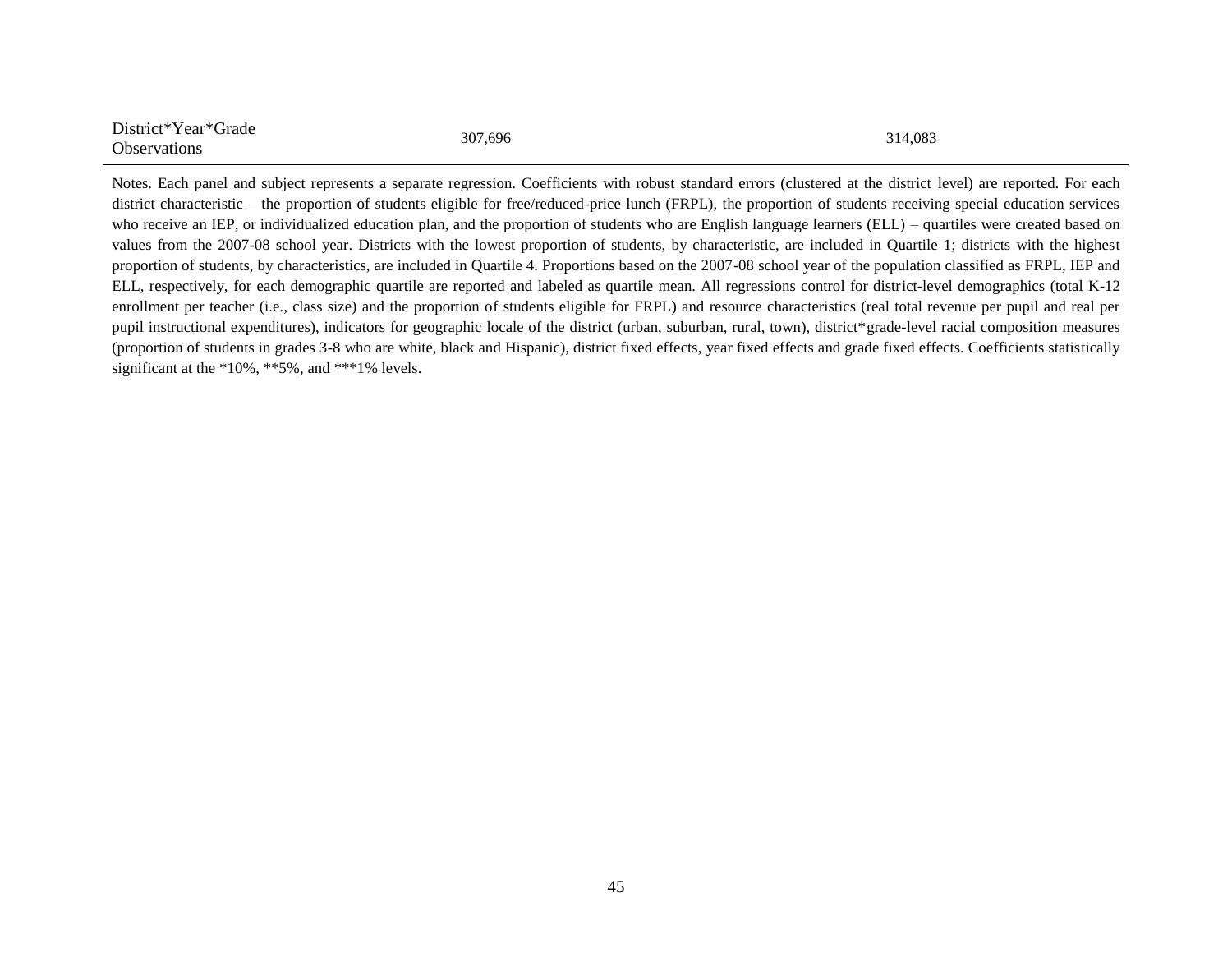| District*Year*Grade Observations | 307,696 | 314,083 |
| --- | --- | --- |

Notes. Each panel and subject represents a separate regression. Coefficients with robust standard errors (clustered at the district level) are reported. For each district characteristic – the proportion of students eligible for free/reduced-price lunch (FRPL), the proportion of students receiving special education services who receive an IEP, or individualized education plan, and the proportion of students who are English language learners (ELL) – quartiles were created based on values from the 2007-08 school year. Districts with the lowest proportion of students, by characteristic, are included in Quartile 1; districts with the highest proportion of students, by characteristics, are included in Quartile 4. Proportions based on the 2007-08 school year of the population classified as FRPL, IEP and ELL, respectively, for each demographic quartile are reported and labeled as quartile mean. All regressions control for district-level demographics (total K-12 enrollment per teacher (i.e., class size) and the proportion of students eligible for FRPL) and resource characteristics (real total revenue per pupil and real per pupil instructional expenditures), indicators for geographic locale of the district (urban, suburban, rural, town), district*grade-level racial composition measures (proportion of students in grades 3-8 who are white, black and Hispanic), district fixed effects, year fixed effects and grade fixed effects. Coefficients statistically significant at the *10%, **5%, and ***1% levels.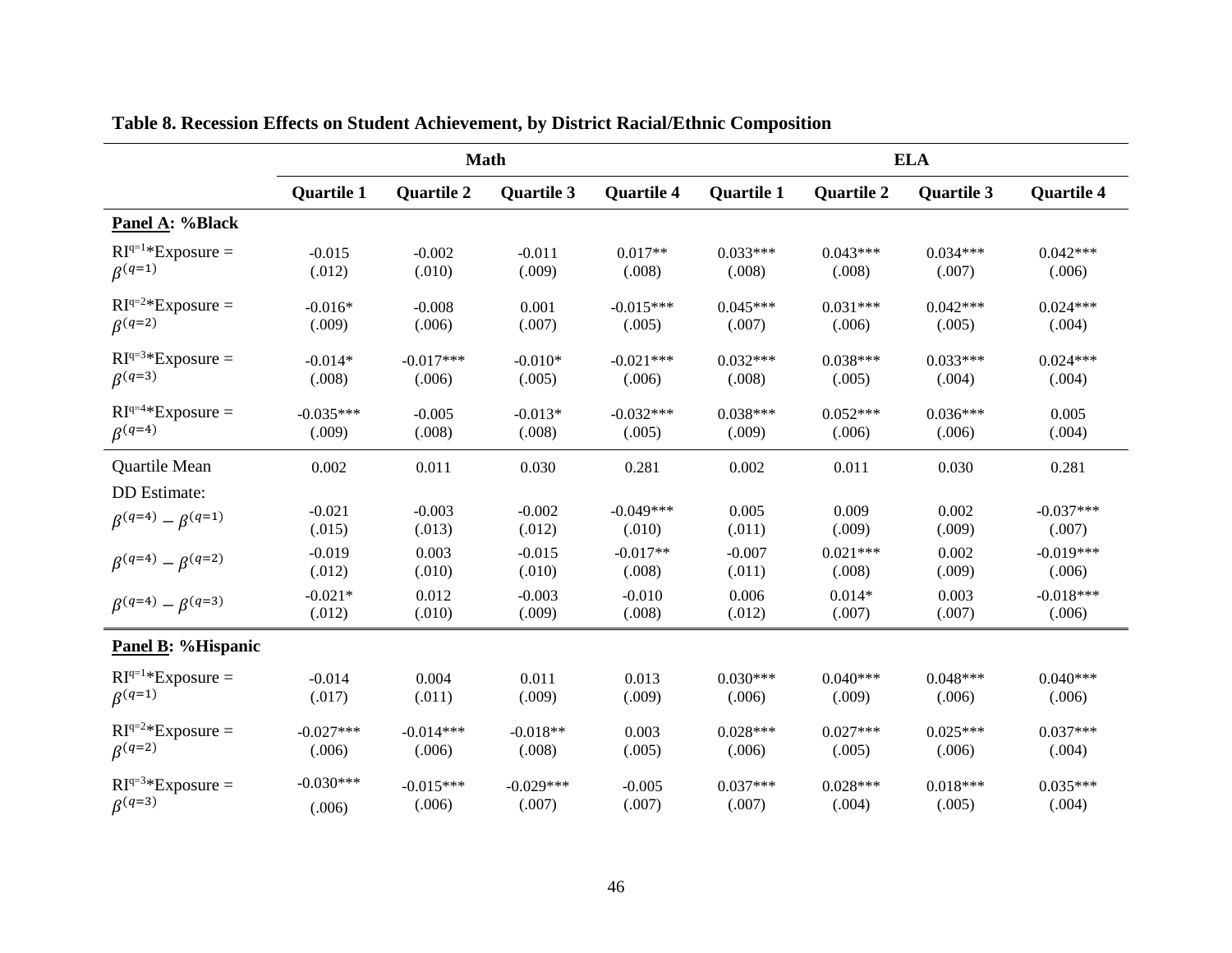**Table 8. Recession Effects on Student Achievement, by District Racial/Ethnic Composition**

| | Math | | | | ELA | | | |
|---|---|---|---|---|---|---|---|---|
| | Quartile 1 | Quartile 2 | Quartile 3 | Quartile 4 | Quartile 1 | Quartile 2 | Quartile 3 | Quartile 4 |
| **Panel A: %Black** | | | | | | | | |
| $RI^{q=1}$*Exposure = $\beta^{(q=1)}$ | -0.015<br>(.012) | -0.002<br>(.010) | -0.011<br>(.009) | 0.017**<br>(.008) | 0.033***<br>(.008) | 0.043***<br>(.008) | 0.034***<br>(.007) | 0.042***<br>(.006) |
| $RI^{q=2}$*Exposure = $\beta^{(q=2)}$ | -0.016*<br>(.009) | -0.008<br>(.006) | 0.001<br>(.007) | -0.015***<br>(.005) | 0.045***<br>(.007) | 0.031***<br>(.006) | 0.042***<br>(.005) | 0.024***<br>(.004) |
| $RI^{q=3}$*Exposure = $\beta^{(q=3)}$ | -0.014*<br>(.008) | -0.017***<br>(.006) | -0.010*<br>(.005) | -0.021***<br>(.006) | 0.032***<br>(.008) | 0.038***<br>(.005) | 0.033***<br>(.004) | 0.024***<br>(.004) |
| $RI^{q=4}$*Exposure = $\beta^{(q=4)}$ | -0.035***<br>(.009) | -0.005<br>(.008) | -0.013*<br>(.008) | -0.032***<br>(.005) | 0.038***<br>(.009) | 0.052***<br>(.006) | 0.036***<br>(.006) | 0.005<br>(.004) |
| Quartile Mean | 0.002 | 0.011 | 0.030 | 0.281 | 0.002 | 0.011 | 0.030 | 0.281 |
| DD Estimate: | | | | | | | | |
| $\beta^{(q=4)} - \beta^{(q=1)}$ | -0.021<br>(.015) | -0.003<br>(.013) | -0.002<br>(.012) | -0.049***<br>(.010) | 0.005<br>(.011) | 0.009<br>(.009) | 0.002<br>(.009) | -0.037***<br>(.007) |
| $\beta^{(q=4)} - \beta^{(q=2)}$ | -0.019<br>(.012) | 0.003<br>(.010) | -0.015<br>(.010) | -0.017**<br>(.008) | -0.007<br>(.011) | 0.021***<br>(.008) | 0.002<br>(.009) | -0.019***<br>(.006) |
| $\beta^{(q=4)} - \beta^{(q=3)}$ | -0.021*<br>(.012) | 0.012<br>(.010) | -0.003<br>(.009) | -0.010<br>(.008) | 0.006<br>(.012) | 0.014*<br>(.007) | 0.003<br>(.007) | -0.018***<br>(.006) |
| **Panel B: %Hispanic** | | | | | | | | |
| $RI^{q=1}$*Exposure = $\beta^{(q=1)}$ | -0.014<br>(.017) | 0.004<br>(.011) | 0.011<br>(.009) | 0.013<br>(.009) | 0.030***<br>(.006) | 0.040***<br>(.009) | 0.048***<br>(.006) | 0.040***<br>(.006) |
| $RI^{q=2}$*Exposure = $\beta^{(q=2)}$ | -0.027***<br>(.006) | -0.014***<br>(.006) | -0.018**<br>(.008) | 0.003<br>(.005) | 0.028***<br>(.006) | 0.027***<br>(.005) | 0.025***<br>(.006) | 0.037***<br>(.004) |
| $RI^{q=3}$*Exposure = $\beta^{(q=3)}$ | -0.030***<br>(.006) | -0.015***<br>(.006) | -0.029***<br>(.007) | -0.005<br>(.007) | 0.037***<br>(.007) | 0.028***<br>(.004) | 0.018***<br>(.005) | 0.035***<br>(.004) |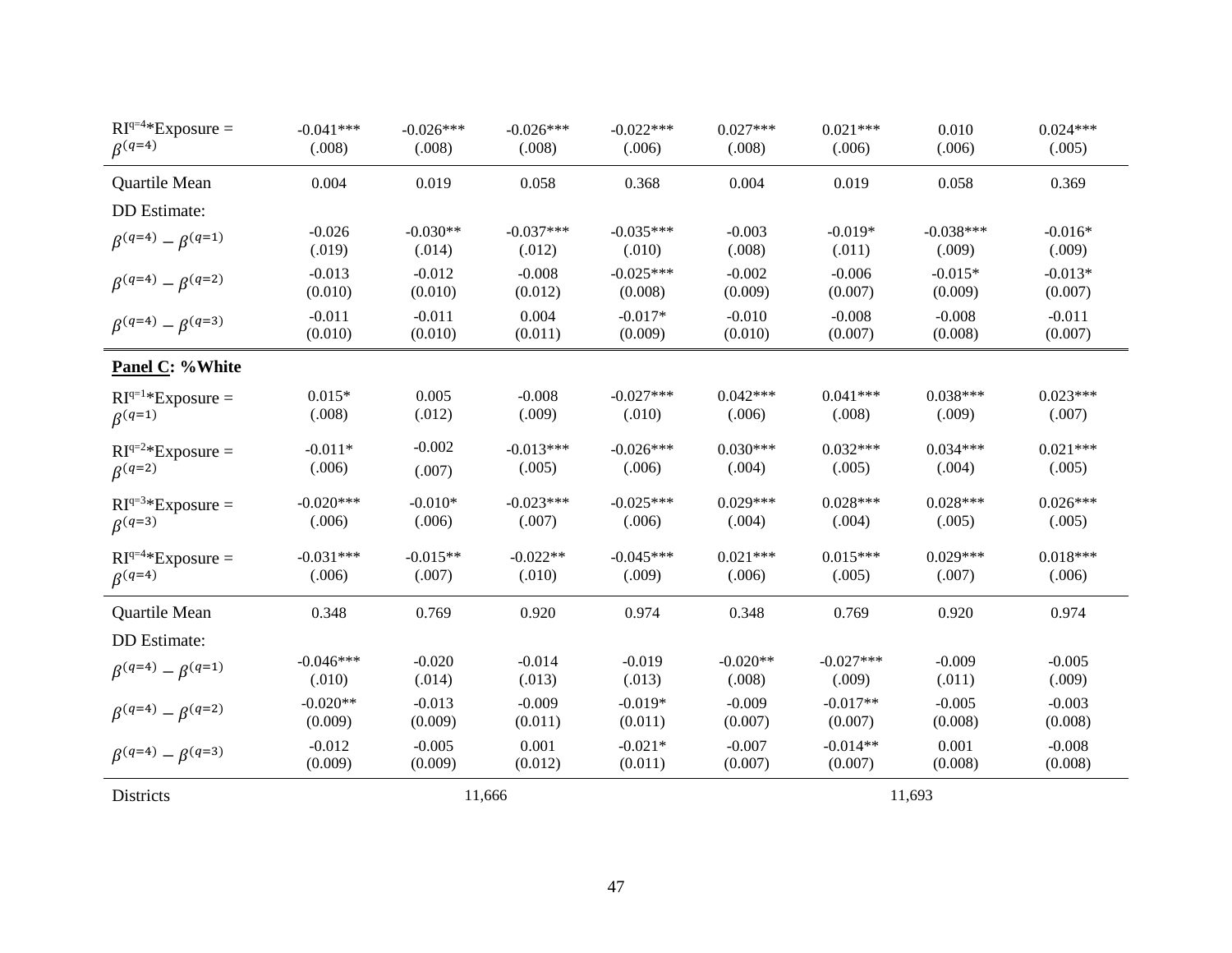| | | | | | | | | |
|---|---|---|---|---|---|---|---|---|
| RI$^{q=4}$*Exposure = $\beta^{(q=4)}$ | -0.041*** (.008) | -0.026*** (.008) | -0.026*** (.008) | -0.022*** (.006) | 0.027*** (.008) | 0.021*** (.006) | 0.010 (.006) | 0.024*** (.005) |
| Quartile Mean | 0.004 | 0.019 | 0.058 | 0.368 | 0.004 | 0.019 | 0.058 | 0.369 |
| DD Estimate: | | | | | | | | |
| $\beta^{(q=4)} - \beta^{(q=1)}$ | -0.026 (.019) | -0.030** (.014) | -0.037*** (.012) | -0.035*** (.010) | -0.003 (.008) | -0.019* (.011) | -0.038*** (.009) | -0.016* (.009) |
| $\beta^{(q=4)} - \beta^{(q=2)}$ | -0.013 (0.010) | -0.012 (0.010) | -0.008 (0.012) | -0.025*** (0.008) | -0.002 (0.009) | -0.006 (0.007) | -0.015* (0.009) | -0.013* (0.007) |
| $\beta^{(q=4)} - \beta^{(q=3)}$ | -0.011 (0.010) | -0.011 (0.010) | 0.004 (0.011) | -0.017* (0.009) | -0.010 (0.010) | -0.008 (0.007) | -0.008 (0.008) | -0.011 (0.007) |
| **Panel C: %White** | | | | | | | | |
| RI$^{q=1}$*Exposure = $\beta^{(q=1)}$ | 0.015* (.008) | 0.005 (.012) | -0.008 (.009) | -0.027*** (.010) | 0.042*** (.006) | 0.041*** (.008) | 0.038*** (.009) | 0.023*** (.007) |
| RI$^{q=2}$*Exposure = $\beta^{(q=2)}$ | -0.011* (.006) | -0.002 (.007) | -0.013*** (.005) | -0.026*** (.006) | 0.030*** (.004) | 0.032*** (.005) | 0.034*** (.004) | 0.021*** (.005) |
| RI$^{q=3}$*Exposure = $\beta^{(q=3)}$ | -0.020*** (.006) | -0.010* (.006) | -0.023*** (.007) | -0.025*** (.006) | 0.029*** (.004) | 0.028*** (.004) | 0.028*** (.005) | 0.026*** (.005) |
| RI$^{q=4}$*Exposure = $\beta^{(q=4)}$ | -0.031*** (.006) | -0.015** (.007) | -0.022** (.010) | -0.045*** (.009) | 0.021*** (.006) | 0.015*** (.005) | 0.029*** (.007) | 0.018*** (.006) |
| Quartile Mean | 0.348 | 0.769 | 0.920 | 0.974 | 0.348 | 0.769 | 0.920 | 0.974 |
| DD Estimate: | | | | | | | | |
| $\beta^{(q=4)} - \beta^{(q=1)}$ | -0.046*** (.010) | -0.020 (.014) | -0.014 (.013) | -0.019 (.013) | -0.020** (.008) | -0.027*** (.009) | -0.009 (.011) | -0.005 (.009) |
| $\beta^{(q=4)} - \beta^{(q=2)}$ | -0.020** (0.009) | -0.013 (0.009) | -0.009 (0.011) | -0.019* (0.011) | -0.009 (0.007) | -0.017** (0.007) | -0.005 (0.008) | -0.003 (0.008) |
| $\beta^{(q=4)} - \beta^{(q=3)}$ | -0.012 (0.009) | -0.005 (0.009) | 0.001 (0.012) | -0.021* (0.011) | -0.007 (0.007) | -0.014** (0.007) | 0.001 (0.008) | -0.008 (0.008) |
| Districts | | | 11,666 | | | | 11,693 | |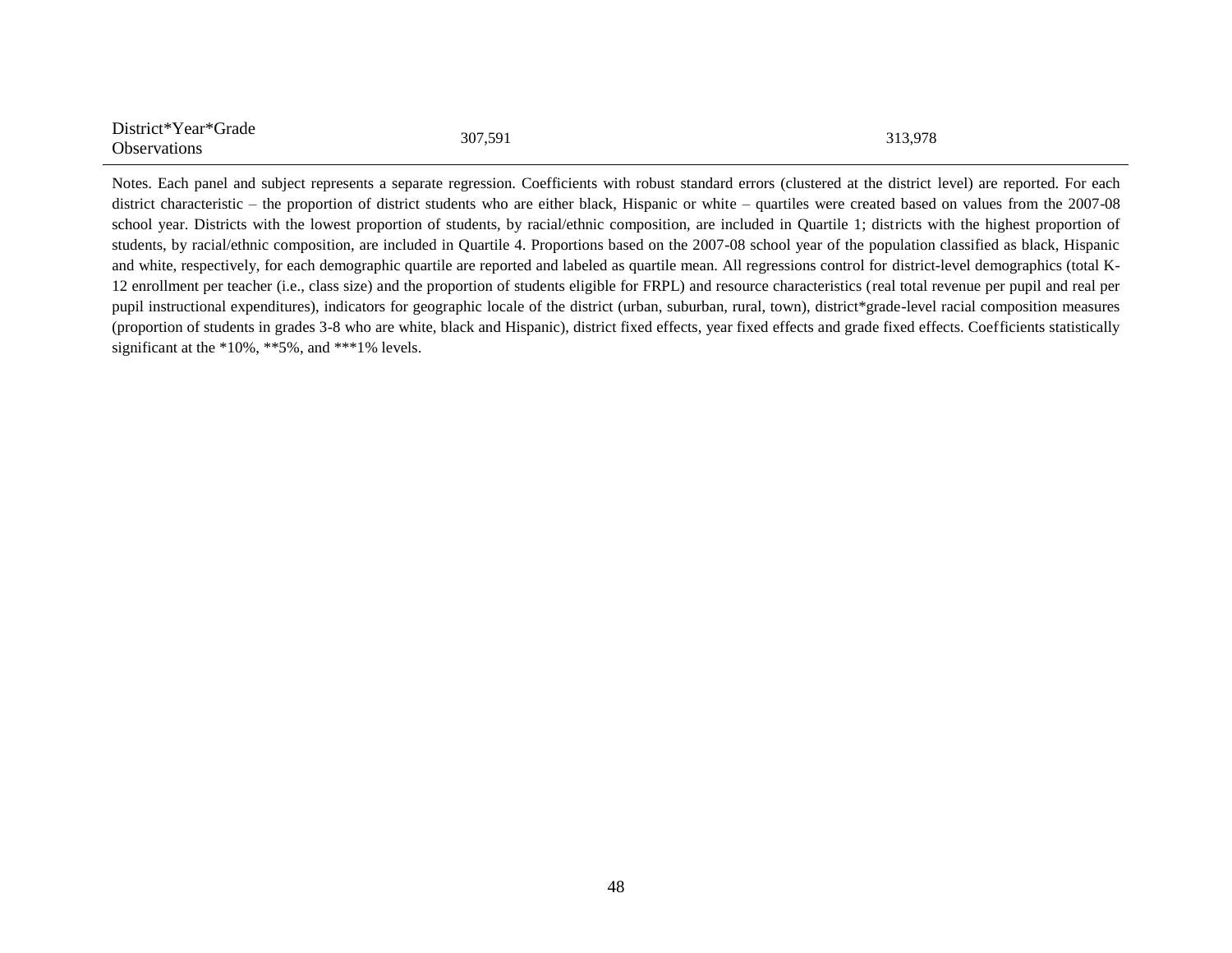| | | |
|---|---|---|
| District*Year*Grade Observations | 307,591 | 313,978 |

Notes. Each panel and subject represents a separate regression. Coefficients with robust standard errors (clustered at the district level) are reported. For each district characteristic – the proportion of district students who are either black, Hispanic or white – quartiles were created based on values from the 2007-08 school year. Districts with the lowest proportion of students, by racial/ethnic composition, are included in Quartile 1; districts with the highest proportion of students, by racial/ethnic composition, are included in Quartile 4. Proportions based on the 2007-08 school year of the population classified as black, Hispanic and white, respectively, for each demographic quartile are reported and labeled as quartile mean. All regressions control for district-level demographics (total K-12 enrollment per teacher (i.e., class size) and the proportion of students eligible for FRPL) and resource characteristics (real total revenue per pupil and real per pupil instructional expenditures), indicators for geographic locale of the district (urban, suburban, rural, town), district*grade-level racial composition measures (proportion of students in grades 3-8 who are white, black and Hispanic), district fixed effects, year fixed effects and grade fixed effects. Coefficients statistically significant at the *10%, **5%, and ***1% levels.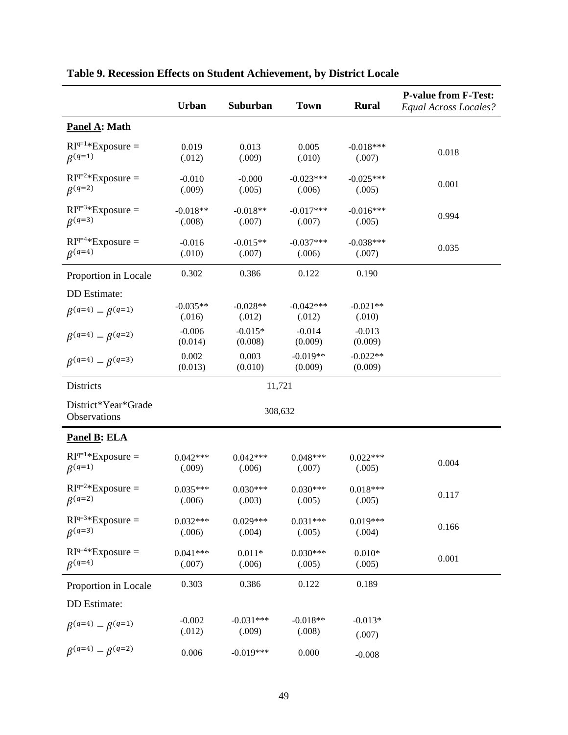**Table 9. Recession Effects on Student Achievement, by District Locale**

| | Urban | Suburban | Town | Rural | P-value from F-Test: *Equal Across Locales?* |
|---|---|---|---|---|---|
| **Panel A: Math** | | | | | |
| $RI^{q=1}$*Exposure = $\beta^{(q=1)}$ | 0.019<br>(.012) | 0.013<br>(.009) | 0.005<br>(.010) | -0.018***<br>(.007) | 0.018 |
| $RI^{q=2}$*Exposure = $\beta^{(q=2)}$ | -0.010<br>(.009) | -0.000<br>(.005) | -0.023***<br>(.006) | -0.025***<br>(.005) | 0.001 |
| $RI^{q=3}$*Exposure = $\beta^{(q=3)}$ | -0.018**<br>(.008) | -0.018**<br>(.007) | -0.017***<br>(.007) | -0.016***<br>(.005) | 0.994 |
| $RI^{q=4}$*Exposure = $\beta^{(q=4)}$ | -0.016<br>(.010) | -0.015**<br>(.007) | -0.037***<br>(.006) | -0.038***<br>(.007) | 0.035 |
| Proportion in Locale | 0.302 | 0.386 | 0.122 | 0.190 | |
| DD Estimate: | | | | | |
| $\beta^{(q=4)} - \beta^{(q=1)}$ | -0.035**<br>(.016) | -0.028**<br>(.012) | -0.042***<br>(.012) | -0.021**<br>(.010) | |
| $\beta^{(q=4)} - \beta^{(q=2)}$ | -0.006<br>(0.014) | -0.015*<br>(0.008) | -0.014<br>(0.009) | -0.013<br>(0.009) | |
| $\beta^{(q=4)} - \beta^{(q=3)}$ | 0.002<br>(0.013) | 0.003<br>(0.010) | -0.019**<br>(0.009) | -0.022**<br>(0.009) | |
| Districts | | 11,721 | | | |
| District*Year*Grade Observations | | 308,632 | | | |
| **Panel B: ELA** | | | | | |
| $RI^{q=1}$*Exposure = $\beta^{(q=1)}$ | 0.042***<br>(.009) | 0.042***<br>(.006) | 0.048***<br>(.007) | 0.022***<br>(.005) | 0.004 |
| $RI^{q=2}$*Exposure = $\beta^{(q=2)}$ | 0.035***<br>(.006) | 0.030***<br>(.003) | 0.030***<br>(.005) | 0.018***<br>(.005) | 0.117 |
| $RI^{q=3}$*Exposure = $\beta^{(q=3)}$ | 0.032***<br>(.006) | 0.029***<br>(.004) | 0.031***<br>(.005) | 0.019***<br>(.004) | 0.166 |
| $RI^{q=4}$*Exposure = $\beta^{(q=4)}$ | 0.041***<br>(.007) | 0.011*<br>(.006) | 0.030***<br>(.005) | 0.010*<br>(.005) | 0.001 |
| Proportion in Locale | 0.303 | 0.386 | 0.122 | 0.189 | |
| DD Estimate: | | | | | |
| $\beta^{(q=4)} - \beta^{(q=1)}$ | -0.002<br>(.012) | -0.031***<br>(.009) | -0.018**<br>(.008) | -0.013*<br>(.007) | |
| $\beta^{(q=4)} - \beta^{(q=2)}$ | 0.006 | -0.019*** | 0.000 | -0.008 | |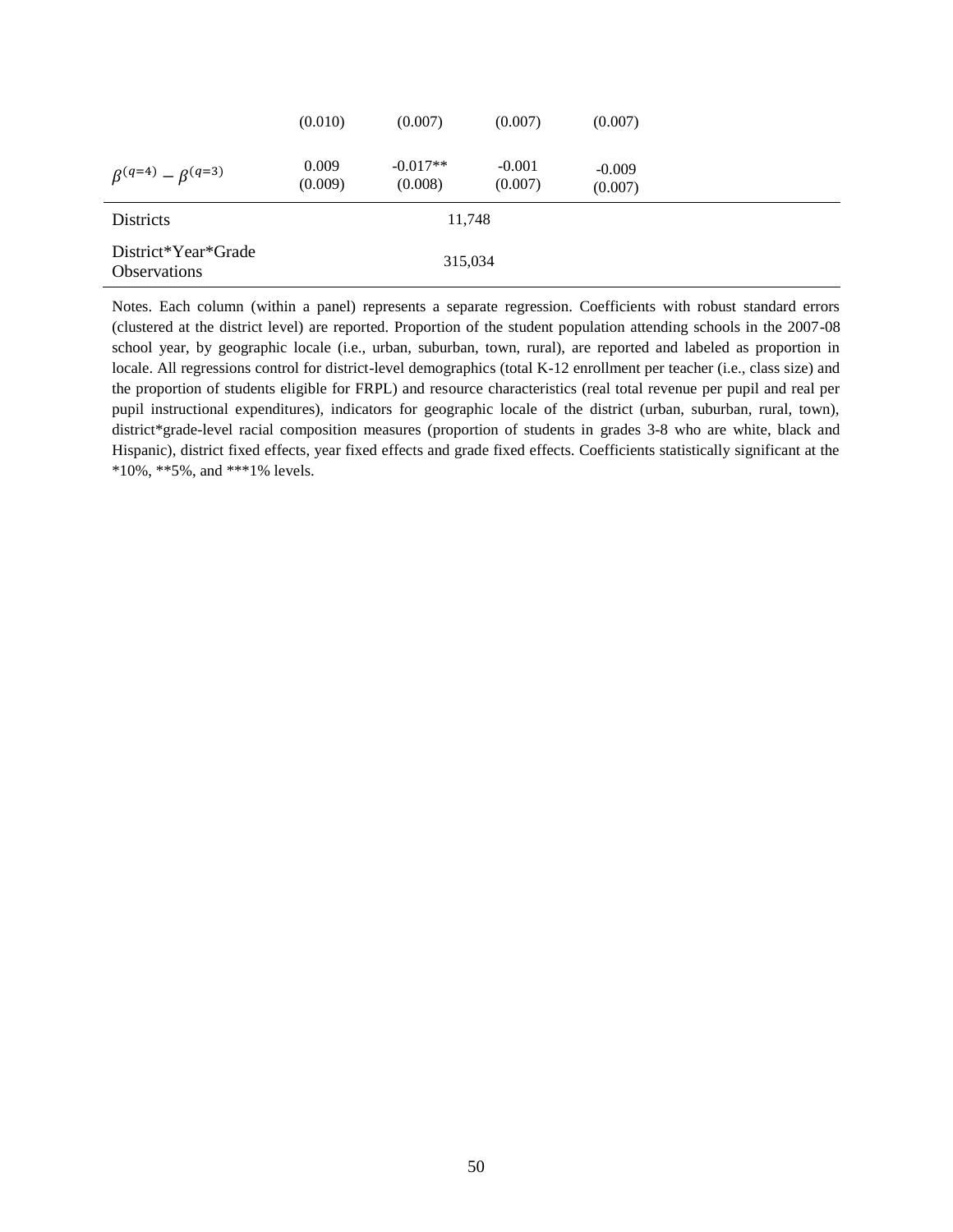| | | | | |
|---|---|---|---|---|
| | (0.010) | (0.007) | (0.007) | (0.007) |
| $\beta^{(q=4)} - \beta^{(q=3)}$ | 0.009<br>(0.009) | -0.017**<br>(0.008) | -0.001<br>(0.007) | -0.009<br>(0.007) |
| Districts | | 11,748 | | |
| District*Year*Grade Observations | | 315,034 | | |

Notes. Each column (within a panel) represents a separate regression. Coefficients with robust standard errors (clustered at the district level) are reported. Proportion of the student population attending schools in the 2007-08 school year, by geographic locale (i.e., urban, suburban, town, rural), are reported and labeled as proportion in locale. All regressions control for district-level demographics (total K-12 enrollment per teacher (i.e., class size) and the proportion of students eligible for FRPL) and resource characteristics (real total revenue per pupil and real per pupil instructional expenditures), indicators for geographic locale of the district (urban, suburban, rural, town), district*grade-level racial composition measures (proportion of students in grades 3-8 who are white, black and Hispanic), district fixed effects, year fixed effects and grade fixed effects. Coefficients statistically significant at the *10%, **5%, and ***1% levels.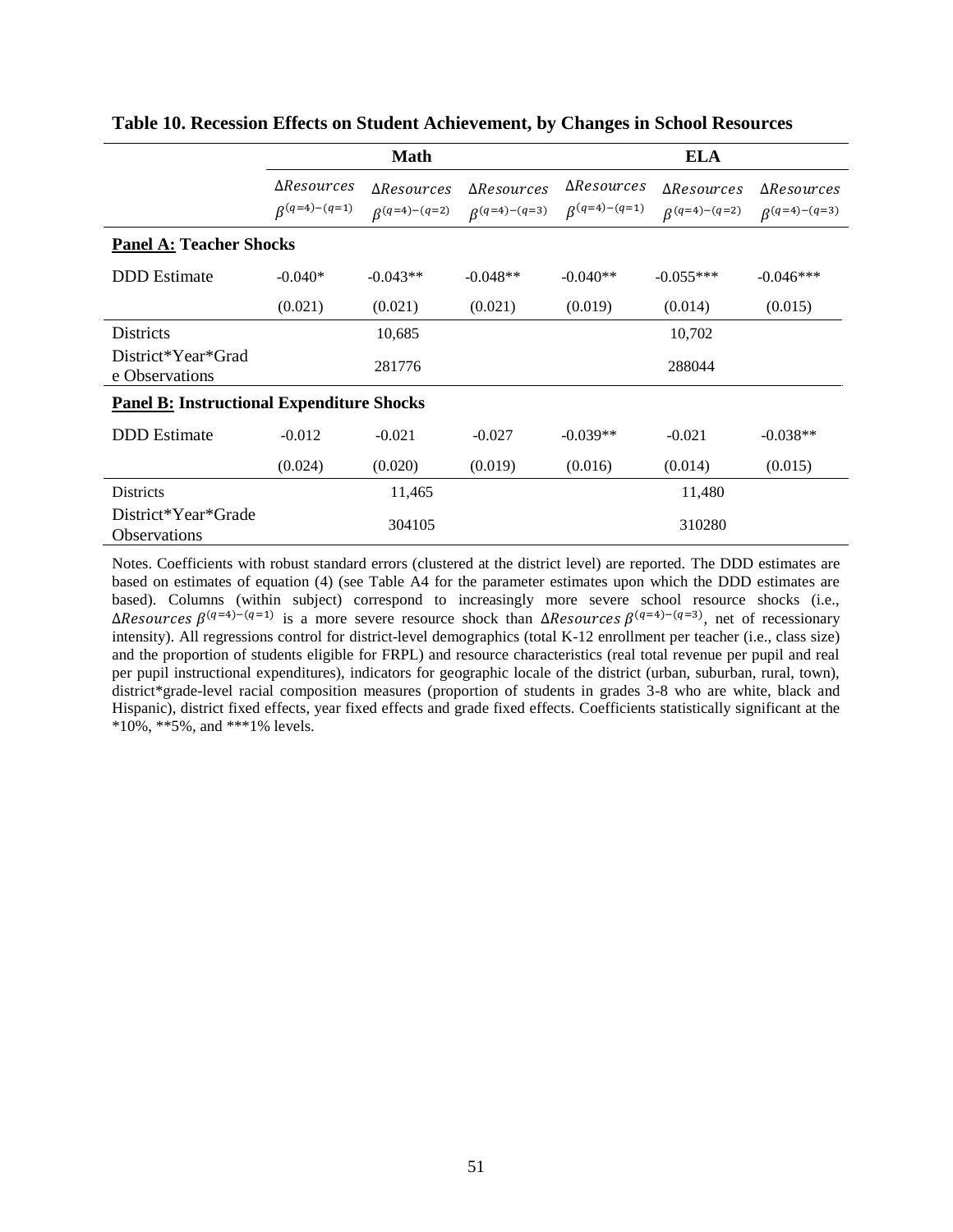**Table 10. Recession Effects on Student Achievement, by Changes in School Resources**

| | Math | | | ELA | | |
|---|---|---|---|---|---|---|
| | $\Delta Resources$ $\beta^{(q=4)-(q=1)}$ | $\Delta Resources$ $\beta^{(q=4)-(q=2)}$ | $\Delta Resources$ $\beta^{(q=4)-(q=3)}$ | $\Delta Resources$ $\beta^{(q=4)-(q=1)}$ | $\Delta Resources$ $\beta^{(q=4)-(q=2)}$ | $\Delta Resources$ $\beta^{(q=4)-(q=3)}$ |
| **Panel A: Teacher Shocks** | | | | | | |
| DDD Estimate | -0.040* | -0.043** | -0.048** | -0.040** | -0.055*** | -0.046*** |
| | (0.021) | (0.021) | (0.021) | (0.019) | (0.014) | (0.015) |
| Districts | | 10,685 | | | 10,702 | |
| District*Year*Grade Observations | | 281776 | | | 288044 | |
| **Panel B: Instructional Expenditure Shocks** | | | | | | |
| DDD Estimate | -0.012 | -0.021 | -0.027 | -0.039** | -0.021 | -0.038** |
| | (0.024) | (0.020) | (0.019) | (0.016) | (0.014) | (0.015) |
| Districts | | 11,465 | | | 11,480 | |
| District*Year*Grade Observations | | 304105 | | | 310280 | |

Notes. Coefficients with robust standard errors (clustered at the district level) are reported. The DDD estimates are based on estimates of equation (4) (see Table A4 for the parameter estimates upon which the DDD estimates are based). Columns (within subject) correspond to increasingly more severe school resource shocks (i.e., $\Delta Resources\ \beta^{(q=4)-(q=1)}$ is a more severe resource shock than $\Delta Resources\ \beta^{(q=4)-(q=3)}$, net of recessionary intensity). All regressions control for district-level demographics (total K-12 enrollment per teacher (i.e., class size) and the proportion of students eligible for FRPL) and resource characteristics (real total revenue per pupil and real per pupil instructional expenditures), indicators for geographic locale of the district (urban, suburban, rural, town), district*grade-level racial composition measures (proportion of students in grades 3-8 who are white, black and Hispanic), district fixed effects, year fixed effects and grade fixed effects. Coefficients statistically significant at the *10%, **5%, and ***1% levels.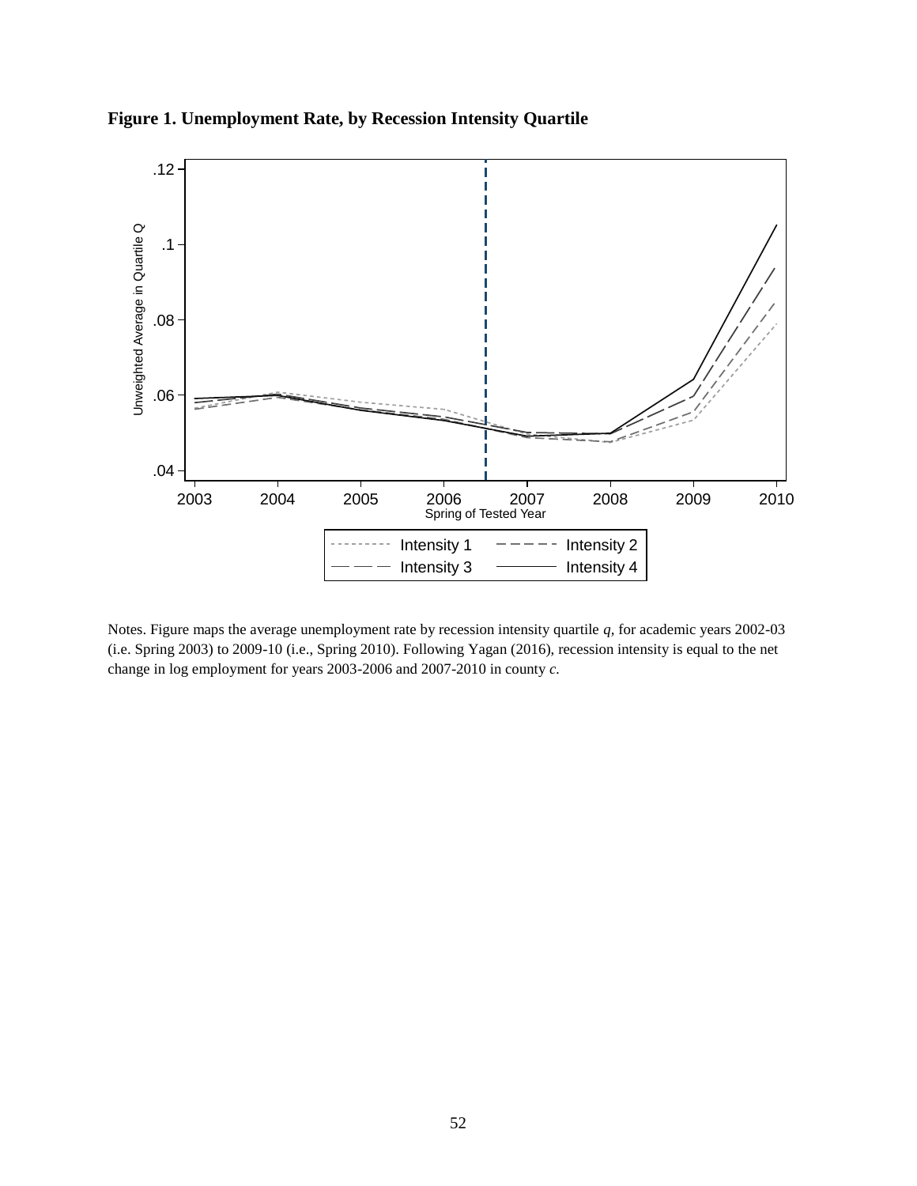**Figure 1. Unemployment Rate, by Recession Intensity Quartile**

Notes. Figure maps the average unemployment rate by recession intensity quartile *q*, for academic years 2002-03 (i.e. Spring 2003) to 2009-10 (i.e., Spring 2010). Following Yagan (2016), recession intensity is equal to the net change in log employment for years 2003-2006 and 2007-2010 in county *c*.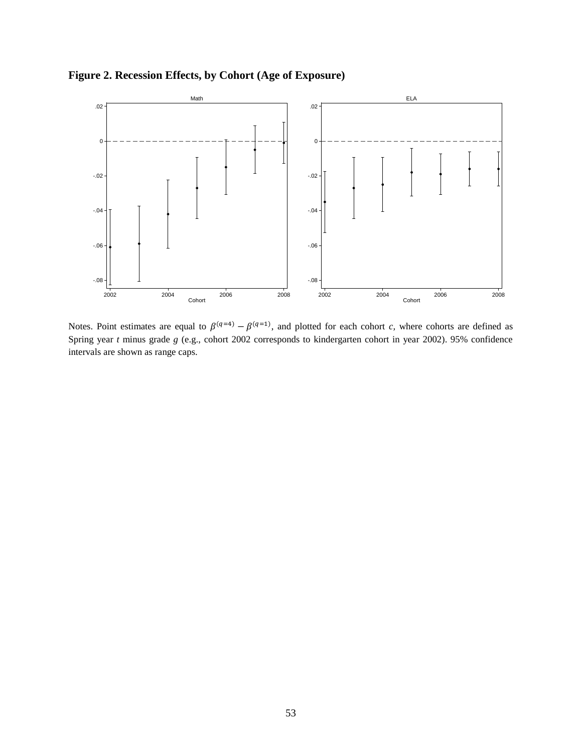**Figure 2. Recession Effects, by Cohort (Age of Exposure)**

Notes. Point estimates are equal to $\beta^{(q=4)} - \beta^{(q=1)}$, and plotted for each cohort *c*, where cohorts are defined as Spring year *t* minus grade *g* (e.g., cohort 2002 corresponds to kindergarten cohort in year 2002). 95% confidence intervals are shown as range caps.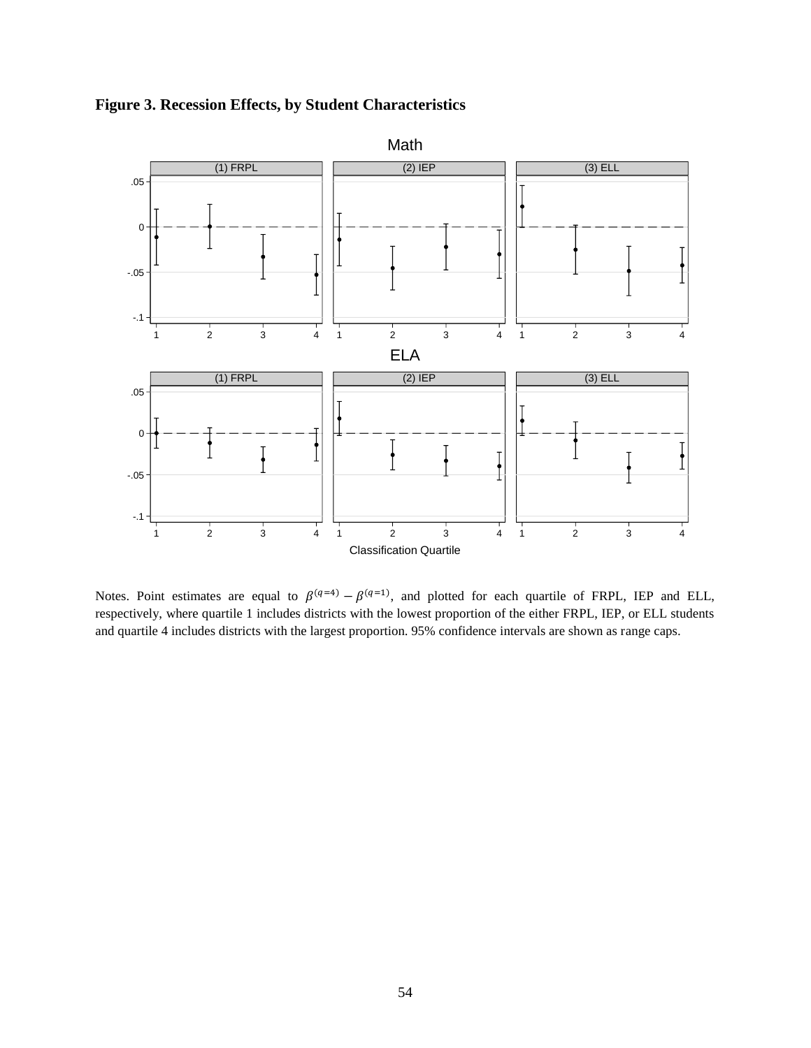**Figure 3. Recession Effects, by Student Characteristics**

Notes. Point estimates are equal to $\beta^{(q=4)} - \beta^{(q=1)}$, and plotted for each quartile of FRPL, IEP and ELL, respectively, where quartile 1 includes districts with the lowest proportion of the either FRPL, IEP, or ELL students and quartile 4 includes districts with the largest proportion. 95% confidence intervals are shown as range caps.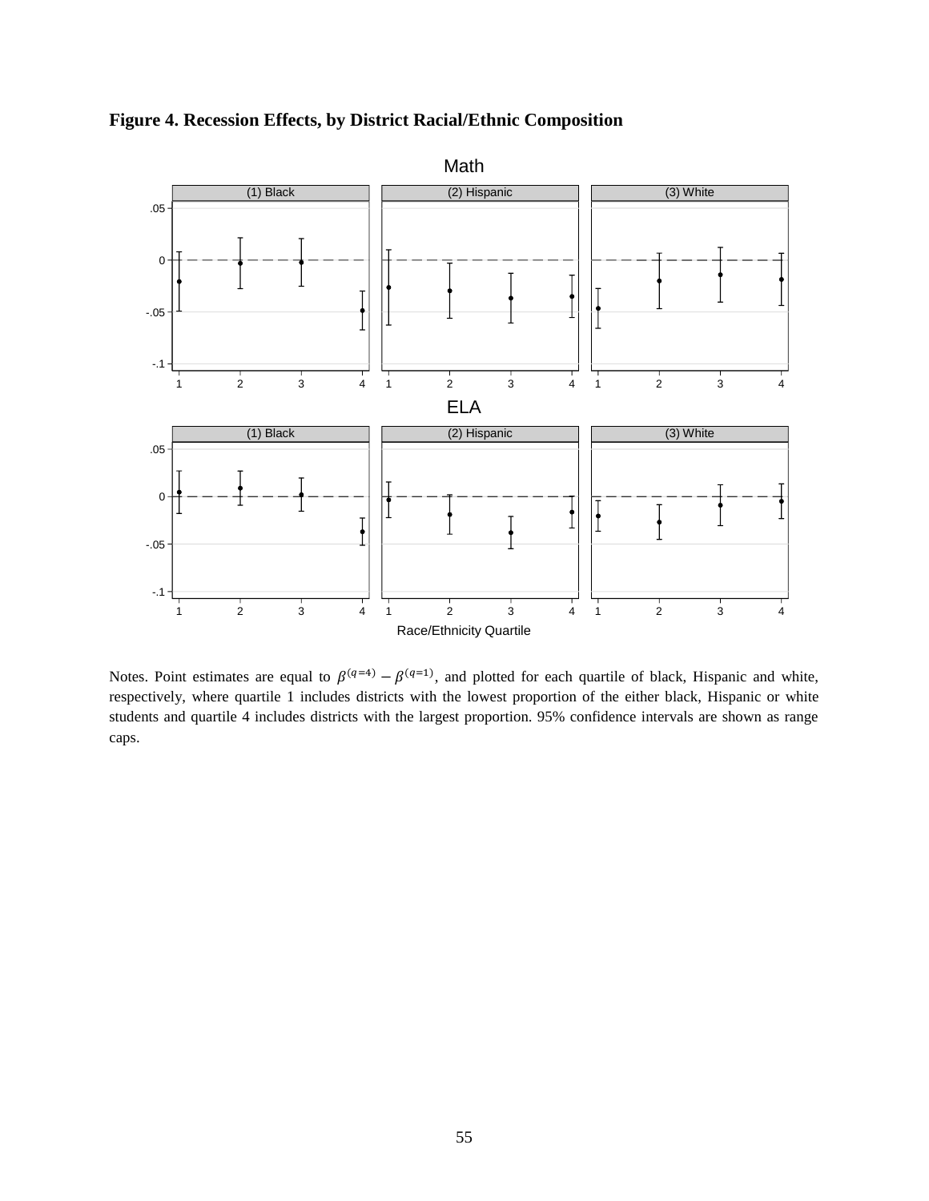**Figure 4. Recession Effects, by District Racial/Ethnic Composition**

Notes. Point estimates are equal to $\beta^{(q=4)} - \beta^{(q=1)}$, and plotted for each quartile of black, Hispanic and white, respectively, where quartile 1 includes districts with the lowest proportion of the either black, Hispanic or white students and quartile 4 includes districts with the largest proportion. 95% confidence intervals are shown as range caps.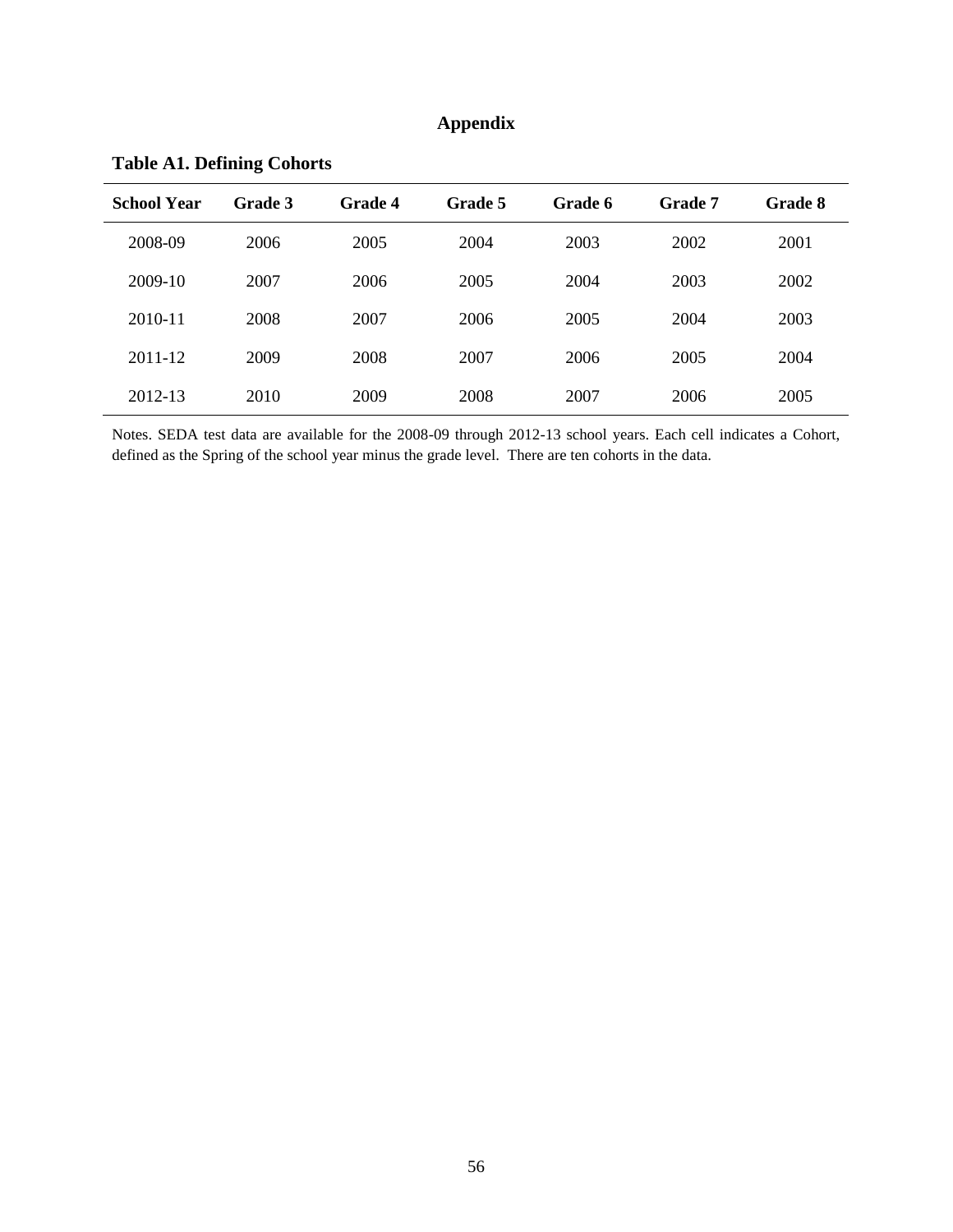# Appendix

**Table A1. Defining Cohorts**

| School Year | Grade 3 | Grade 4 | Grade 5 | Grade 6 | Grade 7 | Grade 8 |
|---|---|---|---|---|---|---|
| 2008-09 | 2006 | 2005 | 2004 | 2003 | 2002 | 2001 |
| 2009-10 | 2007 | 2006 | 2005 | 2004 | 2003 | 2002 |
| 2010-11 | 2008 | 2007 | 2006 | 2005 | 2004 | 2003 |
| 2011-12 | 2009 | 2008 | 2007 | 2006 | 2005 | 2004 |
| 2012-13 | 2010 | 2009 | 2008 | 2007 | 2006 | 2005 |

Notes. SEDA test data are available for the 2008-09 through 2012-13 school years. Each cell indicates a Cohort, defined as the Spring of the school year minus the grade level. There are ten cohorts in the data.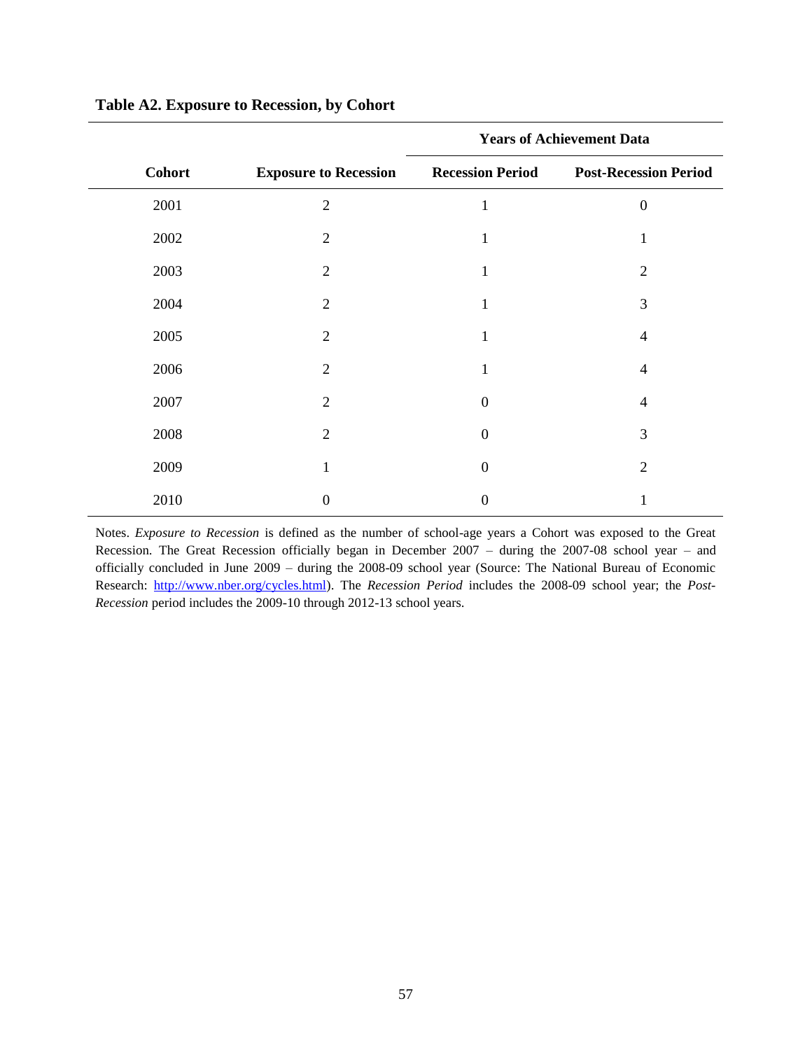**Table A2. Exposure to Recession, by Cohort**

| Cohort | Exposure to Recession | Years of Achievement Data | |
|---|---|---|---|
| | | Recession Period | Post-Recession Period |
| 2001 | 2 | 1 | 0 |
| 2002 | 2 | 1 | 1 |
| 2003 | 2 | 1 | 2 |
| 2004 | 2 | 1 | 3 |
| 2005 | 2 | 1 | 4 |
| 2006 | 2 | 1 | 4 |
| 2007 | 2 | 0 | 4 |
| 2008 | 2 | 0 | 3 |
| 2009 | 1 | 0 | 2 |
| 2010 | 0 | 0 | 1 |

Notes. *Exposure to Recession* is defined as the number of school-age years a Cohort was exposed to the Great Recession. The Great Recession officially began in December 2007 – during the 2007-08 school year – and officially concluded in June 2009 – during the 2008-09 school year (Source: The National Bureau of Economic Research: http://www.nber.org/cycles.html). The *Recession Period* includes the 2008-09 school year; the *Post-Recession* period includes the 2009-10 through 2012-13 school years.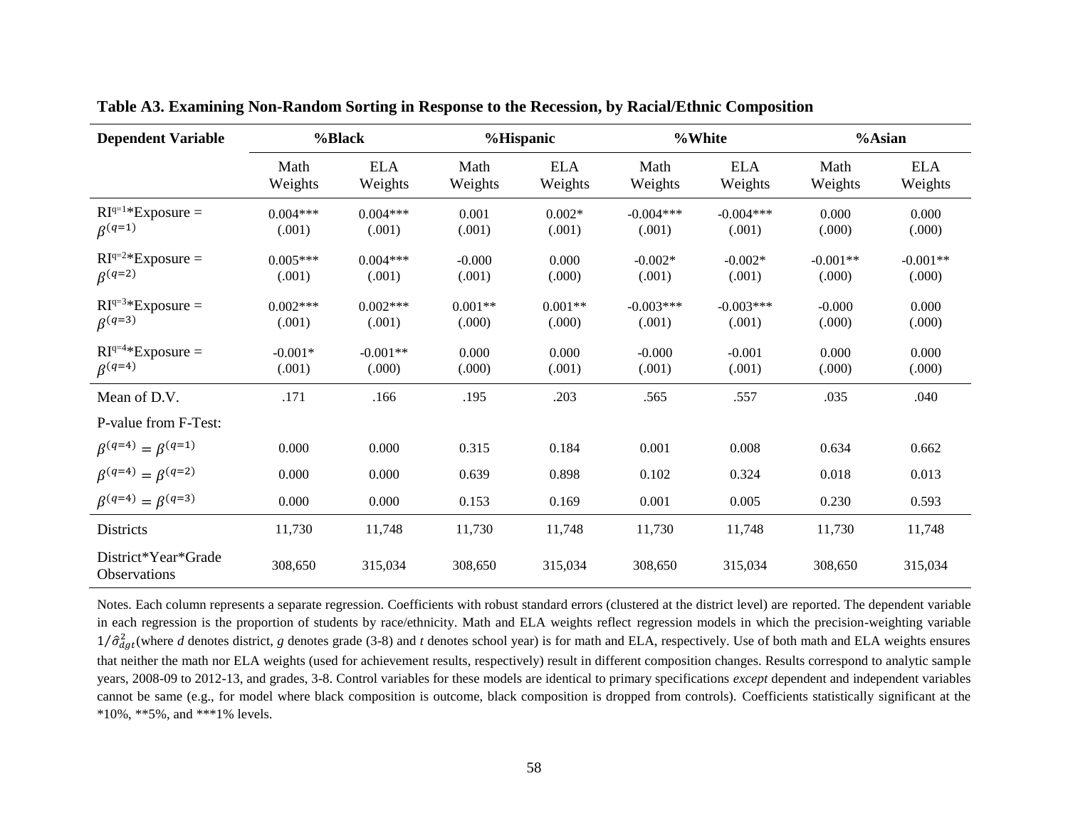**Table A3. Examining Non-Random Sorting in Response to the Recession, by Racial/Ethnic Composition**

| Dependent Variable | %Black | | %Hispanic | | %White | | %Asian | |
|---|---|---|---|---|---|---|---|---|
| | Math Weights | ELA Weights | Math Weights | ELA Weights | Math Weights | ELA Weights | Math Weights | ELA Weights |
| $RI^{q=1}$*Exposure = $\beta^{(q=1)}$ | 0.004*** | 0.004*** | 0.001 | 0.002* | -0.004*** | -0.004*** | 0.000 | 0.000 |
| | (.001) | (.001) | (.001) | (.001) | (.001) | (.001) | (.000) | (.000) |
| $RI^{q=2}$*Exposure = $\beta^{(q=2)}$ | 0.005*** | 0.004*** | -0.000 | 0.000 | -0.002* | -0.002* | -0.001** | -0.001** |
| | (.001) | (.001) | (.001) | (.000) | (.001) | (.001) | (.000) | (.000) |
| $RI^{q=3}$*Exposure = $\beta^{(q=3)}$ | 0.002*** | 0.002*** | 0.001** | 0.001** | -0.003*** | -0.003*** | -0.000 | 0.000 |
| | (.001) | (.001) | (.000) | (.000) | (.001) | (.001) | (.000) | (.000) |
| $RI^{q=4}$*Exposure = $\beta^{(q=4)}$ | -0.001* | -0.001** | 0.000 | 0.000 | -0.000 | -0.001 | 0.000 | 0.000 |
| | (.001) | (.000) | (.000) | (.001) | (.001) | (.001) | (.000) | (.000) |
| Mean of D.V. | .171 | .166 | .195 | .203 | .565 | .557 | .035 | .040 |
| P-value from F-Test: | | | | | | | | |
| $\beta^{(q=4)} = \beta^{(q=1)}$ | 0.000 | 0.000 | 0.315 | 0.184 | 0.001 | 0.008 | 0.634 | 0.662 |
| $\beta^{(q=4)} = \beta^{(q=2)}$ | 0.000 | 0.000 | 0.639 | 0.898 | 0.102 | 0.324 | 0.018 | 0.013 |
| $\beta^{(q=4)} = \beta^{(q=3)}$ | 0.000 | 0.000 | 0.153 | 0.169 | 0.001 | 0.005 | 0.230 | 0.593 |
| Districts | 11,730 | 11,748 | 11,730 | 11,748 | 11,730 | 11,748 | 11,730 | 11,748 |
| District*Year*Grade Observations | 308,650 | 315,034 | 308,650 | 315,034 | 308,650 | 315,034 | 308,650 | 315,034 |

Notes. Each column represents a separate regression. Coefficients with robust standard errors (clustered at the district level) are reported. The dependent variable in each regression is the proportion of students by race/ethnicity. Math and ELA weights reflect regression models in which the precision-weighting variable $1/\hat{\sigma}^2_{dgt}$(where *d* denotes district, *g* denotes grade (3-8) and *t* denotes school year) is for math and ELA, respectively. Use of both math and ELA weights ensures that neither the math nor ELA weights (used for achievement results, respectively) result in different composition changes. Results correspond to analytic sample years, 2008-09 to 2012-13, and grades, 3-8. Control variables for these models are identical to primary specifications *except* dependent and independent variables cannot be same (e.g., for model where black composition is outcome, black composition is dropped from controls). Coefficients statistically significant at the *10%, **5%, and ***1% levels.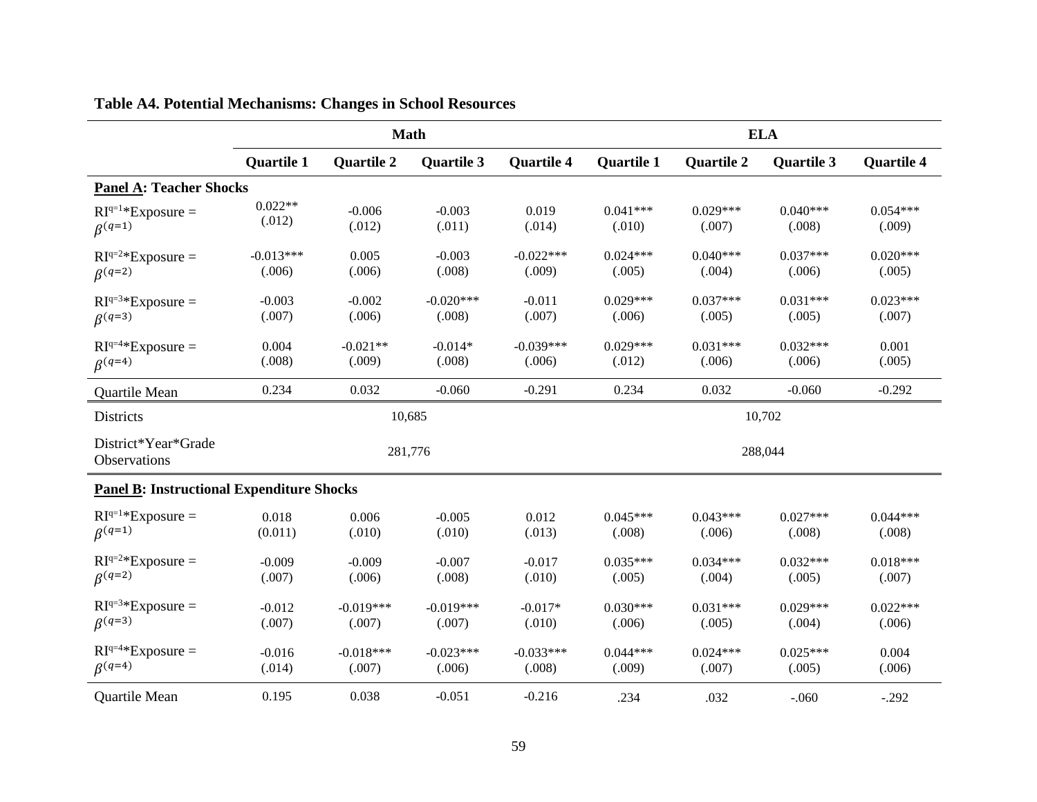**Table A4. Potential Mechanisms: Changes in School Resources**

| | Math | | | | ELA | | | |
|---|---|---|---|---|---|---|---|---|
| | **Quartile 1** | **Quartile 2** | **Quartile 3** | **Quartile 4** | **Quartile 1** | **Quartile 2** | **Quartile 3** | **Quartile 4** |
| **Panel A: Teacher Shocks** | | | | | | | | |
| $RI^{q=1}$*Exposure = $\beta^{(q=1)}$ | 0.022** (.012) | -0.006 (.012) | -0.003 (.011) | 0.019 (.014) | 0.041*** (.010) | 0.029*** (.007) | 0.040*** (.008) | 0.054*** (.009) |
| $RI^{q=2}$*Exposure = $\beta^{(q=2)}$ | -0.013*** (.006) | 0.005 (.006) | -0.003 (.008) | -0.022*** (.009) | 0.024*** (.005) | 0.040*** (.004) | 0.037*** (.006) | 0.020*** (.005) |
| $RI^{q=3}$*Exposure = $\beta^{(q=3)}$ | -0.003 (.007) | -0.002 (.006) | -0.020*** (.008) | -0.011 (.007) | 0.029*** (.006) | 0.037*** (.005) | 0.031*** (.005) | 0.023*** (.007) |
| $RI^{q=4}$*Exposure = $\beta^{(q=4)}$ | 0.004 (.008) | -0.021** (.009) | -0.014* (.008) | -0.039*** (.006) | 0.029*** (.012) | 0.031*** (.006) | 0.032*** (.006) | 0.001 (.005) |
| Quartile Mean | 0.234 | 0.032 | -0.060 | -0.291 | 0.234 | 0.032 | -0.060 | -0.292 |
| Districts | 10,685 | | | | 10,702 | | | |
| District*Year*Grade Observations | 281,776 | | | | 288,044 | | | |
| **Panel B: Instructional Expenditure Shocks** | | | | | | | | |
| $RI^{q=1}$*Exposure = $\beta^{(q=1)}$ | 0.018 (0.011) | 0.006 (.010) | -0.005 (.010) | 0.012 (.013) | 0.045*** (.008) | 0.043*** (.006) | 0.027*** (.008) | 0.044*** (.008) |
| $RI^{q=2}$*Exposure = $\beta^{(q=2)}$ | -0.009 (.007) | -0.009 (.006) | -0.007 (.008) | -0.017 (.010) | 0.035*** (.005) | 0.034*** (.004) | 0.032*** (.005) | 0.018*** (.007) |
| $RI^{q=3}$*Exposure = $\beta^{(q=3)}$ | -0.012 (.007) | -0.019*** (.007) | -0.019*** (.007) | -0.017* (.010) | 0.030*** (.006) | 0.031*** (.005) | 0.029*** (.004) | 0.022*** (.006) |
| $RI^{q=4}$*Exposure = $\beta^{(q=4)}$ | -0.016 (.014) | -0.018*** (.007) | -0.023*** (.006) | -0.033*** (.008) | 0.044*** (.009) | 0.024*** (.007) | 0.025*** (.005) | 0.004 (.006) |
| Quartile Mean | 0.195 | 0.038 | -0.051 | -0.216 | .234 | .032 | -.060 | -.292 |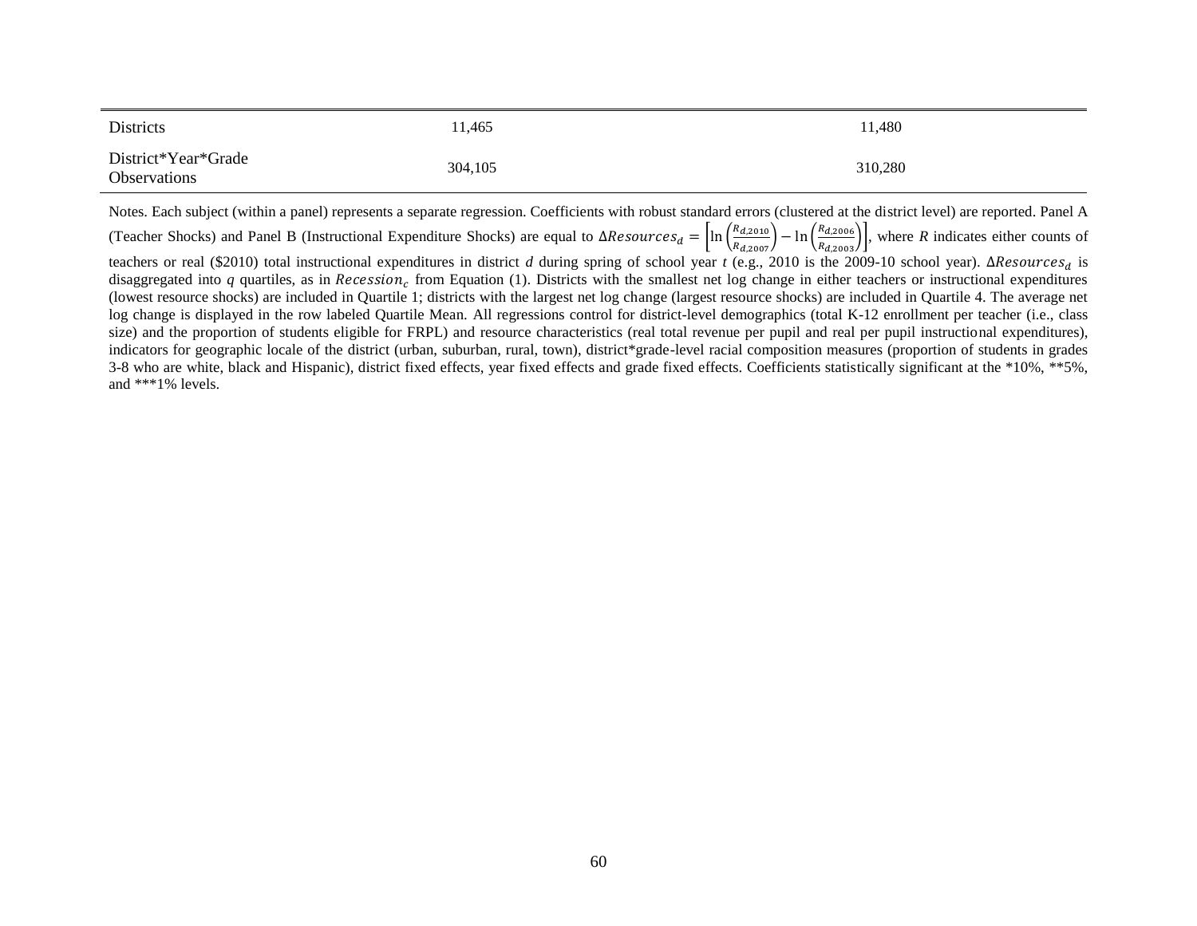| | | |
|---|---|---|
| Districts | 11,465 | 11,480 |
| District*Year*Grade Observations | 304,105 | 310,280 |

Notes. Each subject (within a panel) represents a separate regression. Coefficients with robust standard errors (clustered at the district level) are reported. Panel A (Teacher Shocks) and Panel B (Instructional Expenditure Shocks) are equal to $\Delta Resources_d = \left[\ln\left(\frac{R_{d,2010}}{R_{d,2007}}\right) - \ln\left(\frac{R_{d,2006}}{R_{d,2003}}\right)\right]$, where $R$ indicates either counts of teachers or real (\$2010) total instructional expenditures in district $d$ during spring of school year $t$ (e.g., 2010 is the 2009-10 school year). $\Delta Resources_d$ is disaggregated into $q$ quartiles, as in $Recession_c$ from Equation (1). Districts with the smallest net log change in either teachers or instructional expenditures (lowest resource shocks) are included in Quartile 1; districts with the largest net log change (largest resource shocks) are included in Quartile 4. The average net log change is displayed in the row labeled Quartile Mean. All regressions control for district-level demographics (total K-12 enrollment per teacher (i.e., class size) and the proportion of students eligible for FRPL) and resource characteristics (real total revenue per pupil and real per pupil instructional expenditures), indicators for geographic locale of the district (urban, suburban, rural, town), district*grade-level racial composition measures (proportion of students in grades 3-8 who are white, black and Hispanic), district fixed effects, year fixed effects and grade fixed effects. Coefficients statistically significant at the *10%, **5%, and ***1% levels.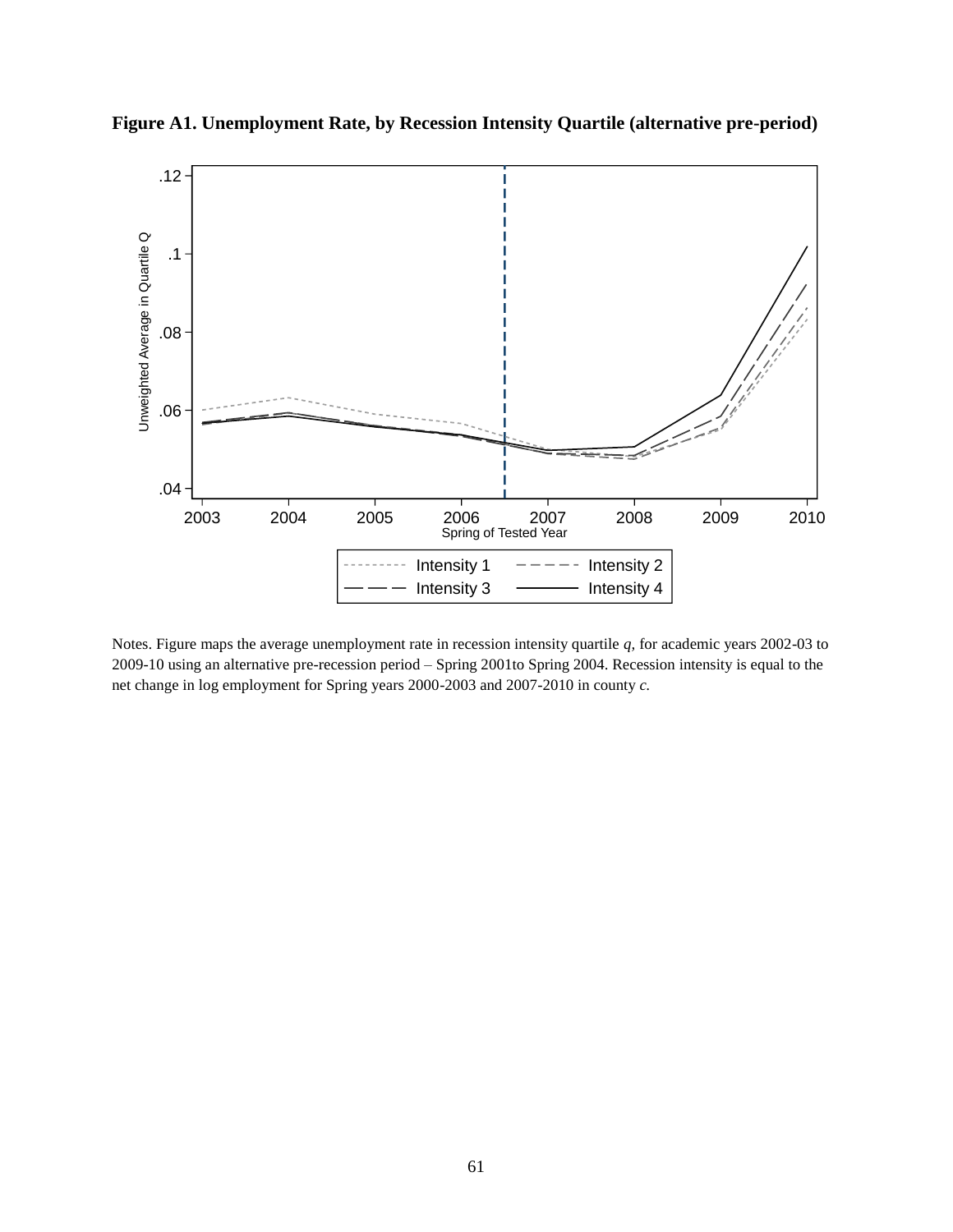**Figure A1. Unemployment Rate, by Recession Intensity Quartile (alternative pre-period)**

Notes. Figure maps the average unemployment rate in recession intensity quartile *q*, for academic years 2002-03 to 2009-10 using an alternative pre-recession period – Spring 2001to Spring 2004. Recession intensity is equal to the net change in log employment for Spring years 2000-2003 and 2007-2010 in county *c*.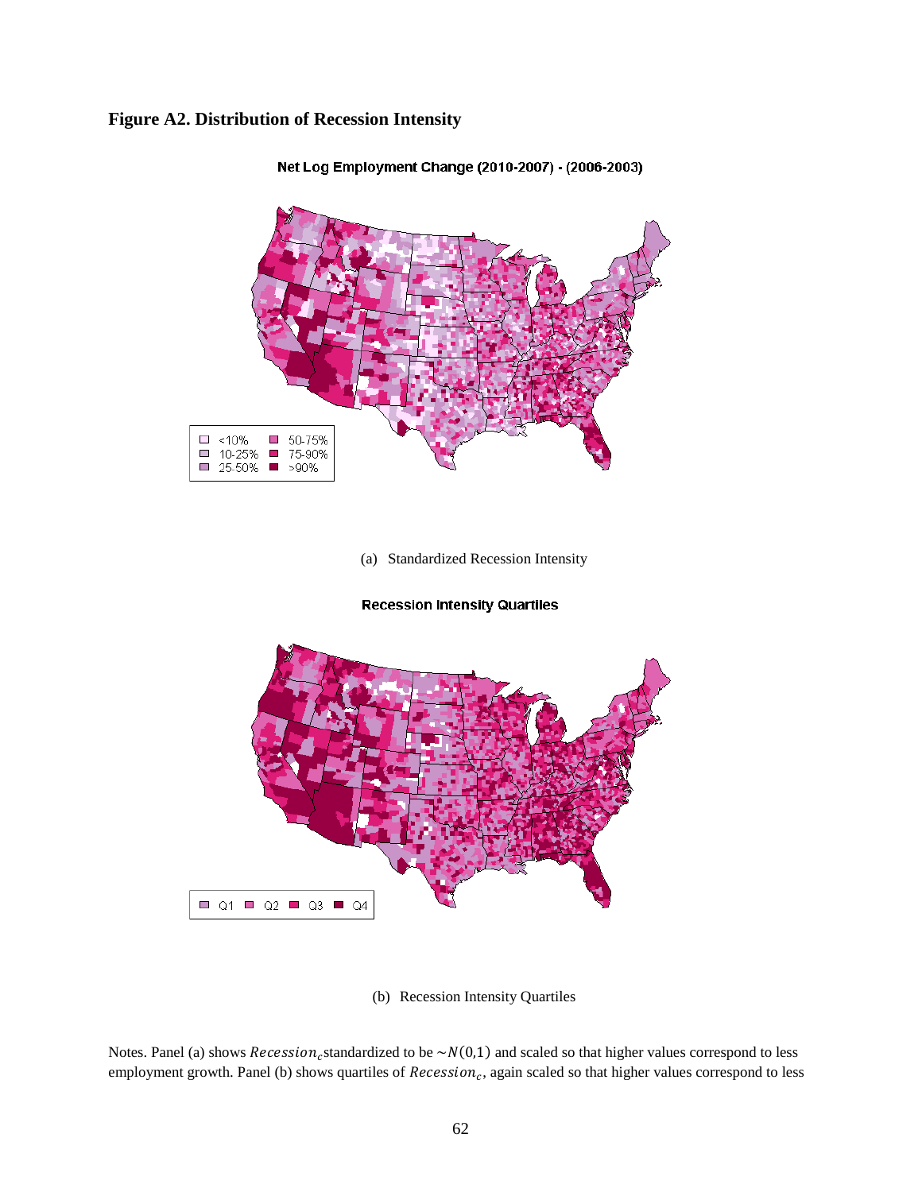**Figure A2. Distribution of Recession Intensity**

Net Log Employment Change (2010-2007) - (2006-2003)

<10% | 10-25% | 25-50% | 50-75% | 75-90% | >90%

(a) Standardized Recession Intensity

Recession Intensity Quartiles

Q1 | Q2 | Q3 | Q4

(b) Recession Intensity Quartiles

Notes. Panel (a) shows $Recession_c$ standardized to be $\sim N(0,1)$ and scaled so that higher values correspond to less employment growth. Panel (b) shows quartiles of $Recession_c$, again scaled so that higher values correspond to less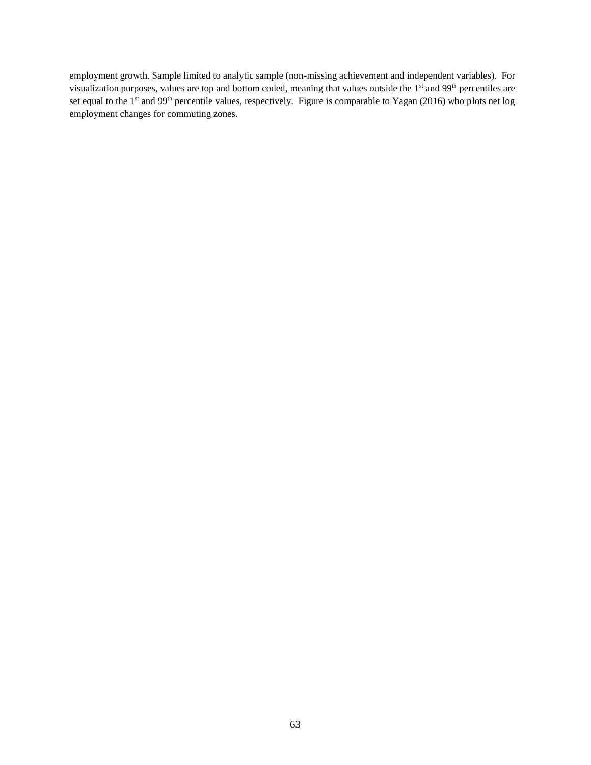employment growth. Sample limited to analytic sample (non-missing achievement and independent variables). For visualization purposes, values are top and bottom coded, meaning that values outside the 1st and 99th percentiles are set equal to the 1st and 99th percentile values, respectively. Figure is comparable to Yagan (2016) who plots net log employment changes for commuting zones.